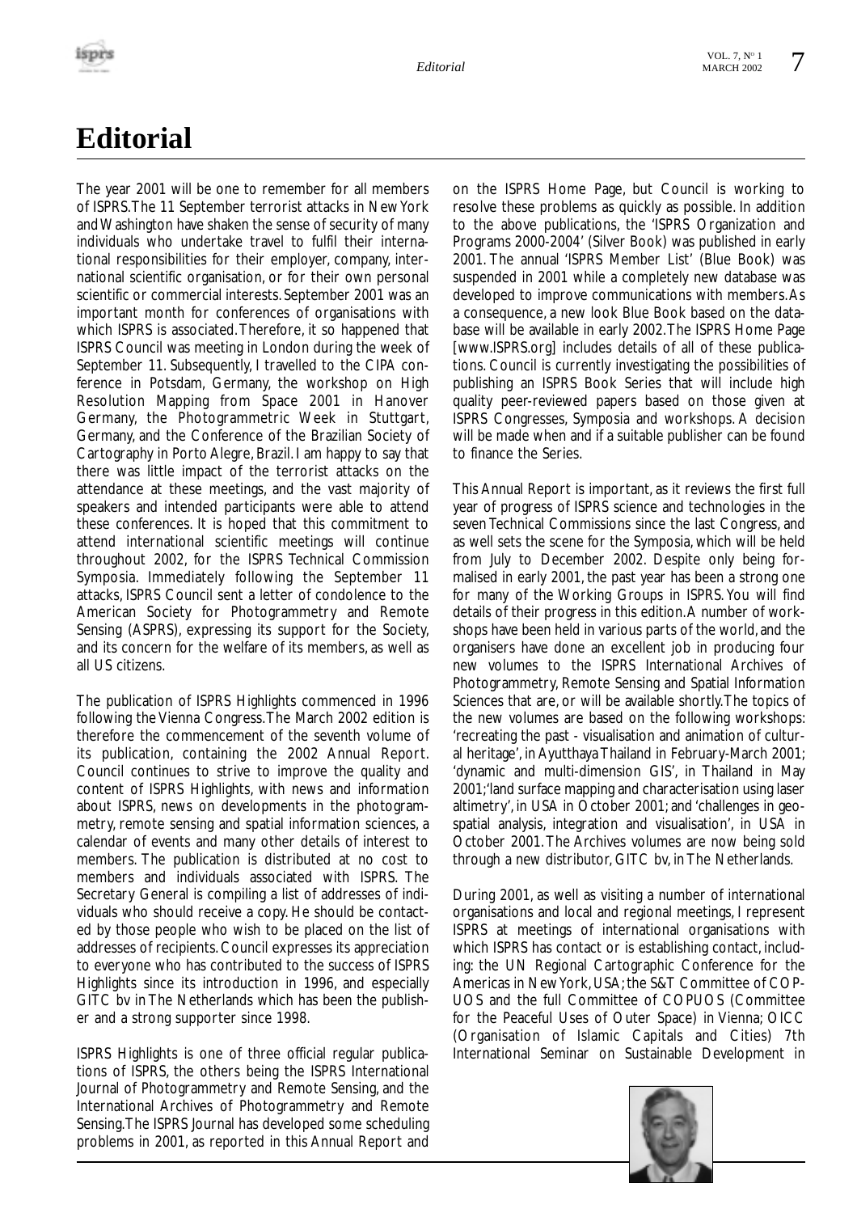# Editorial

The year 2001 will be one to remember for all members of ISPRS. The 11 September terrorist attacks in New York and Washington have shaken the sense of security of many individuals who undertake travel to fulfil their international responsibilities for their employer, company, international scientific organisation, or for their own personal scientific or commercial interests. September 2001 was an important month for conferences of organisations with which ISPRS is associated. Therefore, it so happened that ISPRS Council was meeting in London during the week of September 11. Subsequently, I travelled to the CIPA conference in Potsdam, Germany, the workshop on High Resolution Mapping from Space 2001 in Hanover Germany, the Photogrammetric Week in Stuttgart, Germany, and the Conference of the Brazilian Society of Cartography in Porto Alegre, Brazil. I am happy to say that there was little impact of the terrorist attacks on the attendance at these meetings, and the vast majority of speakers and intended participants were able to attend these conferences. It is hoped that this commitment to attend international scientific meetings will continue throughout 2002, for the ISPRS Technical Commission Symposia. Immediately following the September 11 attacks, ISPRS Council sent a letter of condolence to the American Society for Photogrammetry and Remote Sensing (ASPRS), expressing its support for the Society, and its concern for the welfare of its members, as well as all US citizens.

The publication of ISPRS Highlights commenced in 1996 following the Vienna Congress. The March 2002 edition is therefore the commencement of the seventh volume of its publication, containing the 2002 Annual Report. Council continues to strive to improve the quality and content of ISPRS Highlights, with news and information about ISPRS, news on developments in the photogrammetry, remote sensing and spatial information sciences, a calendar of events and many other details of interest to members. The publication is distributed at no cost to members and individuals associated with ISPRS. The Secretary General is compiling a list of addresses of individuals who should receive a copy. He should be contacted by those people who wish to be placed on the list of addresses of recipients. Council expresses its appreciation to everyone who has contributed to the success of ISPRS Highlights since its introduction in 1996, and especially GITC bv in The Netherlands which has been the publisher and a strong supporter since 1998.

ISPRS Highlights is one of three official regular publications of ISPRS, the others being the ISPRS International Journal of Photogrammetry and Remote Sensing, and the International Archives of Photogrammetry and Remote Sensing. The ISPRS Journal has developed some scheduling problems in 2001, as reported in this Annual Report and on the ISPRS Home Page, but Council is working to resolve these problems as quickly as possible. In addition to the above publications, the 'ISPRS Organization and Programs 2000-2004' (Silver Book) was published in early 2001. The annual 'ISPRS Member List' (Blue Book) was suspended in 2001 while a completely new database was developed to improve communications with members. As a consequence, a new look Blue Book based on the database will be available in early 2002. The ISPRS Home Page [www.ISPRS.org] includes details of all of these publications. Council is currently investigating the possibilities of publishing an ISPRS Book Series that will include high quality peer-reviewed papers based on those given at ISPRS Congresses, Symposia and workshops. A decision will be made when and if a suitable publisher can be found to finance the Series.

This Annual Report is important, as it reviews the first full year of progress of ISPRS science and technologies in the seven Technical Commissions since the last Congress, and as well sets the scene for the Symposia, which will be held from July to December 2002. Despite only being formalised in early 2001, the past year has been a strong one for many of the Working Groups in ISPRS. You will find details of their progress in this edition. A number of workshops have been held in various parts of the world, and the organisers have done an excellent job in producing four new volumes to the ISPRS International Archives of Photogrammetry, Remote Sensing and Spatial Information Sciences that are, or will be available shortly. The topics of the new volumes are based on the following workshops: 'recreating the past - visualisation and animation of cultural heritage', in Ayutthaya Thailand in February-March 2001; 'dynamic and multi-dimension GIS', in Thailand in May 2001; 'land surface mapping and characterisation using laser altimetry', in USA in October 2001; and 'challenges in geospatial analysis, integration and visualisation', in USA in October 2001. The Archives volumes are now being sold through a new distributor, GITC bv, in The Netherlands.

During 2001, as well as visiting a number of international organisations and local and regional meetings, I represent ISPRS at meetings of international organisations with which ISPRS has contact or is establishing contact, including: the UN Regional Cartographic Conference for the Americas in New York, USA; the S&T Committee of COPUOS and the full Committee of COPUOS (Committee for the Peaceful Uses of Outer Space) in Vienna; OICC (Organisation of Islamic Capitals and Cities) 7th International Seminar on Sustainable Development in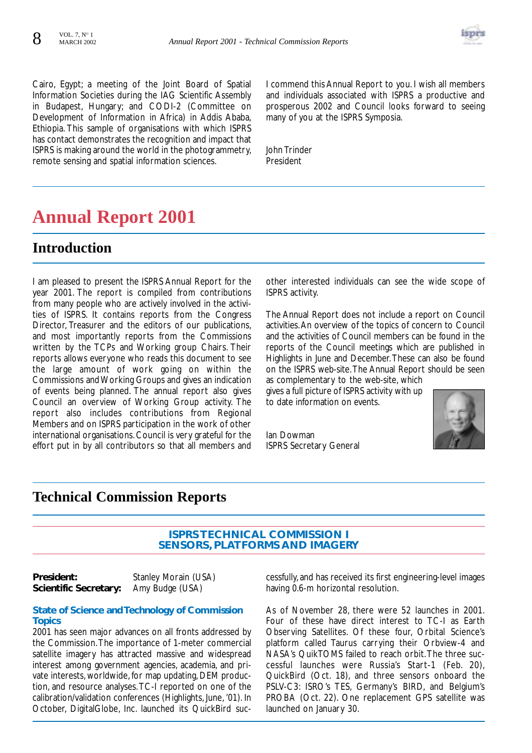Cairo, Egypt; a meeting of the Joint Board of Spatial Information Societies during the IAG Scientific Assembly in Budapest, Hungary; and CODI-2 (Committee on Development of Information in Africa) in Addis Ababa, Ethiopia. This sample of organisations with which ISPRS has contact demonstrates the recognition and impact that ISPRS is making around the world in the photogrammetry, remote sensing and spatial information sciences.

I commend this Annual Report to you. I wish all members and individuals associated with ISPRS a productive and prosperous 2002 and Council looks forward to seeing many of you at the ISPRS Symposia.

John Trinder
President

# Annual Report 2001

## Introduction

I am pleased to present the ISPRS Annual Report for the year 2001. The report is compiled from contributions from many people who are actively involved in the activities of ISPRS. It contains reports from the Congress Director, Treasurer and the editors of our publications, and most importantly reports from the Commissions written by the TCPs and Working group Chairs. Their reports allows everyone who reads this document to see the large amount of work going on within the Commissions and Working Groups and gives an indication of events being planned. The annual report also gives Council an overview of Working Group activity. The report also includes contributions from Regional Members and on ISPRS participation in the work of other international organisations. Council is very grateful for the effort put in by all contributors so that all members and other interested individuals can see the wide scope of ISPRS activity.

The Annual Report does not include a report on Council activities. An overview of the topics of concern to Council and the activities of Council members can be found in the reports of the Council meetings which are published in Highlights in June and December. These can also be found on the ISPRS web-site. The Annual Report should be seen as complementary to the web-site, which gives a full picture of ISPRS activity with up to date information on events.

Ian Dowman
ISPRS Secretary General

## Technical Commission Reports

### ISPRS TECHNICAL COMMISSION I
### SENSORS, PLATFORMS AND IMAGERY

**President:** Stanley Morain (USA)
**Scientific Secretary:** Amy Budge (USA)

#### State of Science and Technology of Commission Topics

2001 has seen major advances on all fronts addressed by the Commission. The importance of 1-meter commercial satellite imagery has attracted massive and widespread interest among government agencies, academia, and private interests, worldwide, for map updating, DEM production, and resource analyses. TC-I reported on one of the calibration/validation conferences (Highlights, June, '01). In October, DigitalGlobe, Inc. launched its QuickBird successfully, and has received its first engineering-level images having 0.6-m horizontal resolution.

As of November 28, there were 52 launches in 2001. Four of these have direct interest to TC-I as Earth Observing Satellites. Of these four, Orbital Science's platform called Taurus carrying their Orbview-4 and NASA's QuikTOMS failed to reach orbit. The three successful launches were Russia's Start-1 (Feb. 20), QuickBird (Oct. 18), and three sensors onboard the PSLV-C3: ISRO's TES, Germany's BIRD, and Belgium's PROBA (Oct. 22). One replacement GPS satellite was launched on January 30.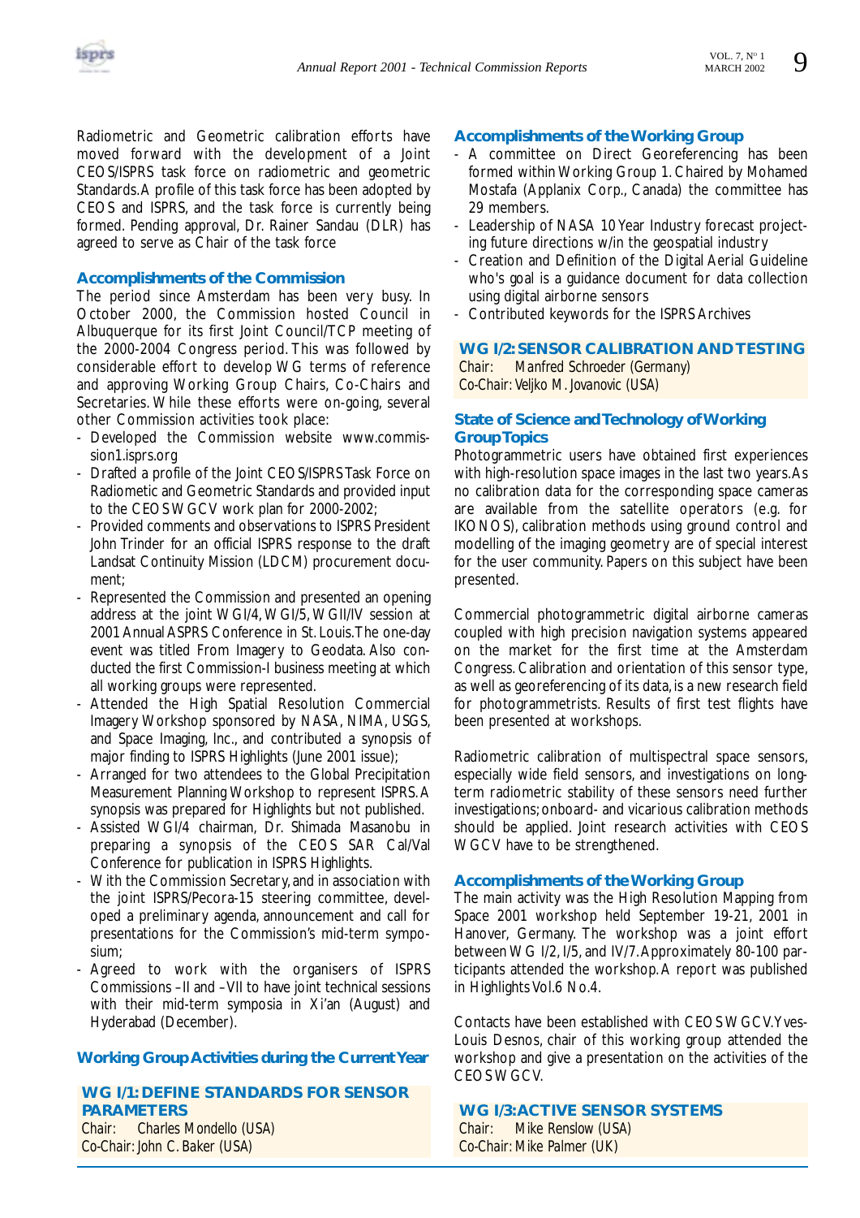Radiometric and Geometric calibration efforts have moved forward with the development of a Joint CEOS/ISPRS task force on radiometric and geometric Standards. A profile of this task force has been adopted by CEOS and ISPRS, and the task force is currently being formed. Pending approval, Dr. Rainer Sandau (DLR) has agreed to serve as Chair of the task force

### Accomplishments of the Commission

The period since Amsterdam has been very busy. In October 2000, the Commission hosted Council in Albuquerque for its first Joint Council/TCP meeting of the 2000-2004 Congress period. This was followed by considerable effort to develop WG terms of reference and approving Working Group Chairs, Co-Chairs and Secretaries. While these efforts were on-going, several other Commission activities took place:

- Developed the Commission website www.commission1.isprs.org
- Drafted a profile of the Joint CEOS/ISPRS Task Force on Radiometic and Geometric Standards and provided input to the CEOS WGCV work plan for 2000-2002;
- Provided comments and observations to ISPRS President John Trinder for an official ISPRS response to the draft Landsat Continuity Mission (LDCM) procurement document;
- Represented the Commission and presented an opening address at the joint WGI/4, WGI/5, WGII/IV session at 2001 Annual ASPRS Conference in St. Louis. The one-day event was titled From Imagery to Geodata. Also conducted the first Commission-I business meeting at which all working groups were represented.
- Attended the High Spatial Resolution Commercial Imagery Workshop sponsored by NASA, NIMA, USGS, and Space Imaging, Inc., and contributed a synopsis of major finding to ISPRS Highlights (June 2001 issue);
- Arranged for two attendees to the Global Precipitation Measurement Planning Workshop to represent ISPRS. A synopsis was prepared for Highlights but not published.
- Assisted WGI/4 chairman, Dr. Shimada Masanobu in preparing a synopsis of the CEOS SAR Cal/Val Conference for publication in ISPRS Highlights.
- With the Commission Secretary, and in association with the joint ISPRS/Pecora-15 steering committee, developed a preliminary agenda, announcement and call for presentations for the Commission's mid-term symposium;
- Agreed to work with the organisers of ISPRS Commissions –II and –VII to have joint technical sessions with their mid-term symposia in Xi'an (August) and Hyderabad (December).

### Working Group Activities during the Current Year

## WG I/1: DEFINE STANDARDS FOR SENSOR PARAMETERS

*Chair: Charles Mondello (USA)*
*Co-Chair: John C. Baker (USA)*

### Accomplishments of the Working Group

- A committee on Direct Georeferencing has been formed within Working Group 1. Chaired by Mohamed Mostafa (Applanix Corp., Canada) the committee has 29 members.
- Leadership of NASA 10 Year Industry forecast projecting future directions w/in the geospatial industry
- Creation and Definition of the Digital Aerial Guideline who's goal is a guidance document for data collection using digital airborne sensors
- Contributed keywords for the ISPRS Archives

## WG I/2: SENSOR CALIBRATION AND TESTING

*Chair: Manfred Schroeder (Germany)*
*Co-Chair: Veljko M. Jovanovic (USA)*

### State of Science and Technology of Working Group Topics

Photogrammetric users have obtained first experiences with high-resolution space images in the last two years. As no calibration data for the corresponding space cameras are available from the satellite operators (e.g. for IKONOS), calibration methods using ground control and modelling of the imaging geometry are of special interest for the user community. Papers on this subject have been presented.

Commercial photogrammetric digital airborne cameras coupled with high precision navigation systems appeared on the market for the first time at the Amsterdam Congress. Calibration and orientation of this sensor type, as well as georeferencing of its data, is a new research field for photogrammetrists. Results of first test flights have been presented at workshops.

Radiometric calibration of multispectral space sensors, especially wide field sensors, and investigations on long-term radiometric stability of these sensors need further investigations; onboard- and vicarious calibration methods should be applied. Joint research activities with CEOS WGCV have to be strengthened.

### Accomplishments of the Working Group

The main activity was the High Resolution Mapping from Space 2001 workshop held September 19-21, 2001 in Hanover, Germany. The workshop was a joint effort between WG I/2, I/5, and IV/7. Approximately 80-100 participants attended the workshop. A report was published in Highlights Vol.6 No.4.

Contacts have been established with CEOS WGCV. Yves-Louis Desnos, chair of this working group attended the workshop and give a presentation on the activities of the CEOS WGCV.

## WG I/3: ACTIVE SENSOR SYSTEMS

*Chair: Mike Renslow (USA)*
*Co-Chair: Mike Palmer (UK)*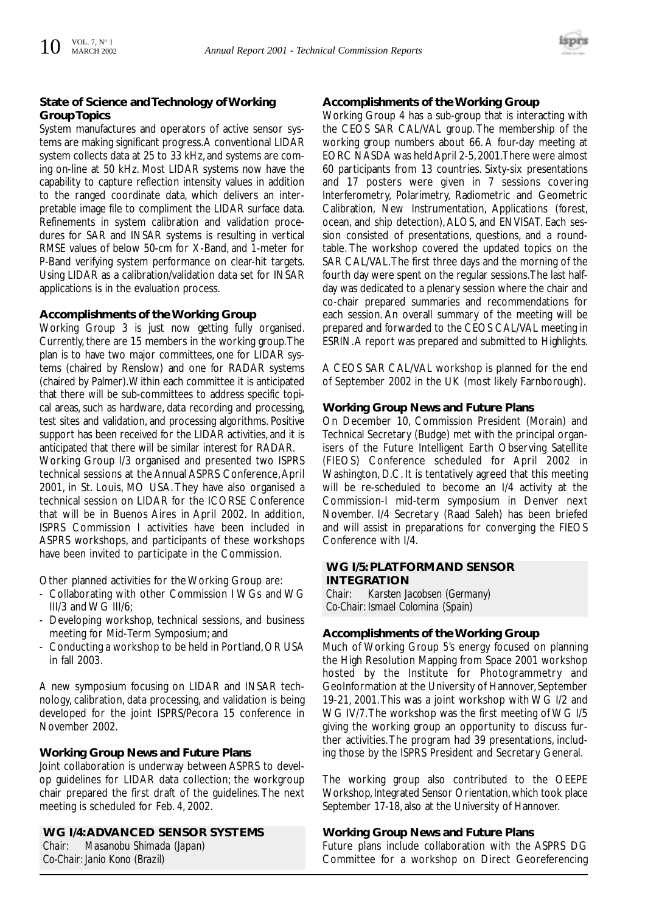### State of Science and Technology of Working Group Topics

System manufactures and operators of active sensor systems are making significant progress. A conventional LIDAR system collects data at 25 to 33 kHz, and systems are coming on-line at 50 kHz. Most LIDAR systems now have the capability to capture reflection intensity values in addition to the ranged coordinate data, which delivers an interpretable image file to compliment the LIDAR surface data. Refinements in system calibration and validation procedures for SAR and INSAR systems is resulting in vertical RMSE values of below 50-cm for X-Band, and 1-meter for P-Band verifying system performance on clear-hit targets. Using LIDAR as a calibration/validation data set for INSAR applications is in the evaluation process.

### Accomplishments of the Working Group

Working Group 3 is just now getting fully organised. Currently, there are 15 members in the working group. The plan is to have two major committees, one for LIDAR systems (chaired by Renslow) and one for RADAR systems (chaired by Palmer). Within each committee it is anticipated that there will be sub-committees to address specific topical areas, such as hardware, data recording and processing, test sites and validation, and processing algorithms. Positive support has been received for the LIDAR activities, and it is anticipated that there will be similar interest for RADAR.

Working Group I/3 organised and presented two ISPRS technical sessions at the Annual ASPRS Conference, April 2001, in St. Louis, MO USA. They have also organised a technical session on LIDAR for the ICORSE Conference that will be in Buenos Aires in April 2002. In addition, ISPRS Commission I activities have been included in ASPRS workshops, and participants of these workshops have been invited to participate in the Commission.

Other planned activities for the Working Group are:

- Collaborating with other Commission I WGs and WG III/3 and WG III/6;
- Developing workshop, technical sessions, and business meeting for Mid-Term Symposium; and
- Conducting a workshop to be held in Portland, OR USA in fall 2003.

A new symposium focusing on LIDAR and INSAR technology, calibration, data processing, and validation is being developed for the joint ISPRS/Pecora 15 conference in November 2002.

### Working Group News and Future Plans

Joint collaboration is underway between ASPRS to develop guidelines for LIDAR data collection; the workgroup chair prepared the first draft of the guidelines. The next meeting is scheduled for Feb. 4, 2002.

## WG I/4: ADVANCED SENSOR SYSTEMS

Chair: Masanobu Shimada (Japan)
Co-Chair: Janio Kono (Brazil)

### Accomplishments of the Working Group

Working Group 4 has a sub-group that is interacting with the CEOS SAR CAL/VAL group. The membership of the working group numbers about 66. A four-day meeting at EORC NASDA was held April 2-5, 2001. There were almost 60 participants from 13 countries. Sixty-six presentations and 17 posters were given in 7 sessions covering Interferometry, Polarimetry, Radiometric and Geometric Calibration, New Instrumentation, Applications (forest, ocean, and ship detection), ALOS, and ENVISAT. Each session consisted of presentations, questions, and a roundtable. The workshop covered the updated topics on the SAR CAL/VAL. The first three days and the morning of the fourth day were spent on the regular sessions. The last half-day was dedicated to a plenary session where the chair and co-chair prepared summaries and recommendations for each session. An overall summary of the meeting will be prepared and forwarded to the CEOS CAL/VAL meeting in ESRIN. A report was prepared and submitted to Highlights.

A CEOS SAR CAL/VAL workshop is planned for the end of September 2002 in the UK (most likely Farnborough).

### Working Group News and Future Plans

On December 10, Commission President (Morain) and Technical Secretary (Budge) met with the principal organisers of the Future Intelligent Earth Observing Satellite (FIEOS) Conference scheduled for April 2002 in Washington, D.C. It is tentatively agreed that this meeting will be re-scheduled to become an I/4 activity at the Commission-I mid-term symposium in Denver next November. I/4 Secretary (Raad Saleh) has been briefed and will assist in preparations for converging the FIEOS Conference with I/4.

## WG I/5: PLATFORM AND SENSOR INTEGRATION

Chair: Karsten Jacobsen (Germany)
Co-Chair: Ismael Colomina (Spain)

### Accomplishments of the Working Group

Much of Working Group 5's energy focused on planning the High Resolution Mapping from Space 2001 workshop hosted by the Institute for Photogrammetry and GeoInformation at the University of Hannover, September 19-21, 2001. This was a joint workshop with WG I/2 and WG IV/7. The workshop was the first meeting of WG I/5 giving the working group an opportunity to discuss further activities. The program had 39 presentations, including those by the ISPRS President and Secretary General.

The working group also contributed to the OEEPE Workshop, Integrated Sensor Orientation, which took place September 17-18, also at the University of Hannover.

### Working Group News and Future Plans

Future plans include collaboration with the ASPRS DG Committee for a workshop on Direct Georeferencing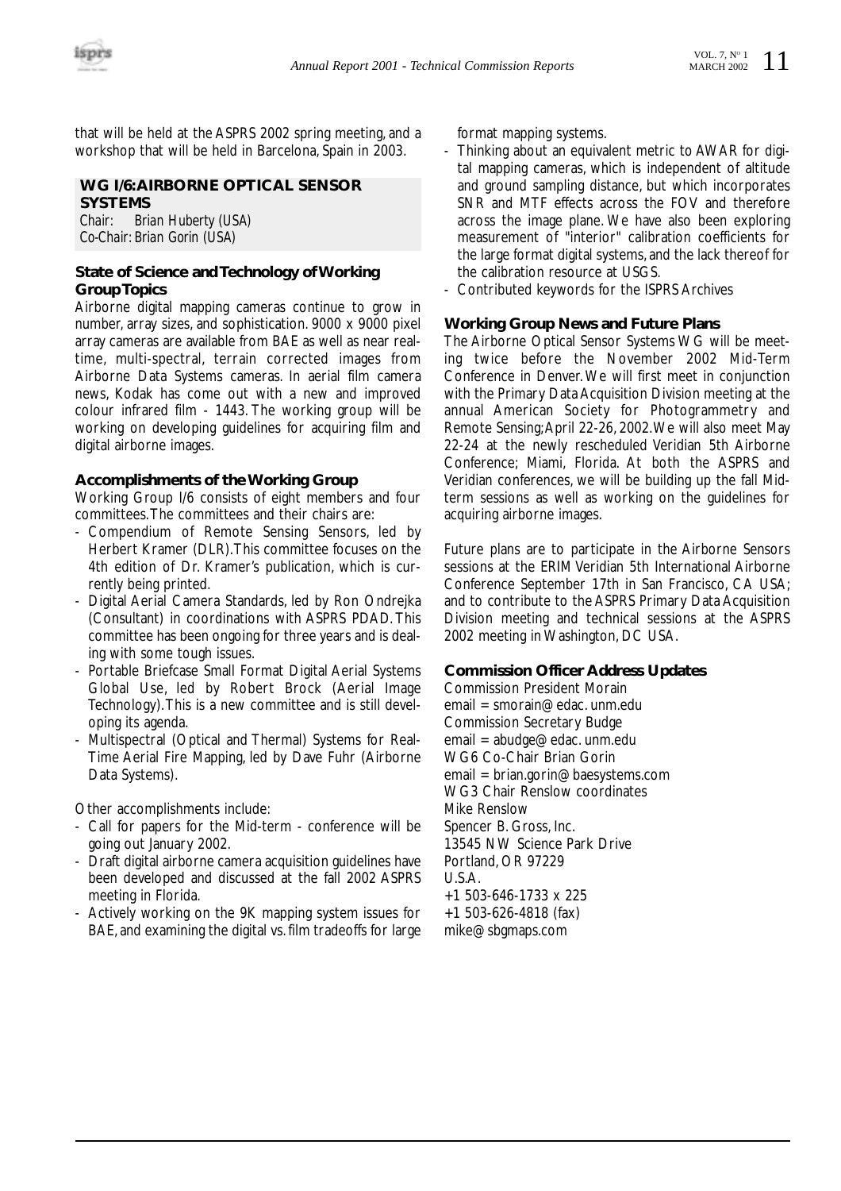that will be held at the ASPRS 2002 spring meeting, and a workshop that will be held in Barcelona, Spain in 2003.

## WG I/6: AIRBORNE OPTICAL SENSOR SYSTEMS

*Chair: Brian Huberty (USA)*
*Co-Chair: Brian Gorin (USA)*

### State of Science and Technology of Working Group Topics

Airborne digital mapping cameras continue to grow in number, array sizes, and sophistication. 9000 x 9000 pixel array cameras are available from BAE as well as near real-time, multi-spectral, terrain corrected images from Airborne Data Systems cameras. In aerial film camera news, Kodak has come out with a new and improved colour infrared film - 1443. The working group will be working on developing guidelines for acquiring film and digital airborne images.

### Accomplishments of the Working Group

Working Group I/6 consists of eight members and four committees. The committees and their chairs are:

- Compendium of Remote Sensing Sensors, led by Herbert Kramer (DLR). This committee focuses on the 4th edition of Dr. Kramer's publication, which is currently being printed.
- Digital Aerial Camera Standards, led by Ron Ondrejka (Consultant) in coordinations with ASPRS PDAD. This committee has been ongoing for three years and is dealing with some tough issues.
- Portable Briefcase Small Format Digital Aerial Systems Global Use, led by Robert Brock (Aerial Image Technology). This is a new committee and is still developing its agenda.
- Multispectral (Optical and Thermal) Systems for Real-Time Aerial Fire Mapping, led by Dave Fuhr (Airborne Data Systems).

Other accomplishments include:

- Call for papers for the Mid-term - conference will be going out January 2002.
- Draft digital airborne camera acquisition guidelines have been developed and discussed at the fall 2002 ASPRS meeting in Florida.
- Actively working on the 9K mapping system issues for BAE, and examining the digital vs. film tradeoffs for large format mapping systems.
- Thinking about an equivalent metric to AWAR for digital mapping cameras, which is independent of altitude and ground sampling distance, but which incorporates SNR and MTF effects across the FOV and therefore across the image plane. We have also been exploring measurement of "interior" calibration coefficients for the large format digital systems, and the lack thereof for the calibration resource at USGS.
- Contributed keywords for the ISPRS Archives

### Working Group News and Future Plans

The Airborne Optical Sensor Systems WG will be meeting twice before the November 2002 Mid-Term Conference in Denver. We will first meet in conjunction with the Primary Data Acquisition Division meeting at the annual American Society for Photogrammetry and Remote Sensing; April 22-26, 2002. We will also meet May 22-24 at the newly rescheduled Veridian 5th Airborne Conference; Miami, Florida. At both the ASPRS and Veridian conferences, we will be building up the fall Mid-term sessions as well as working on the guidelines for acquiring airborne images.

Future plans are to participate in the Airborne Sensors sessions at the ERIM Veridian 5th International Airborne Conference September 17th in San Francisco, CA USA; and to contribute to the ASPRS Primary Data Acquisition Division meeting and technical sessions at the ASPRS 2002 meeting in Washington, DC USA.

### Commission Officer Address Updates

Commission President Morain
email = smorain@edac.unm.edu
Commission Secretary Budge
email = abudge@edac.unm.edu
WG6 Co-Chair Brian Gorin
email = brian.gorin@baesystems.com
WG3 Chair Renslow coordinates
Mike Renslow
Spencer B. Gross, Inc.
13545 NW Science Park Drive
Portland, OR 97229
U.S.A.
+1 503-646-1733 x 225
+1 503-626-4818 (fax)
mike@sbgmaps.com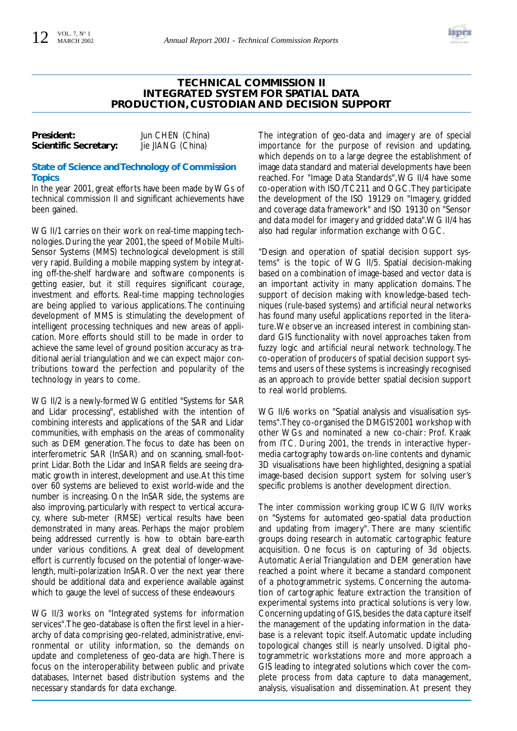# TECHNICAL COMMISSION II
# INTEGRATED SYSTEM FOR SPATIAL DATA PRODUCTION, CUSTODIAN AND DECISION SUPPORT

**President:** Jun CHEN (China)
**Scientific Secretary:** Jie JIANG (China)

## State of Science and Technology of Commission Topics

In the year 2001, great efforts have been made by WGs of technical commission II and significant achievements have been gained.

WG II/1 carries on their work on real-time mapping technologies. During the year 2001, the speed of Mobile Multi-Sensor Systems (MMS) technological development is still very rapid. Building a mobile mapping system by integrating off-the-shelf hardware and software components is getting easier, but it still requires significant courage, investment and efforts. Real-time mapping technologies are being applied to various applications. The continuing development of MMS is stimulating the development of intelligent processing techniques and new areas of application. More efforts should still to be made in order to achieve the same level of ground position accuracy as traditional aerial triangulation and we can expect major contributions toward the perfection and popularity of the technology in years to come.

WG II/2 is a newly-formed WG entitled "Systems for SAR and Lidar processing", established with the intention of combining interests and applications of the SAR and Lidar communities, with emphasis on the areas of commonality such as DEM generation. The focus to date has been on interferometric SAR (InSAR) and on scanning, small-footprint Lidar. Both the Lidar and InSAR fields are seeing dramatic growth in interest, development and use. At this time over 60 systems are believed to exist world-wide and the number is increasing. On the InSAR side, the systems are also improving, particularly with respect to vertical accuracy, where sub-meter (RMSE) vertical results have been demonstrated in many areas. Perhaps the major problem being addressed currently is how to obtain bare-earth under various conditions. A great deal of development effort is currently focused on the potential of longer-wavelength, multi-polarization InSAR. Over the next year there should be additional data and experience available against which to gauge the level of success of these endeavours

WG II/3 works on "Integrated systems for information services". The geo-database is often the first level in a hierarchy of data comprising geo-related, administrative, environmental or utility information, so the demands on update and completeness of geo-data are high. There is focus on the interoperability between public and private databases, Internet based distribution systems and the necessary standards for data exchange.

The integration of geo-data and imagery are of special importance for the purpose of revision and updating, which depends on to a large degree the establishment of image data standard and material developments have been reached. For "Image Data Standards", WG II/4 have some co-operation with ISO/TC211 and OGC. They participate the development of the ISO 19129 on "Imagery, gridded and coverage data framework" and ISO 19130 on "Sensor and data model for imagery and gridded data". WG II/4 has also had regular information exchange with OGC.

"Design and operation of spatial decision support systems" is the topic of WG II/5. Spatial decision-making based on a combination of image-based and vector data is an important activity in many application domains. The support of decision making with knowledge-based techniques (rule-based systems) and artificial neural networks has found many useful applications reported in the literature. We observe an increased interest in combining standard GIS functionality with novel approaches taken from fuzzy logic and artificial neural network technology. The co-operation of producers of spatial decision support systems and users of these systems is increasingly recognised as an approach to provide better spatial decision support to real world problems.

WG II/6 works on "Spatial analysis and visualisation systems". They co-organised the DMGIS'2001 workshop with other WGs and nominated a new co-chair: Prof. Kraak from ITC. During 2001, the trends in interactive hypermedia cartography towards on-line contents and dynamic 3D visualisations have been highlighted, designing a spatial image-based decision support system for solving user's specific problems is another development direction.

The inter commission working group ICWG II/IV works on "Systems for automated geo-spatial data production and updating from imagery". There are many scientific groups doing research in automatic cartographic feature acquisition. One focus is on capturing of 3d objects. Automatic Aerial Triangulation and DEM generation have reached a point where it became a standard component of a photogrammetric systems. Concerning the automation of cartographic feature extraction the transition of experimental systems into practical solutions is very low. Concerning updating of GIS, besides the data capture itself the management of the updating information in the database is a relevant topic itself. Automatic update including topological changes still is nearly unsolved. Digital photogrammetric workstations more and more approach a GIS leading to integrated solutions which cover the complete process from data capture to data management, analysis, visualisation and dissemination. At present they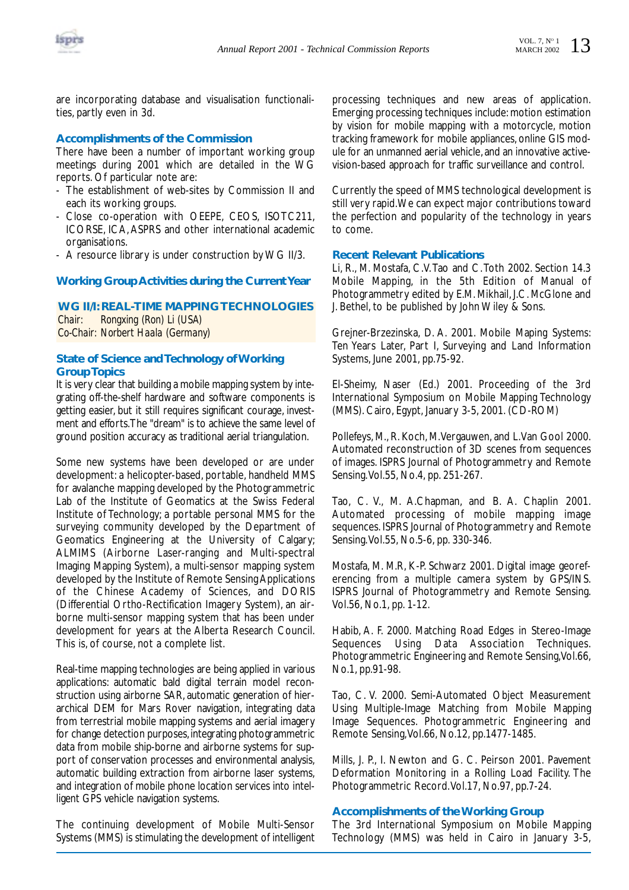are incorporating database and visualisation functionalities, partly even in 3d.

### Accomplishments of the Commission

There have been a number of important working group meetings during 2001 which are detailed in the WG reports. Of particular note are:

- The establishment of web-sites by Commission II and each its working groups.
- Close co-operation with OEEPE, CEOS, ISOTC211, ICORSE, ICA, ASPRS and other international academic organisations.
- A resource library is under construction by WG II/3.

### Working Group Activities during the Current Year

## WG II/I: REAL-TIME MAPPING TECHNOLOGIES

*Chair: Rongxing (Ron) Li (USA)*
*Co-Chair: Norbert Haala (Germany)*

### State of Science and Technology of Working Group Topics

It is very clear that building a mobile mapping system by integrating off-the-shelf hardware and software components is getting easier, but it still requires significant courage, investment and efforts. The "dream" is to achieve the same level of ground position accuracy as traditional aerial triangulation.

Some new systems have been developed or are under development: a helicopter-based, portable, handheld MMS for avalanche mapping developed by the Photogrammetric Lab of the Institute of Geomatics at the Swiss Federal Institute of Technology; a portable personal MMS for the surveying community developed by the Department of Geomatics Engineering at the University of Calgary; ALMIMS (Airborne Laser-ranging and Multi-spectral Imaging Mapping System), a multi-sensor mapping system developed by the Institute of Remote Sensing Applications of the Chinese Academy of Sciences, and DORIS (Differential Ortho-Rectification Imagery System), an airborne multi-sensor mapping system that has been under development for years at the Alberta Research Council. This is, of course, not a complete list.

Real-time mapping technologies are being applied in various applications: automatic bald digital terrain model reconstruction using airborne SAR, automatic generation of hierarchical DEM for Mars Rover navigation, integrating data from terrestrial mobile mapping systems and aerial imagery for change detection purposes, integrating photogrammetric data from mobile ship-borne and airborne systems for support of conservation processes and environmental analysis, automatic building extraction from airborne laser systems, and integration of mobile phone location services into intelligent GPS vehicle navigation systems.

The continuing development of Mobile Multi-Sensor Systems (MMS) is stimulating the development of intelligent processing techniques and new areas of application. Emerging processing techniques include: motion estimation by vision for mobile mapping with a motorcycle, motion tracking framework for mobile appliances, online GIS module for an unmanned aerial vehicle, and an innovative active-vision-based approach for traffic surveillance and control.

Currently the speed of MMS technological development is still very rapid. We can expect major contributions toward the perfection and popularity of the technology in years to come.

### Recent Relevant Publications

Li, R., M. Mostafa, C.V. Tao and C. Toth 2002. Section 14.3 Mobile Mapping, in the 5th Edition of Manual of Photogrammetry edited by E.M. Mikhail, J.C. McGlone and J. Bethel, to be published by John Wiley & Sons.

Grejner-Brzezinska, D. A. 2001. Mobile Maping Systems: Ten Years Later, Part I, Surveying and Land Information Systems, June 2001, pp.75-92.

El-Sheimy, Naser (Ed.) 2001. Proceeding of the 3rd International Symposium on Mobile Mapping Technology (MMS). Cairo, Egypt, January 3-5, 2001. (CD-ROM)

Pollefeys, M., R. Koch, M. Vergauwen, and L. Van Gool 2000. Automated reconstruction of 3D scenes from sequences of images. ISPRS Journal of Photogrammetry and Remote Sensing. Vol.55, No.4, pp. 251-267.

Tao, C. V., M. A.Chapman, and B. A. Chaplin 2001. Automated processing of mobile mapping image sequences. ISPRS Journal of Photogrammetry and Remote Sensing. Vol.55, No.5-6, pp. 330-346.

Mostafa, M. M.R, K-P. Schwarz 2001. Digital image georeferencing from a multiple camera system by GPS/INS. ISPRS Journal of Photogrammetry and Remote Sensing. Vol.56, No.1, pp. 1-12.

Habib, A. F. 2000. Matching Road Edges in Stereo-Image Sequences Using Data Association Techniques. Photogrammetric Engineering and Remote Sensing, Vol.66, No.1, pp.91-98.

Tao, C. V. 2000. Semi-Automated Object Measurement Using Multiple-Image Matching from Mobile Mapping Image Sequences. Photogrammetric Engineering and Remote Sensing, Vol.66, No.12, pp.1477-1485.

Mills, J. P., I. Newton and G. C. Peirson 2001. Pavement Deformation Monitoring in a Rolling Load Facility. The Photogrammetric Record. Vol.17, No.97, pp.7-24.

### Accomplishments of the Working Group

The 3rd International Symposium on Mobile Mapping Technology (MMS) was held in Cairo in January 3-5,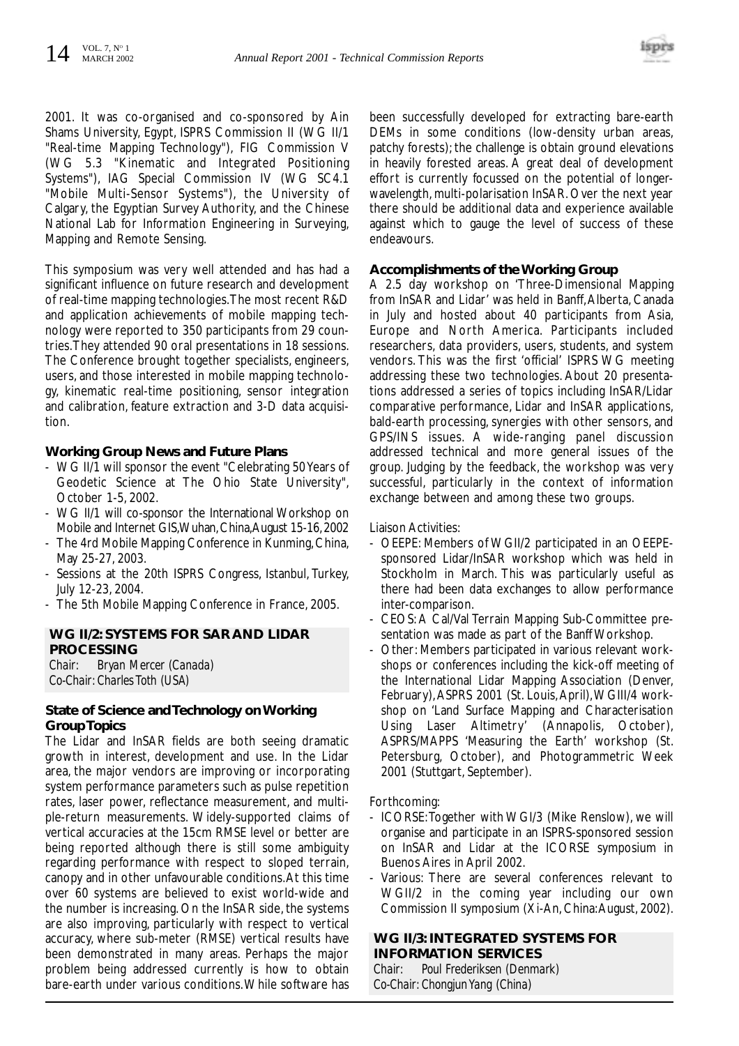2001. It was co-organised and co-sponsored by Ain Shams University, Egypt, ISPRS Commission II (WG II/1 "Real-time Mapping Technology"), FIG Commission V (WG 5.3 "Kinematic and Integrated Positioning Systems"), IAG Special Commission IV (WG SC4.1 "Mobile Multi-Sensor Systems"), the University of Calgary, the Egyptian Survey Authority, and the Chinese National Lab for Information Engineering in Surveying, Mapping and Remote Sensing.

This symposium was very well attended and has had a significant influence on future research and development of real-time mapping technologies. The most recent R&D and application achievements of mobile mapping technology were reported to 350 participants from 29 countries. They attended 90 oral presentations in 18 sessions. The Conference brought together specialists, engineers, users, and those interested in mobile mapping technology, kinematic real-time positioning, sensor integration and calibration, feature extraction and 3-D data acquisition.

### Working Group News and Future Plans

- WG II/1 will sponsor the event "Celebrating 50 Years of Geodetic Science at The Ohio State University", October 1-5, 2002.
- WG II/1 will co-sponsor the International Workshop on Mobile and Internet GIS, Wuhan, China, August 15-16, 2002
- The 4rd Mobile Mapping Conference in Kunming, China, May 25-27, 2003.
- Sessions at the 20th ISPRS Congress, Istanbul, Turkey, July 12-23, 2004.
- The 5th Mobile Mapping Conference in France, 2005.

## WG II/2: SYSTEMS FOR SAR AND LIDAR PROCESSING

*Chair: Bryan Mercer (Canada)*
*Co-Chair: Charles Toth (USA)*

### State of Science and Technology on Working Group Topics

The Lidar and InSAR fields are both seeing dramatic growth in interest, development and use. In the Lidar area, the major vendors are improving or incorporating system performance parameters such as pulse repetition rates, laser power, reflectance measurement, and multiple-return measurements. Widely-supported claims of vertical accuracies at the 15cm RMSE level or better are being reported although there is still some ambiguity regarding performance with respect to sloped terrain, canopy and in other unfavourable conditions. At this time over 60 systems are believed to exist world-wide and the number is increasing. On the InSAR side, the systems are also improving, particularly with respect to vertical accuracy, where sub-meter (RMSE) vertical results have been demonstrated in many areas. Perhaps the major problem being addressed currently is how to obtain bare-earth under various conditions. While software has been successfully developed for extracting bare-earth DEMs in some conditions (low-density urban areas, patchy forests); the challenge is obtain ground elevations in heavily forested areas. A great deal of development effort is currently focussed on the potential of longer-wavelength, multi-polarisation InSAR. Over the next year there should be additional data and experience available against which to gauge the level of success of these endeavours.

### Accomplishments of the Working Group

A 2.5 day workshop on 'Three-Dimensional Mapping from InSAR and Lidar' was held in Banff, Alberta, Canada in July and hosted about 40 participants from Asia, Europe and North America. Participants included researchers, data providers, users, students, and system vendors. This was the first 'official' ISPRS WG meeting addressing these two technologies. About 20 presentations addressed a series of topics including InSAR/Lidar comparative performance, Lidar and InSAR applications, bald-earth processing, synergies with other sensors, and GPS/INS issues. A wide-ranging panel discussion addressed technical and more general issues of the group. Judging by the feedback, the workshop was very successful, particularly in the context of information exchange between and among these two groups.

Liaison Activities:

- OEEPE: Members of WGII/2 participated in an OEEPE-sponsored Lidar/InSAR workshop which was held in Stockholm in March. This was particularly useful as there had been data exchanges to allow performance inter-comparison.
- CEOS: A Cal/Val Terrain Mapping Sub-Committee presentation was made as part of the Banff Workshop.
- Other: Members participated in various relevant workshops or conferences including the kick-off meeting of the International Lidar Mapping Association (Denver, February), ASPRS 2001 (St. Louis, April), WGIII/4 workshop on 'Land Surface Mapping and Characterisation Using Laser Altimetry' (Annapolis, October), ASPRS/MAPPS 'Measuring the Earth' workshop (St. Petersburg, October), and Photogrammetric Week 2001 (Stuttgart, September).

Forthcoming:

- ICORSE: Together with WGI/3 (Mike Renslow), we will organise and participate in an ISPRS-sponsored session on InSAR and Lidar at the ICORSE symposium in Buenos Aires in April 2002.
- Various: There are several conferences relevant to WGII/2 in the coming year including our own Commission II symposium (Xi-An, China: August, 2002).

## WG II/3: INTEGRATED SYSTEMS FOR INFORMATION SERVICES

*Chair: Poul Frederiksen (Denmark)*
*Co-Chair: Chongjun Yang (China)*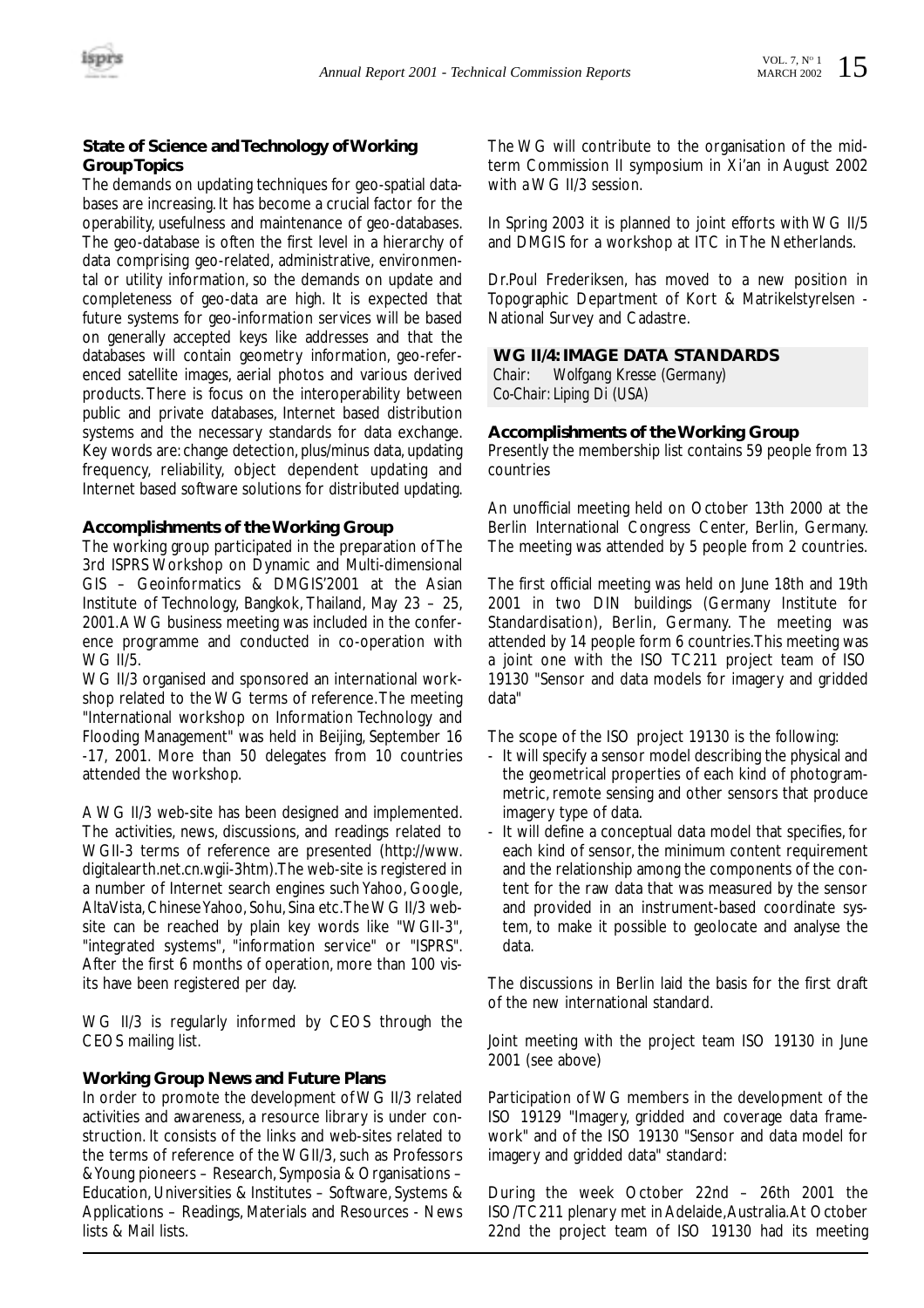### State of Science and Technology of Working Group Topics

The demands on updating techniques for geo-spatial databases are increasing. It has become a crucial factor for the operability, usefulness and maintenance of geo-databases. The geo-database is often the first level in a hierarchy of data comprising geo-related, administrative, environmental or utility information, so the demands on update and completeness of geo-data are high. It is expected that future systems for geo-information services will be based on generally accepted keys like addresses and that the databases will contain geometry information, geo-referenced satellite images, aerial photos and various derived products. There is focus on the interoperability between public and private databases, Internet based distribution systems and the necessary standards for data exchange. Key words are: change detection, plus/minus data, updating frequency, reliability, object dependent updating and Internet based software solutions for distributed updating.

### Accomplishments of the Working Group

The working group participated in the preparation of The 3rd ISPRS Workshop on Dynamic and Multi-dimensional GIS – Geoinformatics & DMGIS'2001 at the Asian Institute of Technology, Bangkok, Thailand, May 23 – 25, 2001. A WG business meeting was included in the conference programme and conducted in co-operation with WG II/5.

WG II/3 organised and sponsored an international workshop related to the WG terms of reference. The meeting "International workshop on Information Technology and Flooding Management" was held in Beijing, September 16 -17, 2001. More than 50 delegates from 10 countries attended the workshop.

A WG II/3 web-site has been designed and implemented. The activities, news, discussions, and readings related to WGII-3 terms of reference are presented (http://www.digitalearth.net.cn.wgii-3htm). The web-site is registered in a number of Internet search engines such Yahoo, Google, AltaVista, Chinese Yahoo, Sohu, Sina etc. The WG II/3 website can be reached by plain key words like "WGII-3", "integrated systems", "information service" or "ISPRS". After the first 6 months of operation, more than 100 visits have been registered per day.

WG II/3 is regularly informed by CEOS through the CEOS mailing list.

### Working Group News and Future Plans

In order to promote the development of WG II/3 related activities and awareness, a resource library is under construction. It consists of the links and web-sites related to the terms of reference of the WGII/3, such as Professors & Young pioneers – Research, Symposia & Organisations – Education, Universities & Institutes – Software, Systems & Applications – Readings, Materials and Resources - News lists & Mail lists.

The WG will contribute to the organisation of the mid-term Commission II symposium in Xi'an in August 2002 with a WG II/3 session.

In Spring 2003 it is planned to joint efforts with WG II/5 and DMGIS for a workshop at ITC in The Netherlands.

Dr. Poul Frederiksen, has moved to a new position in Topographic Department of Kort & Matrikelstyrelsen - National Survey and Cadastre.

## WG II/4: IMAGE DATA STANDARDS

*Chair: Wolfgang Kresse (Germany)*
*Co-Chair: Liping Di (USA)*

### Accomplishments of the Working Group

Presently the membership list contains 59 people from 13 countries

An unofficial meeting held on October 13th 2000 at the Berlin International Congress Center, Berlin, Germany. The meeting was attended by 5 people from 2 countries.

The first official meeting was held on June 18th and 19th 2001 in two DIN buildings (Germany Institute for Standardisation), Berlin, Germany. The meeting was attended by 14 people form 6 countries. This meeting was a joint one with the ISO TC211 project team of ISO 19130 "Sensor and data models for imagery and gridded data"

The scope of the ISO project 19130 is the following:

- It will specify a sensor model describing the physical and the geometrical properties of each kind of photogrammetric, remote sensing and other sensors that produce imagery type of data.
- It will define a conceptual data model that specifies, for each kind of sensor, the minimum content requirement and the relationship among the components of the content for the raw data that was measured by the sensor and provided in an instrument-based coordinate system, to make it possible to geolocate and analyse the data.

The discussions in Berlin laid the basis for the first draft of the new international standard.

Joint meeting with the project team ISO 19130 in June 2001 (see above)

Participation of WG members in the development of the ISO 19129 "Imagery, gridded and coverage data framework" and of the ISO 19130 "Sensor and data model for imagery and gridded data" standard:

During the week October 22nd – 26th 2001 the ISO/TC211 plenary met in Adelaide, Australia. At October 22nd the project team of ISO 19130 had its meeting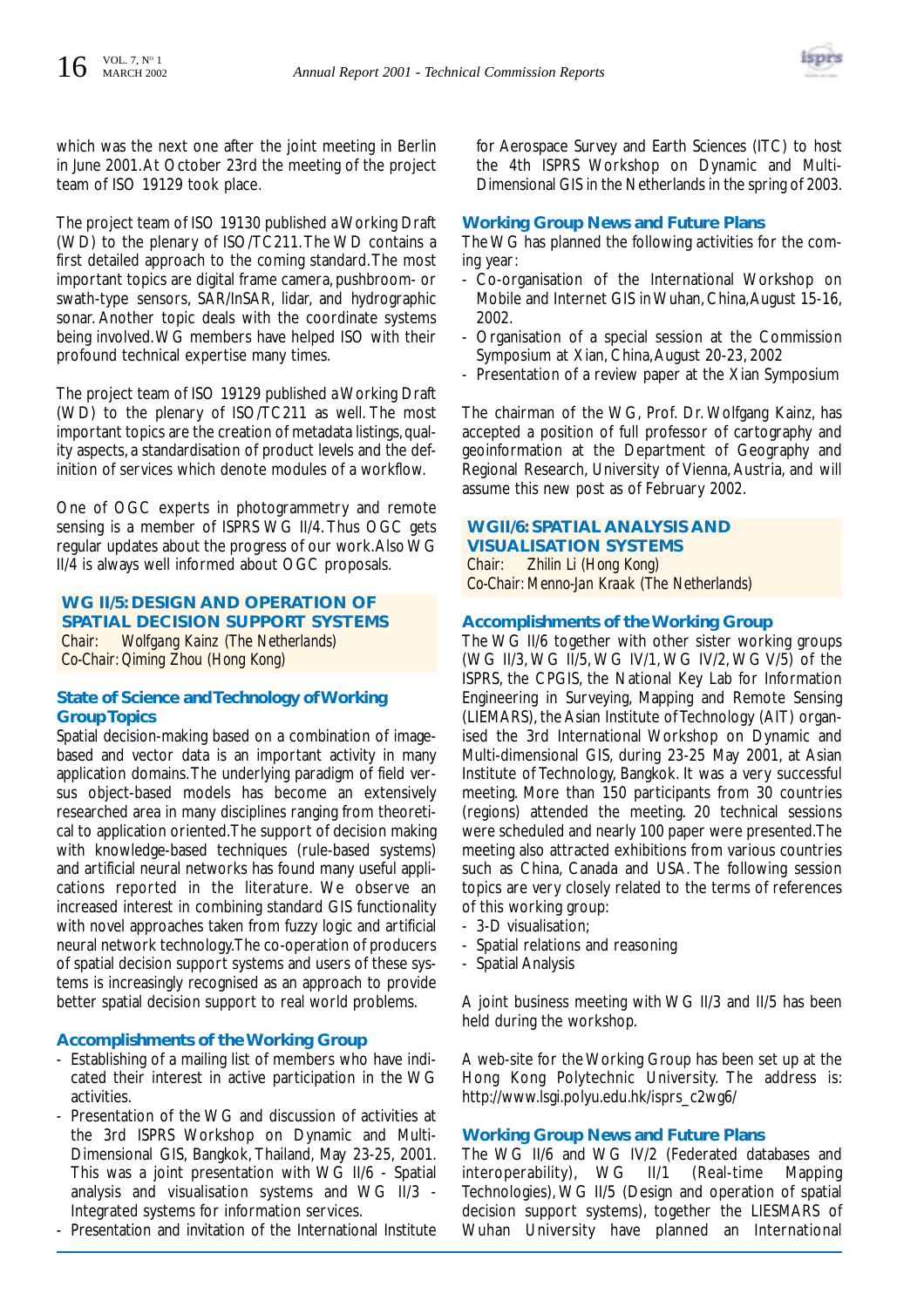which was the next one after the joint meeting in Berlin in June 2001. At October 23rd the meeting of the project team of ISO 19129 took place.

The project team of ISO 19130 published a Working Draft (WD) to the plenary of ISO/TC211. The WD contains a first detailed approach to the coming standard. The most important topics are digital frame camera, pushbroom- or swath-type sensors, SAR/InSAR, lidar, and hydrographic sonar. Another topic deals with the coordinate systems being involved. WG members have helped ISO with their profound technical expertise many times.

The project team of ISO 19129 published a Working Draft (WD) to the plenary of ISO/TC211 as well. The most important topics are the creation of metadata listings, quality aspects, a standardisation of product levels and the definition of services which denote modules of a workflow.

One of OGC experts in photogrammetry and remote sensing is a member of ISPRS WG II/4. Thus OGC gets regular updates about the progress of our work. Also WG II/4 is always well informed about OGC proposals.

## WG II/5: DESIGN AND OPERATION OF SPATIAL DECISION SUPPORT SYSTEMS

Chair: Wolfgang Kainz (The Netherlands)
Co-Chair: Qiming Zhou (Hong Kong)

### State of Science and Technology of Working Group Topics

Spatial decision-making based on a combination of image-based and vector data is an important activity in many application domains. The underlying paradigm of field versus object-based models has become an extensively researched area in many disciplines ranging from theoretical to application oriented. The support of decision making with knowledge-based techniques (rule-based systems) and artificial neural networks has found many useful applications reported in the literature. We observe an increased interest in combining standard GIS functionality with novel approaches taken from fuzzy logic and artificial neural network technology. The co-operation of producers of spatial decision support systems and users of these systems is increasingly recognised as an approach to provide better spatial decision support to real world problems.

### Accomplishments of the Working Group

- Establishing of a mailing list of members who have indicated their interest in active participation in the WG activities.
- Presentation of the WG and discussion of activities at the 3rd ISPRS Workshop on Dynamic and Multi-Dimensional GIS, Bangkok, Thailand, May 23-25, 2001. This was a joint presentation with WG II/6 - Spatial analysis and visualisation systems and WG II/3 - Integrated systems for information services.
- Presentation and invitation of the International Institute for Aerospace Survey and Earth Sciences (ITC) to host the 4th ISPRS Workshop on Dynamic and Multi-Dimensional GIS in the Netherlands in the spring of 2003.

### Working Group News and Future Plans

The WG has planned the following activities for the coming year:

- Co-organisation of the International Workshop on Mobile and Internet GIS in Wuhan, China, August 15-16, 2002.
- Organisation of a special session at the Commission Symposium at Xian, China, August 20-23, 2002
- Presentation of a review paper at the Xian Symposium

The chairman of the WG, Prof. Dr. Wolfgang Kainz, has accepted a position of full professor of cartography and geoinformation at the Department of Geography and Regional Research, University of Vienna, Austria, and will assume this new post as of February 2002.

## WGII/6: SPATIAL ANALYSIS AND VISUALISATION SYSTEMS

Chair: Zhilin Li (Hong Kong)
Co-Chair: Menno-Jan Kraak (The Netherlands)

### Accomplishments of the Working Group

The WG II/6 together with other sister working groups (WG II/3, WG II/5, WG IV/1, WG IV/2, WG V/5) of the ISPRS, the CPGIS, the National Key Lab for Information Engineering in Surveying, Mapping and Remote Sensing (LIEMARS), the Asian Institute of Technology (AIT) organised the 3rd International Workshop on Dynamic and Multi-dimensional GIS, during 23-25 May 2001, at Asian Institute of Technology, Bangkok. It was a very successful meeting. More than 150 participants from 30 countries (regions) attended the meeting. 20 technical sessions were scheduled and nearly 100 paper were presented. The meeting also attracted exhibitions from various countries such as China, Canada and USA. The following session topics are very closely related to the terms of references of this working group:

- 3-D visualisation;
- Spatial relations and reasoning
- Spatial Analysis

A joint business meeting with WG II/3 and II/5 has been held during the workshop.

A web-site for the Working Group has been set up at the Hong Kong Polytechnic University. The address is: http://www.lsgi.polyu.edu.hk/isprs_c2wg6/

### Working Group News and Future Plans

The WG II/6 and WG IV/2 (Federated databases and interoperability), WG II/1 (Real-time Mapping Technologies), WG II/5 (Design and operation of spatial decision support systems), together the LIESMARS of Wuhan University have planned an International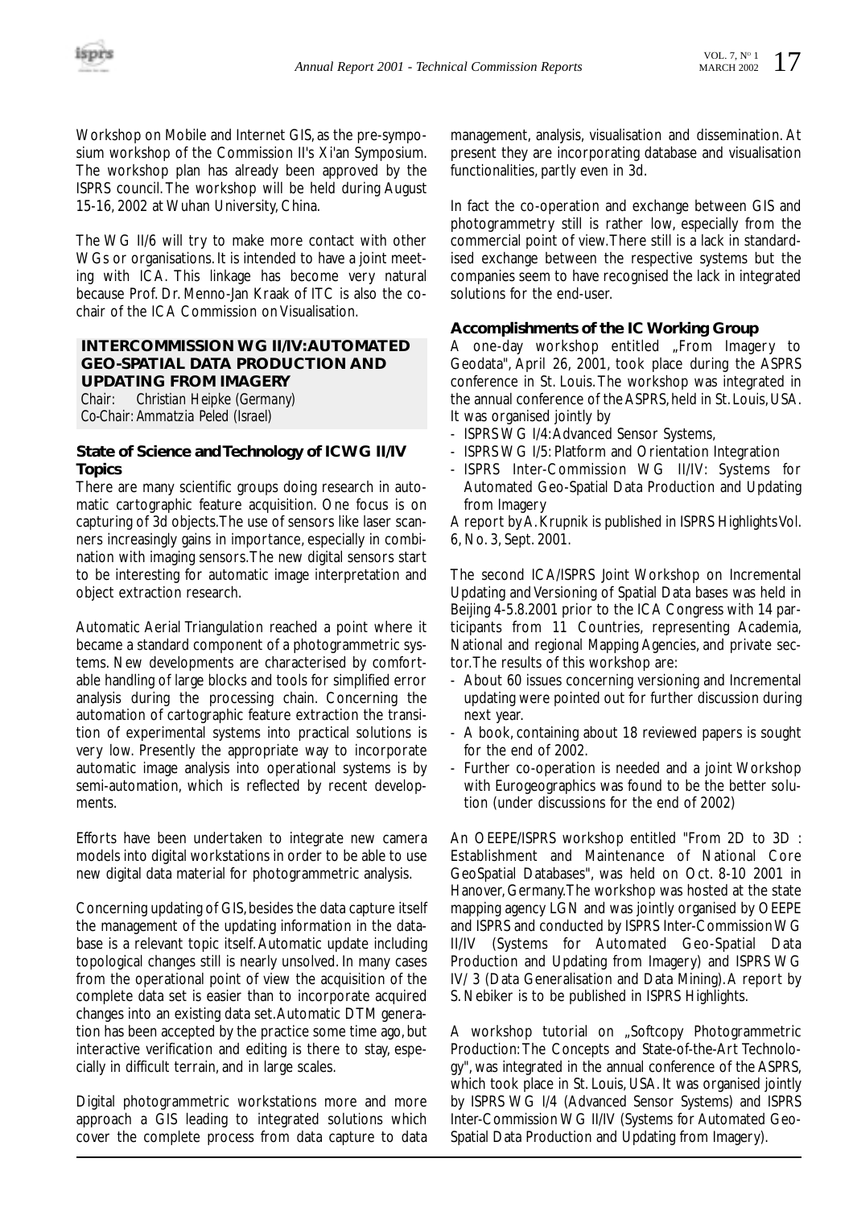Workshop on Mobile and Internet GIS, as the pre-symposium workshop of the Commission II's Xi'an Symposium. The workshop plan has already been approved by the ISPRS council. The workshop will be held during August 15-16, 2002 at Wuhan University, China.

The WG II/6 will try to make more contact with other WGs or organisations. It is intended to have a joint meeting with ICA. This linkage has become very natural because Prof. Dr. Menno-Jan Kraak of ITC is also the co-chair of the ICA Commission on Visualisation.

## INTERCOMMISSION WG II/IV: AUTOMATED GEO-SPATIAL DATA PRODUCTION AND UPDATING FROM IMAGERY

*Chair: Christian Heipke (Germany)*
*Co-Chair: Ammatzia Peled (Israel)*

### State of Science and Technology of ICWG II/IV Topics

There are many scientific groups doing research in automatic cartographic feature acquisition. One focus is on capturing of 3d objects. The use of sensors like laser scanners increasingly gains in importance, especially in combination with imaging sensors. The new digital sensors start to be interesting for automatic image interpretation and object extraction research.

Automatic Aerial Triangulation reached a point where it became a standard component of a photogrammetric systems. New developments are characterised by comfortable handling of large blocks and tools for simplified error analysis during the processing chain. Concerning the automation of cartographic feature extraction the transition of experimental systems into practical solutions is very low. Presently the appropriate way to incorporate automatic image analysis into operational systems is by semi-automation, which is reflected by recent developments.

Efforts have been undertaken to integrate new camera models into digital workstations in order to be able to use new digital data material for photogrammetric analysis.

Concerning updating of GIS, besides the data capture itself the management of the updating information in the database is a relevant topic itself. Automatic update including topological changes still is nearly unsolved. In many cases from the operational point of view the acquisition of the complete data set is easier than to incorporate acquired changes into an existing data set. Automatic DTM generation has been accepted by the practice some time ago, but interactive verification and editing is there to stay, especially in difficult terrain, and in large scales.

Digital photogrammetric workstations more and more approach a GIS leading to integrated solutions which cover the complete process from data capture to data management, analysis, visualisation and dissemination. At present they are incorporating database and visualisation functionalities, partly even in 3d.

In fact the co-operation and exchange between GIS and photogrammetry still is rather low, especially from the commercial point of view. There still is a lack in standardised exchange between the respective systems but the companies seem to have recognised the lack in integrated solutions for the end-user.

### Accomplishments of the IC Working Group

A one-day workshop entitled „From Imagery to Geodata", April 26, 2001, took place during the ASPRS conference in St. Louis. The workshop was integrated in the annual conference of the ASPRS, held in St. Louis, USA. It was organised jointly by

- ISPRS WG I/4: Advanced Sensor Systems,
- ISPRS WG I/5: Platform and Orientation Integration
- ISPRS Inter-Commission WG II/IV: Systems for Automated Geo-Spatial Data Production and Updating from Imagery

A report by A. Krupnik is published in ISPRS Highlights Vol. 6, No. 3, Sept. 2001.

The second ICA/ISPRS Joint Workshop on Incremental Updating and Versioning of Spatial Data bases was held in Beijing 4-5.8.2001 prior to the ICA Congress with 14 participants from 11 Countries, representing Academia, National and regional Mapping Agencies, and private sector. The results of this workshop are:

- About 60 issues concerning versioning and Incremental updating were pointed out for further discussion during next year.
- A book, containing about 18 reviewed papers is sought for the end of 2002.
- Further co-operation is needed and a joint Workshop with Eurogeographics was found to be the better solution (under discussions for the end of 2002)

An OEEPE/ISPRS workshop entitled "From 2D to 3D : Establishment and Maintenance of National Core GeoSpatial Databases", was held on Oct. 8-10 2001 in Hanover, Germany. The workshop was hosted at the state mapping agency LGN and was jointly organised by OEEPE and ISPRS and conducted by ISPRS Inter-Commission WG II/IV (Systems for Automated Geo-Spatial Data Production and Updating from Imagery) and ISPRS WG IV/ 3 (Data Generalisation and Data Mining). A report by S. Nebiker is to be published in ISPRS Highlights.

A workshop tutorial on „Softcopy Photogrammetric Production: The Concepts and State-of-the-Art Technology", was integrated in the annual conference of the ASPRS, which took place in St. Louis, USA. It was organised jointly by ISPRS WG I/4 (Advanced Sensor Systems) and ISPRS Inter-Commission WG II/IV (Systems for Automated Geo-Spatial Data Production and Updating from Imagery).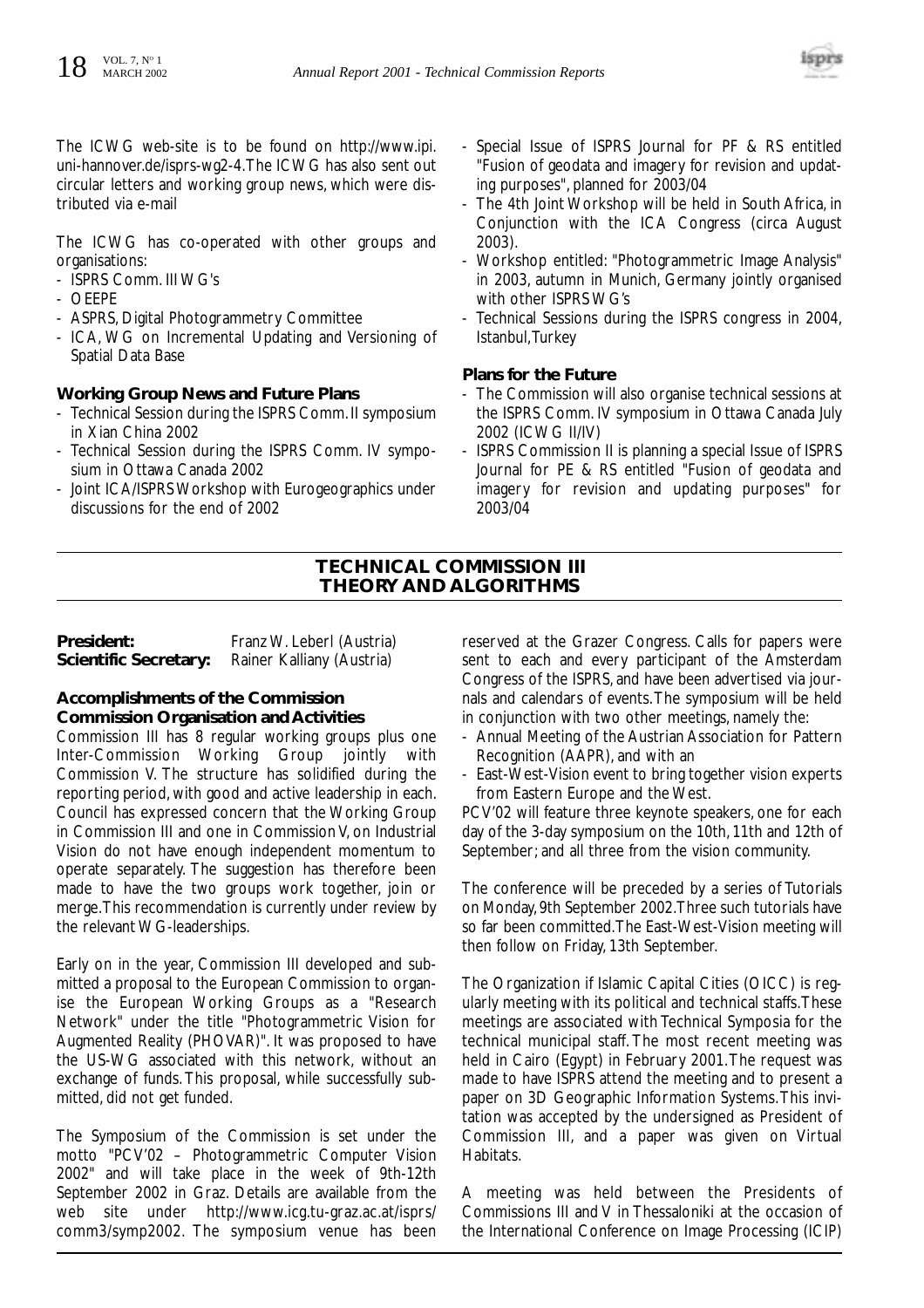The ICWG web-site is to be found on http://www.ipi.uni-hannover.de/isprs-wg2-4. The ICWG has also sent out circular letters and working group news, which were distributed via e-mail

The ICWG has co-operated with other groups and organisations:
- ISPRS Comm. III WG's
- OEEPE
- ASPRS, Digital Photogrammetry Committee
- ICA, WG on Incremental Updating and Versioning of Spatial Data Base

**Working Group News and Future Plans**
- Technical Session during the ISPRS Comm. II symposium in Xian China 2002
- Technical Session during the ISPRS Comm. IV symposium in Ottawa Canada 2002
- Joint ICA/ISPRS Workshop with Eurogeographics under discussions for the end of 2002
- Special Issue of ISPRS Journal for PF & RS entitled "Fusion of geodata and imagery for revision and updating purposes", planned for 2003/04
- The 4th Joint Workshop will be held in South Africa, in Conjunction with the ICA Congress (circa August 2003).
- Workshop entitled: "Photogrammetric Image Analysis" in 2003, autumn in Munich, Germany jointly organised with other ISPRS WG's
- Technical Sessions during the ISPRS congress in 2004, Istanbul, Turkey

**Plans for the Future**
- The Commission will also organise technical sessions at the ISPRS Comm. IV symposium in Ottawa Canada July 2002 (ICWG II/IV)
- ISPRS Commission II is planning a special Issue of ISPRS Journal for PE & RS entitled "Fusion of geodata and imagery for revision and updating purposes" for 2003/04

## TECHNICAL COMMISSION III THEORY AND ALGORITHMS

**President:** Franz W. Leberl (Austria)
**Scientific Secretary:** Rainer Kalliany (Austria)

**Accomplishments of the Commission**
**Commission Organisation and Activities**

Commission III has 8 regular working groups plus one Inter-Commission Working Group jointly with Commission V. The structure has solidified during the reporting period, with good and active leadership in each. Council has expressed concern that the Working Group in Commission III and one in Commission V, on Industrial Vision do not have enough independent momentum to operate separately. The suggestion has therefore been made to have the two groups work together, join or merge. This recommendation is currently under review by the relevant WG-leaderships.

Early on in the year, Commission III developed and submitted a proposal to the European Commission to organise the European Working Groups as a "Research Network" under the title "Photogrammetric Vision for Augmented Reality (PHOVAR)". It was proposed to have the US-WG associated with this network, without an exchange of funds. This proposal, while successfully submitted, did not get funded.

The Symposium of the Commission is set under the motto "PCV'02 – Photogrammetric Computer Vision 2002" and will take place in the week of 9th-12th September 2002 in Graz. Details are available from the web site under http://www.icg.tu-graz.ac.at/isprs/comm3/symp2002. The symposium venue has been reserved at the Grazer Congress. Calls for papers were sent to each and every participant of the Amsterdam Congress of the ISPRS, and have been advertised via journals and calendars of events. The symposium will be held in conjunction with two other meetings, namely the:
- Annual Meeting of the Austrian Association for Pattern Recognition (AAPR), and with an
- East-West-Vision event to bring together vision experts from Eastern Europe and the West.

PCV'02 will feature three keynote speakers, one for each day of the 3-day symposium on the 10th, 11th and 12th of September; and all three from the vision community.

The conference will be preceded by a series of Tutorials on Monday, 9th September 2002. Three such tutorials have so far been committed. The East-West-Vision meeting will then follow on Friday, 13th September.

The Organization if Islamic Capital Cities (OICC) is regularly meeting with its political and technical staffs. These meetings are associated with Technical Symposia for the technical municipal staff. The most recent meeting was held in Cairo (Egypt) in February 2001. The request was made to have ISPRS attend the meeting and to present a paper on 3D Geographic Information Systems. This invitation was accepted by the undersigned as President of Commission III, and a paper was given on Virtual Habitats.

A meeting was held between the Presidents of Commissions III and V in Thessaloniki at the occasion of the International Conference on Image Processing (ICIP)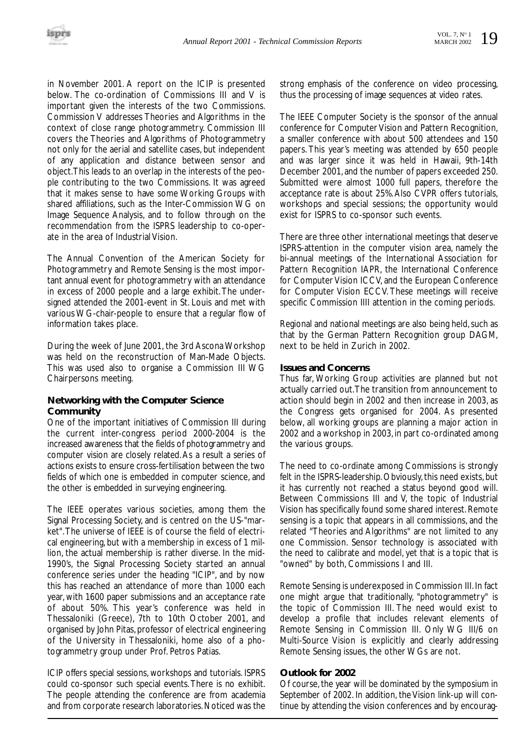in November 2001. A report on the ICIP is presented below. The co-ordination of Commissions III and V is important given the interests of the two Commissions. Commission V addresses Theories and Algorithms in the context of close range photogrammetry. Commission III covers the Theories and Algorithms of Photogrammetry not only for the aerial and satellite cases, but independent of any application and distance between sensor and object.This leads to an overlap in the interests of the people contributing to the two Commissions. It was agreed that it makes sense to have some Working Groups with shared affiliations, such as the Inter-Commission WG on Image Sequence Analysis, and to follow through on the recommendation from the ISPRS leadership to co-operate in the area of Industrial Vision.

The Annual Convention of the American Society for Photogrammetry and Remote Sensing is the most important annual event for photogrammetry with an attendance in excess of 2000 people and a large exhibit.The undersigned attended the 2001-event in St. Louis and met with various WG-chair-people to ensure that a regular flow of information takes place.

During the week of June 2001, the 3rd Ascona Workshop was held on the reconstruction of Man-Made Objects. This was used also to organise a Commission III WG Chairpersons meeting.

**Networking with the Computer Science Community**

One of the important initiatives of Commission III during the current inter-congress period 2000-2004 is the increased awareness that the fields of photogrammetry and computer vision are closely related.As a result a series of actions exists to ensure cross-fertilisation between the two fields of which one is embedded in computer science, and the other is embedded in surveying engineering.

The IEEE operates various societies, among them the Signal Processing Society, and is centred on the US-"market".The universe of IEEE is of course the field of electrical engineering, but with a membership in excess of 1 million, the actual membership is rather diverse. In the mid-1990's, the Signal Processing Society started an annual conference series under the heading "ICIP", and by now this has reached an attendance of more than 1000 each year, with 1600 paper submissions and an acceptance rate of about 50%. This year's conference was held in Thessaloniki (Greece), 7th to 10th October 2001, and organised by John Pitas, professor of electrical engineering of the University in Thessaloniki, home also of a photogrammetry group under Prof. Petros Patias.

ICIP offers special sessions, workshops and tutorials. ISPRS could co-sponsor such special events.There is no exhibit. The people attending the conference are from academia and from corporate research laboratories. Noticed was the strong emphasis of the conference on video processing, thus the processing of image sequences at video rates.

The IEEE Computer Society is the sponsor of the annual conference for Computer Vision and Pattern Recognition, a smaller conference with about 500 attendees and 150 papers. This year's meeting was attended by 650 people and was larger since it was held in Hawaii, 9th-14th December 2001, and the number of papers exceeded 250. Submitted were almost 1000 full papers, therefore the acceptance rate is about 25%.Also CVPR offers tutorials, workshops and special sessions; the opportunity would exist for ISPRS to co-sponsor such events.

There are three other international meetings that deserve ISPRS-attention in the computer vision area, namely the bi-annual meetings of the International Association for Pattern Recognition IAPR, the International Conference for Computer Vision ICCV, and the European Conference for Computer Vision ECCV. These meetings will receive specific Commission IIII attention in the coming periods.

Regional and national meetings are also being held, such as that by the German Pattern Recognition group DAGM, next to be held in Zurich in 2002.

**Issues and Concerns**

Thus far, Working Group activities are planned but not actually carried out.The transition from announcement to action should begin in 2002 and then increase in 2003, as the Congress gets organised for 2004. As presented below, all working groups are planning a major action in 2002 and a workshop in 2003, in part co-ordinated among the various groups.

The need to co-ordinate among Commissions is strongly felt in the ISPRS-leadership. Obviously, this need exists, but it has currently not reached a status beyond good will. Between Commissions III and V, the topic of Industrial Vision has specifically found some shared interest. Remote sensing is a topic that appears in all commissions, and the related "Theories and Algorithms" are not limited to any one Commission. Sensor technology is associated with the need to calibrate and model, yet that is a topic that is "owned" by both, Commissions I and III.

Remote Sensing is underexposed in Commission III. In fact one might argue that traditionally, "photogrammetry" is the topic of Commission III. The need would exist to develop a profile that includes relevant elements of Remote Sensing in Commission III. Only WG III/6 on Multi-Source Vision is explicitly and clearly addressing Remote Sensing issues, the other WGs are not.

**Outlook for 2002**

Of course, the year will be dominated by the symposium in September of 2002. In addition, the Vision link-up will continue by attending the vision conferences and by encourag-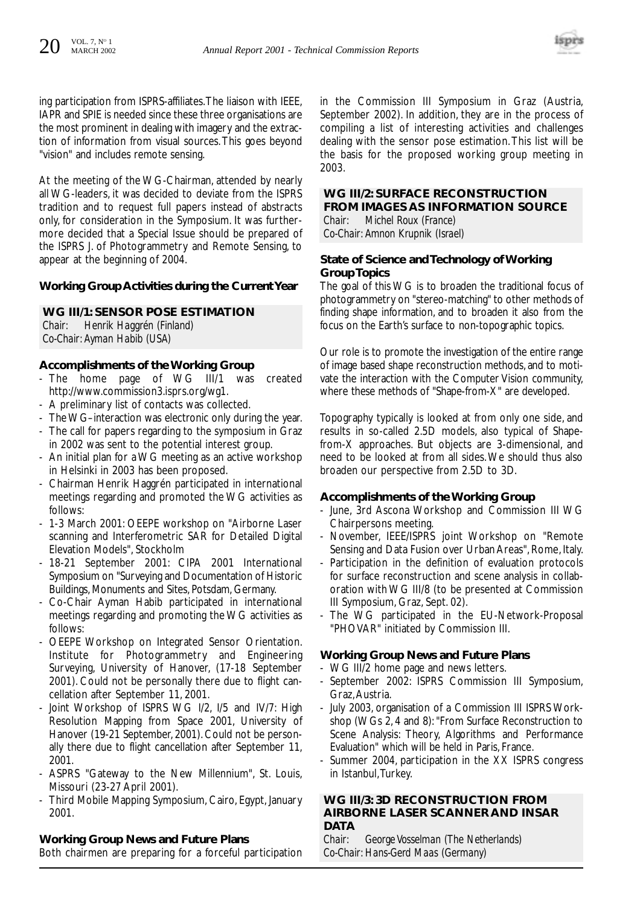ing participation from ISPRS-affiliates. The liaison with IEEE, IAPR and SPIE is needed since these three organisations are the most prominent in dealing with imagery and the extraction of information from visual sources. This goes beyond "vision" and includes remote sensing.

At the meeting of the WG-Chairman, attended by nearly all WG-leaders, it was decided to deviate from the ISPRS tradition and to request full papers instead of abstracts only, for consideration in the Symposium. It was furthermore decided that a Special Issue should be prepared of the ISPRS J. of Photogrammetry and Remote Sensing, to appear at the beginning of 2004.

### Working Group Activities during the Current Year

#### WG III/1: SENSOR POSE ESTIMATION

*Chair: Henrik Haggrén (Finland)*
*Co-Chair: Ayman Habib (USA)*

**Accomplishments of the Working Group**

- The home page of WG III/1 was created http://www.commission3.isprs.org/wg1.
- A preliminary list of contacts was collected.
- The WG–interaction was electronic only during the year.
- The call for papers regarding to the symposium in Graz in 2002 was sent to the potential interest group.
- An initial plan for a WG meeting as an active workshop in Helsinki in 2003 has been proposed.
- Chairman Henrik Haggrén participated in international meetings regarding and promoted the WG activities as follows:
- 1-3 March 2001: OEEPE workshop on "Airborne Laser scanning and Interferometric SAR for Detailed Digital Elevation Models", Stockholm
- 18-21 September 2001: CIPA 2001 International Symposium on "Surveying and Documentation of Historic Buildings, Monuments and Sites, Potsdam, Germany.
- Co-Chair Ayman Habib participated in international meetings regarding and promoting the WG activities as follows:
- OEEPE Workshop on Integrated Sensor Orientation. Institute for Photogrammetry and Engineering Surveying, University of Hanover, (17-18 September 2001). Could not be personally there due to flight cancellation after September 11, 2001.
- Joint Workshop of ISPRS WG I/2, I/5 and IV/7: High Resolution Mapping from Space 2001, University of Hanover (19-21 September, 2001). Could not be personally there due to flight cancellation after September 11, 2001.
- ASPRS "Gateway to the New Millennium", St. Louis, Missouri (23-27 April 2001).
- Third Mobile Mapping Symposium, Cairo, Egypt, January 2001.

**Working Group News and Future Plans**

Both chairmen are preparing for a forceful participation in the Commission III Symposium in Graz (Austria, September 2002). In addition, they are in the process of compiling a list of interesting activities and challenges dealing with the sensor pose estimation. This list will be the basis for the proposed working group meeting in 2003.

#### WG III/2: SURFACE RECONSTRUCTION FROM IMAGES AS INFORMATION SOURCE

*Chair: Michel Roux (France)*
*Co-Chair: Amnon Krupnik (Israel)*

**State of Science and Technology of Working Group Topics**

The goal of this WG is to broaden the traditional focus of photogrammetry on "stereo-matching" to other methods of finding shape information, and to broaden it also from the focus on the Earth's surface to non-topographic topics.

Our role is to promote the investigation of the entire range of image based shape reconstruction methods, and to motivate the interaction with the Computer Vision community, where these methods of "Shape-from-X" are developed.

Topography typically is looked at from only one side, and results in so-called 2.5D models, also typical of Shape-from-X approaches. But objects are 3-dimensional, and need to be looked at from all sides. We should thus also broaden our perspective from 2.5D to 3D.

**Accomplishments of the Working Group**

- June, 3rd Ascona Workshop and Commission III WG Chairpersons meeting.
- November, IEEE/ISPRS joint Workshop on "Remote Sensing and Data Fusion over Urban Areas", Rome, Italy.
- Participation in the definition of evaluation protocols for surface reconstruction and scene analysis in collaboration with WG III/8 (to be presented at Commission III Symposium, Graz, Sept. 02).
- The WG participated in the EU-Network-Proposal "PHOVAR" initiated by Commission III.

**Working Group News and Future Plans**

- WG III/2 home page and news letters.
- September 2002: ISPRS Commission III Symposium, Graz, Austria.
- July 2003, organisation of a Commission III ISPRS Workshop (WGs 2, 4 and 8): "From Surface Reconstruction to Scene Analysis: Theory, Algorithms and Performance Evaluation" which will be held in Paris, France.
- Summer 2004, participation in the XX ISPRS congress in Istanbul, Turkey.

#### WG III/3: 3D RECONSTRUCTION FROM AIRBORNE LASER SCANNER AND INSAR DATA

*Chair: George Vosselman (The Netherlands)*
*Co-Chair: Hans-Gerd Maas (Germany)*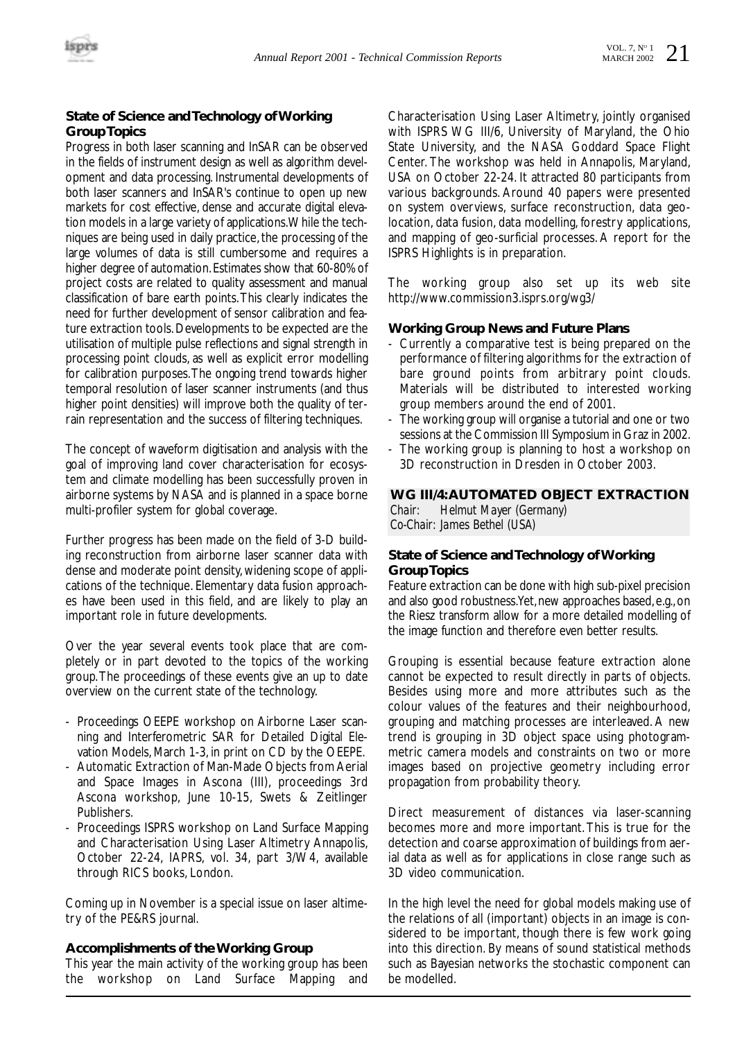### State of Science and Technology of Working Group Topics

Progress in both laser scanning and InSAR can be observed in the fields of instrument design as well as algorithm development and data processing. Instrumental developments of both laser scanners and InSAR's continue to open up new markets for cost effective, dense and accurate digital elevation models in a large variety of applications. While the techniques are being used in daily practice, the processing of the large volumes of data is still cumbersome and requires a higher degree of automation. Estimates show that 60-80% of project costs are related to quality assessment and manual classification of bare earth points. This clearly indicates the need for further development of sensor calibration and feature extraction tools. Developments to be expected are the utilisation of multiple pulse reflections and signal strength in processing point clouds, as well as explicit error modelling for calibration purposes. The ongoing trend towards higher temporal resolution of laser scanner instruments (and thus higher point densities) will improve both the quality of terrain representation and the success of filtering techniques.

The concept of waveform digitisation and analysis with the goal of improving land cover characterisation for ecosystem and climate modelling has been successfully proven in airborne systems by NASA and is planned in a space borne multi-profiler system for global coverage.

Further progress has been made on the field of 3-D building reconstruction from airborne laser scanner data with dense and moderate point density, widening scope of applications of the technique. Elementary data fusion approaches have been used in this field, and are likely to play an important role in future developments.

Over the year several events took place that are completely or in part devoted to the topics of the working group. The proceedings of these events give an up to date overview on the current state of the technology.

- Proceedings OEEPE workshop on Airborne Laser scanning and Interferometric SAR for Detailed Digital Elevation Models, March 1-3, in print on CD by the OEEPE.
- Automatic Extraction of Man-Made Objects from Aerial and Space Images in Ascona (III), proceedings 3rd Ascona workshop, June 10-15, Swets & Zeitlinger Publishers.
- Proceedings ISPRS workshop on Land Surface Mapping and Characterisation Using Laser Altimetry Annapolis, October 22-24, IAPRS, vol. 34, part 3/W4, available through RICS books, London.

Coming up in November is a special issue on laser altimetry of the PE&RS journal.

### Accomplishments of the Working Group

This year the main activity of the working group has been the workshop on Land Surface Mapping and Characterisation Using Laser Altimetry, jointly organised with ISPRS WG III/6, University of Maryland, the Ohio State University, and the NASA Goddard Space Flight Center. The workshop was held in Annapolis, Maryland, USA on October 22-24. It attracted 80 participants from various backgrounds. Around 40 papers were presented on system overviews, surface reconstruction, data geolocation, data fusion, data modelling, forestry applications, and mapping of geo-surficial processes. A report for the ISPRS Highlights is in preparation.

The working group also set up its web site http://www.commission3.isprs.org/wg3/

### Working Group News and Future Plans

- Currently a comparative test is being prepared on the performance of filtering algorithms for the extraction of bare ground points from arbitrary point clouds. Materials will be distributed to interested working group members around the end of 2001.
- The working group will organise a tutorial and one or two sessions at the Commission III Symposium in Graz in 2002.
- The working group is planning to host a workshop on 3D reconstruction in Dresden in October 2003.

## WG III/4: AUTOMATED OBJECT EXTRACTION

*Chair: Helmut Mayer (Germany)*
*Co-Chair: James Bethel (USA)*

### State of Science and Technology of Working Group Topics

Feature extraction can be done with high sub-pixel precision and also good robustness. Yet, new approaches based, e.g., on the Riesz transform allow for a more detailed modelling of the image function and therefore even better results.

Grouping is essential because feature extraction alone cannot be expected to result directly in parts of objects. Besides using more and more attributes such as the colour values of the features and their neighbourhood, grouping and matching processes are interleaved. A new trend is grouping in 3D object space using photogrammetric camera models and constraints on two or more images based on projective geometry including error propagation from probability theory.

Direct measurement of distances via laser-scanning becomes more and more important. This is true for the detection and coarse approximation of buildings from aerial data as well as for applications in close range such as 3D video communication.

In the high level the need for global models making use of the relations of all (important) objects in an image is considered to be important, though there is few work going into this direction. By means of sound statistical methods such as Bayesian networks the stochastic component can be modelled.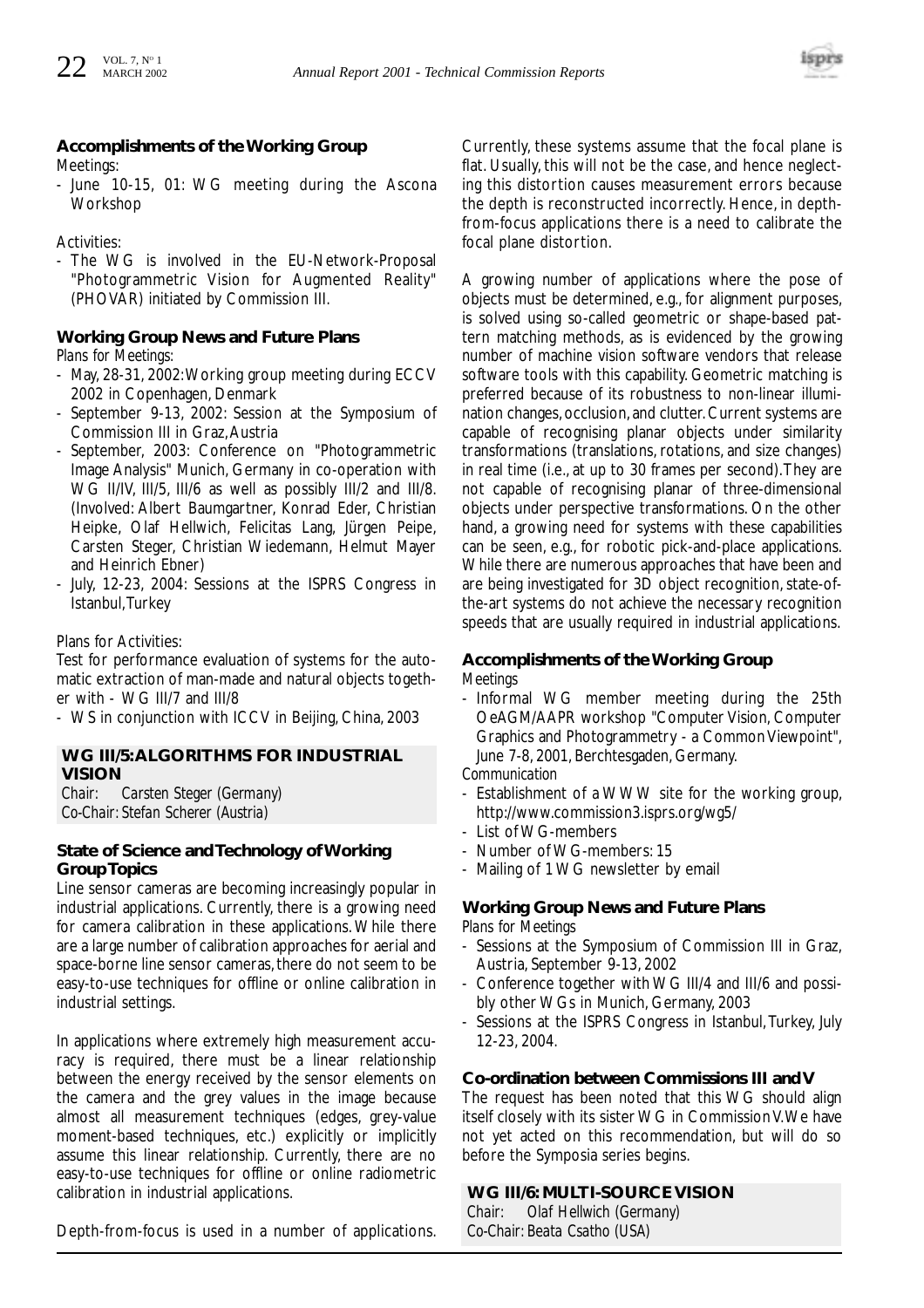### Accomplishments of the Working Group

*Meetings:*

- June 10-15, 01: WG meeting during the Ascona Workshop

*Activities:*

- The WG is involved in the EU-Network-Proposal "Photogrammetric Vision for Augmented Reality" (PHOVAR) initiated by Commission III.

### Working Group News and Future Plans

*Plans for Meetings:*

- May, 28-31, 2002: Working group meeting during ECCV 2002 in Copenhagen, Denmark
- September 9-13, 2002: Session at the Symposium of Commission III in Graz, Austria
- September, 2003: Conference on "Photogrammetric Image Analysis" Munich, Germany in co-operation with WG II/IV, III/5, III/6 as well as possibly III/2 and III/8. (Involved: Albert Baumgartner, Konrad Eder, Christian Heipke, Olaf Hellwich, Felicitas Lang, Jürgen Peipe, Carsten Steger, Christian Wiedemann, Helmut Mayer and Heinrich Ebner)
- July, 12-23, 2004: Sessions at the ISPRS Congress in Istanbul, Turkey

*Plans for Activities:*

Test for performance evaluation of systems for the automatic extraction of man-made and natural objects together with - WG III/7 and III/8

- WS in conjunction with ICCV in Beijing, China, 2003

## WG III/5: ALGORITHMS FOR INDUSTRIAL VISION

*Chair: Carsten Steger (Germany)*
*Co-Chair: Stefan Scherer (Austria)*

### State of Science and Technology of Working Group Topics

Line sensor cameras are becoming increasingly popular in industrial applications. Currently, there is a growing need for camera calibration in these applications. While there are a large number of calibration approaches for aerial and space-borne line sensor cameras, there do not seem to be easy-to-use techniques for offline or online calibration in industrial settings.

In applications where extremely high measurement accuracy is required, there must be a linear relationship between the energy received by the sensor elements on the camera and the grey values in the image because almost all measurement techniques (edges, grey-value moment-based techniques, etc.) explicitly or implicitly assume this linear relationship. Currently, there are no easy-to-use techniques for offline or online radiometric calibration in industrial applications.

Depth-from-focus is used in a number of applications. Currently, these systems assume that the focal plane is flat. Usually, this will not be the case, and hence neglecting this distortion causes measurement errors because the depth is reconstructed incorrectly. Hence, in depth-from-focus applications there is a need to calibrate the focal plane distortion.

A growing number of applications where the pose of objects must be determined, e.g., for alignment purposes, is solved using so-called geometric or shape-based pattern matching methods, as is evidenced by the growing number of machine vision software vendors that release software tools with this capability. Geometric matching is preferred because of its robustness to non-linear illumination changes, occlusion, and clutter. Current systems are capable of recognising planar objects under similarity transformations (translations, rotations, and size changes) in real time (i.e., at up to 30 frames per second). They are not capable of recognising planar of three-dimensional objects under perspective transformations. On the other hand, a growing need for systems with these capabilities can be seen, e.g., for robotic pick-and-place applications. While there are numerous approaches that have been and are being investigated for 3D object recognition, state-of-the-art systems do not achieve the necessary recognition speeds that are usually required in industrial applications.

### Accomplishments of the Working Group

*Meetings*

- Informal WG member meeting during the 25th OeAGM/AAPR workshop "Computer Vision, Computer Graphics and Photogrammetry - a Common Viewpoint", June 7-8, 2001, Berchtesgaden, Germany.

*Communication*

- Establishment of a WWW site for the working group, http://www.commission3.isprs.org/wg5/
- List of WG-members
- Number of WG-members: 15
- Mailing of 1 WG newsletter by email

### Working Group News and Future Plans

*Plans for Meetings*

- Sessions at the Symposium of Commission III in Graz, Austria, September 9-13, 2002
- Conference together with WG III/4 and III/6 and possibly other WGs in Munich, Germany, 2003
- Sessions at the ISPRS Congress in Istanbul, Turkey, July 12-23, 2004.

### Co-ordination between Commissions III and V

The request has been noted that this WG should align itself closely with its sister WG in Commission V. We have not yet acted on this recommendation, but will do so before the Symposia series begins.

## WG III/6: MULTI-SOURCE VISION

*Chair: Olaf Hellwich (Germany)*
*Co-Chair: Beata Csatho (USA)*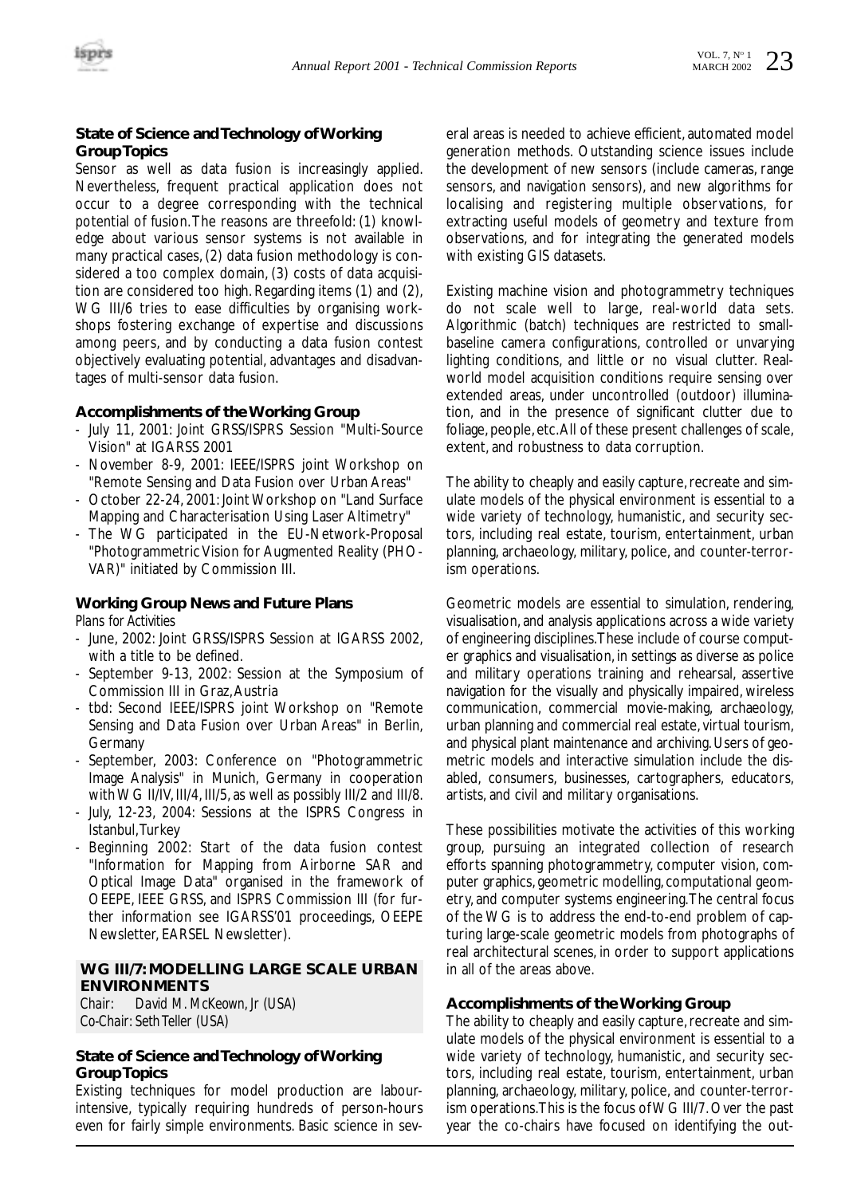### State of Science and Technology of Working Group Topics

Sensor as well as data fusion is increasingly applied. Nevertheless, frequent practical application does not occur to a degree corresponding with the technical potential of fusion. The reasons are threefold: (1) knowledge about various sensor systems is not available in many practical cases, (2) data fusion methodology is considered a too complex domain, (3) costs of data acquisition are considered too high. Regarding items (1) and (2), WG III/6 tries to ease difficulties by organising workshops fostering exchange of expertise and discussions among peers, and by conducting a data fusion contest objectively evaluating potential, advantages and disadvantages of multi-sensor data fusion.

### Accomplishments of the Working Group

- July 11, 2001: Joint GRSS/ISPRS Session "Multi-Source Vision" at IGARSS 2001
- November 8-9, 2001: IEEE/ISPRS joint Workshop on "Remote Sensing and Data Fusion over Urban Areas"
- October 22-24, 2001: Joint Workshop on "Land Surface Mapping and Characterisation Using Laser Altimetry"
- The WG participated in the EU-Network-Proposal "Photogrammetric Vision for Augmented Reality (PHOVAR)" initiated by Commission III.

### Working Group News and Future Plans

*Plans for Activities*

- June, 2002: Joint GRSS/ISPRS Session at IGARSS 2002, with a title to be defined.
- September 9-13, 2002: Session at the Symposium of Commission III in Graz, Austria
- tbd: Second IEEE/ISPRS joint Workshop on "Remote Sensing and Data Fusion over Urban Areas" in Berlin, Germany
- September, 2003: Conference on "Photogrammetric Image Analysis" in Munich, Germany in cooperation with WG II/IV, III/4, III/5, as well as possibly III/2 and III/8.
- July, 12-23, 2004: Sessions at the ISPRS Congress in Istanbul, Turkey
- Beginning 2002: Start of the data fusion contest "Information for Mapping from Airborne SAR and Optical Image Data" organised in the framework of OEEPE, IEEE GRSS, and ISPRS Commission III (for further information see IGARSS'01 proceedings, OEEPE Newsletter, EARSEL Newsletter).

## WG III/7: MODELLING LARGE SCALE URBAN ENVIRONMENTS

*Chair: David M. McKeown, Jr (USA)*
*Co-Chair: Seth Teller (USA)*

### State of Science and Technology of Working Group Topics

Existing techniques for model production are labour-intensive, typically requiring hundreds of person-hours even for fairly simple environments. Basic science in several areas is needed to achieve efficient, automated model generation methods. Outstanding science issues include the development of new sensors (include cameras, range sensors, and navigation sensors), and new algorithms for localising and registering multiple observations, for extracting useful models of geometry and texture from observations, and for integrating the generated models with existing GIS datasets.

Existing machine vision and photogrammetry techniques do not scale well to large, real-world data sets. Algorithmic (batch) techniques are restricted to small-baseline camera configurations, controlled or unvarying lighting conditions, and little or no visual clutter. Real-world model acquisition conditions require sensing over extended areas, under uncontrolled (outdoor) illumination, and in the presence of significant clutter due to foliage, people, etc. All of these present challenges of scale, extent, and robustness to data corruption.

The ability to cheaply and easily capture, recreate and simulate models of the physical environment is essential to a wide variety of technology, humanistic, and security sectors, including real estate, tourism, entertainment, urban planning, archaeology, military, police, and counter-terrorism operations.

Geometric models are essential to simulation, rendering, visualisation, and analysis applications across a wide variety of engineering disciplines. These include of course computer graphics and visualisation, in settings as diverse as police and military operations training and rehearsal, assertive navigation for the visually and physically impaired, wireless communication, commercial movie-making, archaeology, urban planning and commercial real estate, virtual tourism, and physical plant maintenance and archiving. Users of geometric models and interactive simulation include the disabled, consumers, businesses, cartographers, educators, artists, and civil and military organisations.

These possibilities motivate the activities of this working group, pursuing an integrated collection of research efforts spanning photogrammetry, computer vision, computer graphics, geometric modelling, computational geometry, and computer systems engineering. The central focus of the WG is to address the end-to-end problem of capturing large-scale geometric models from photographs of real architectural scenes, in order to support applications in all of the areas above.

### Accomplishments of the Working Group

The ability to cheaply and easily capture, recreate and simulate models of the physical environment is essential to a wide variety of technology, humanistic, and security sectors, including real estate, tourism, entertainment, urban planning, archaeology, military, police, and counter-terrorism operations. This is the focus of WG III/7. Over the past year the co-chairs have focused on identifying the out-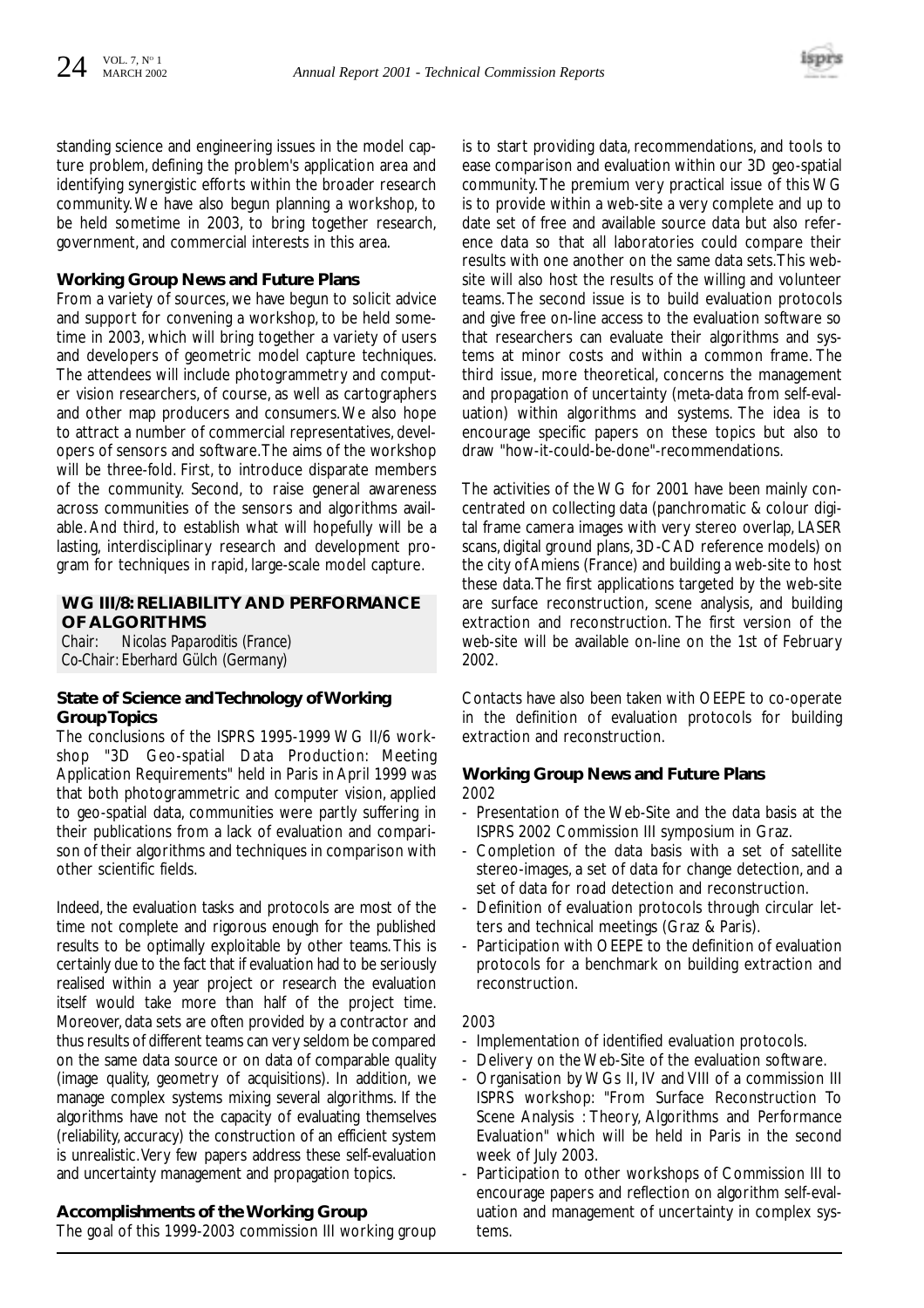standing science and engineering issues in the model capture problem, defining the problem's application area and identifying synergistic efforts within the broader research community. We have also begun planning a workshop, to be held sometime in 2003, to bring together research, government, and commercial interests in this area.

**Working Group News and Future Plans**

From a variety of sources, we have begun to solicit advice and support for convening a workshop, to be held sometime in 2003, which will bring together a variety of users and developers of geometric model capture techniques. The attendees will include photogrammetry and computer vision researchers, of course, as well as cartographers and other map producers and consumers. We also hope to attract a number of commercial representatives, developers of sensors and software. The aims of the workshop will be three-fold. First, to introduce disparate members of the community. Second, to raise general awareness across communities of the sensors and algorithms available. And third, to establish what will hopefully will be a lasting, interdisciplinary research and development program for techniques in rapid, large-scale model capture.

## WG III/8: RELIABILITY AND PERFORMANCE OF ALGORITHMS

*Chair: Nicolas Paparoditis (France)*
*Co-Chair: Eberhard Gülch (Germany)*

**State of Science and Technology of Working Group Topics**

The conclusions of the ISPRS 1995-1999 WG II/6 workshop "3D Geo-spatial Data Production: Meeting Application Requirements" held in Paris in April 1999 was that both photogrammetric and computer vision, applied to geo-spatial data, communities were partly suffering in their publications from a lack of evaluation and comparison of their algorithms and techniques in comparison with other scientific fields.

Indeed, the evaluation tasks and protocols are most of the time not complete and rigorous enough for the published results to be optimally exploitable by other teams. This is certainly due to the fact that if evaluation had to be seriously realised within a year project or research the evaluation itself would take more than half of the project time. Moreover, data sets are often provided by a contractor and thus results of different teams can very seldom be compared on the same data source or on data of comparable quality (image quality, geometry of acquisitions). In addition, we manage complex systems mixing several algorithms. If the algorithms have not the capacity of evaluating themselves (reliability, accuracy) the construction of an efficient system is unrealistic. Very few papers address these self-evaluation and uncertainty management and propagation topics.

**Accomplishments of the Working Group**

The goal of this 1999-2003 commission III working group is to start providing data, recommendations, and tools to ease comparison and evaluation within our 3D geo-spatial community. The premium very practical issue of this WG is to provide within a web-site a very complete and up to date set of free and available source data but also reference data so that all laboratories could compare their results with one another on the same data sets. This website will also host the results of the willing and volunteer teams. The second issue is to build evaluation protocols and give free on-line access to the evaluation software so that researchers can evaluate their algorithms and systems at minor costs and within a common frame. The third issue, more theoretical, concerns the management and propagation of uncertainty (meta-data from self-evaluation) within algorithms and systems. The idea is to encourage specific papers on these topics but also to draw "how-it-could-be-done"-recommendations.

The activities of the WG for 2001 have been mainly concentrated on collecting data (panchromatic & colour digital frame camera images with very stereo overlap, LASER scans, digital ground plans, 3D-CAD reference models) on the city of Amiens (France) and building a web-site to host these data. The first applications targeted by the web-site are surface reconstruction, scene analysis, and building extraction and reconstruction. The first version of the web-site will be available on-line on the 1st of February 2002.

Contacts have also been taken with OEEPE to co-operate in the definition of evaluation protocols for building extraction and reconstruction.

**Working Group News and Future Plans**

2002

- Presentation of the Web-Site and the data basis at the ISPRS 2002 Commission III symposium in Graz.
- Completion of the data basis with a set of satellite stereo-images, a set of data for change detection, and a set of data for road detection and reconstruction.
- Definition of evaluation protocols through circular letters and technical meetings (Graz & Paris).
- Participation with OEEPE to the definition of evaluation protocols for a benchmark on building extraction and reconstruction.

2003

- Implementation of identified evaluation protocols.
- Delivery on the Web-Site of the evaluation software.
- Organisation by WGs II, IV and VIII of a commission III ISPRS workshop: "From Surface Reconstruction To Scene Analysis : Theory, Algorithms and Performance Evaluation" which will be held in Paris in the second week of July 2003.
- Participation to other workshops of Commission III to encourage papers and reflection on algorithm self-evaluation and management of uncertainty in complex systems.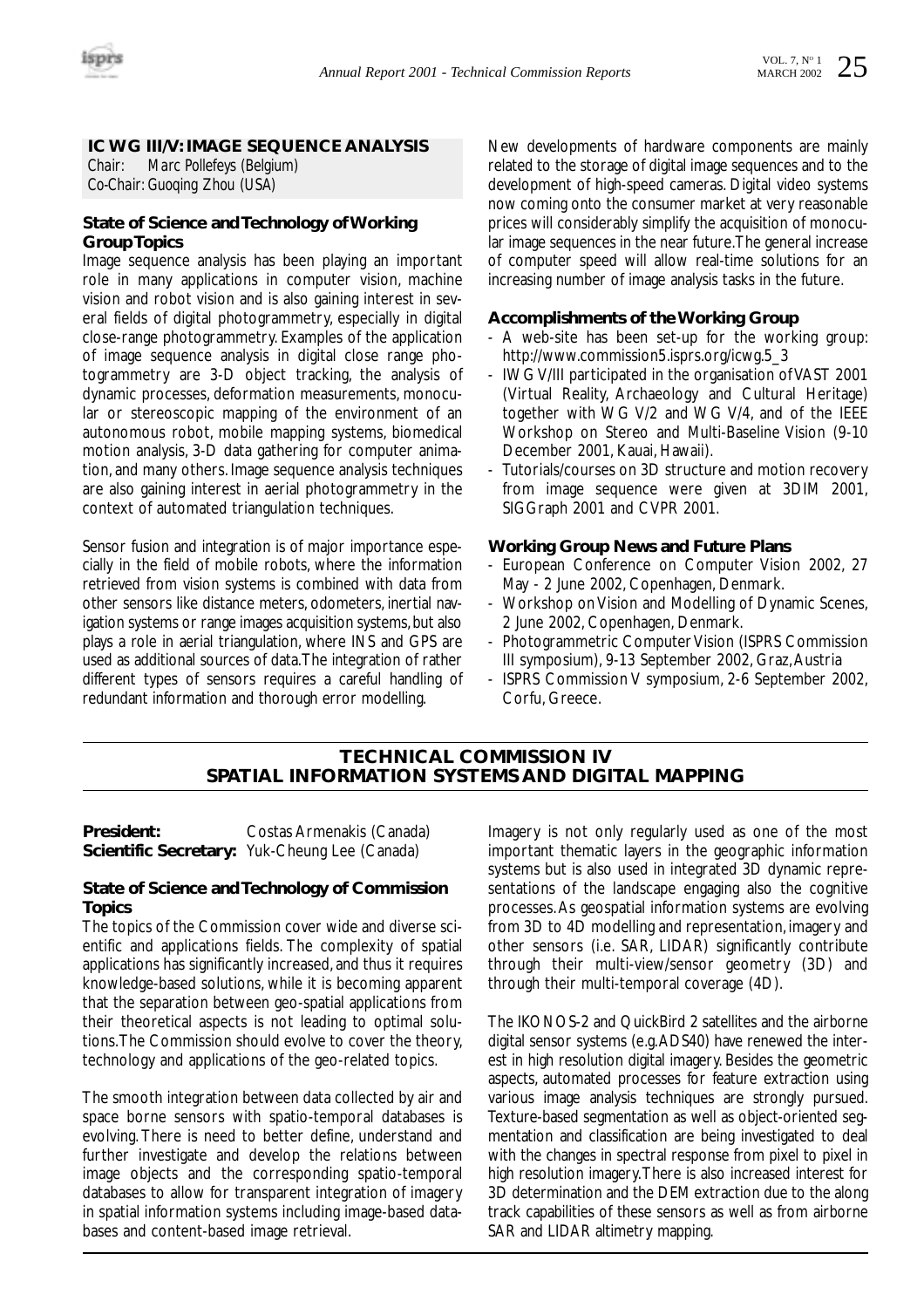## IC WG III/V: IMAGE SEQUENCE ANALYSIS

Chair: Marc Pollefeys (Belgium)
Co-Chair: Guoqing Zhou (USA)

### State of Science and Technology of Working Group Topics

Image sequence analysis has been playing an important role in many applications in computer vision, machine vision and robot vision and is also gaining interest in several fields of digital photogrammetry, especially in digital close-range photogrammetry. Examples of the application of image sequence analysis in digital close range photogrammetry are 3-D object tracking, the analysis of dynamic processes, deformation measurements, monocular or stereoscopic mapping of the environment of an autonomous robot, mobile mapping systems, biomedical motion analysis, 3-D data gathering for computer animation, and many others. Image sequence analysis techniques are also gaining interest in aerial photogrammetry in the context of automated triangulation techniques.

Sensor fusion and integration is of major importance especially in the field of mobile robots, where the information retrieved from vision systems is combined with data from other sensors like distance meters, odometers, inertial navigation systems or range images acquisition systems, but also plays a role in aerial triangulation, where INS and GPS are used as additional sources of data. The integration of rather different types of sensors requires a careful handling of redundant information and thorough error modelling.

New developments of hardware components are mainly related to the storage of digital image sequences and to the development of high-speed cameras. Digital video systems now coming onto the consumer market at very reasonable prices will considerably simplify the acquisition of monocular image sequences in the near future. The general increase of computer speed will allow real-time solutions for an increasing number of image analysis tasks in the future.

### Accomplishments of the Working Group

- A web-site has been set-up for the working group: http://www.commission5.isprs.org/icwg.5_3
- IWG V/III participated in the organisation of VAST 2001 (Virtual Reality, Archaeology and Cultural Heritage) together with WG V/2 and WG V/4, and of the IEEE Workshop on Stereo and Multi-Baseline Vision (9-10 December 2001, Kauai, Hawaii).
- Tutorials/courses on 3D structure and motion recovery from image sequence were given at 3DIM 2001, SIGGraph 2001 and CVPR 2001.

### Working Group News and Future Plans

- European Conference on Computer Vision 2002, 27 May - 2 June 2002, Copenhagen, Denmark.
- Workshop on Vision and Modelling of Dynamic Scenes, 2 June 2002, Copenhagen, Denmark.
- Photogrammetric Computer Vision (ISPRS Commission III symposium), 9-13 September 2002, Graz, Austria
- ISPRS Commission V symposium, 2-6 September 2002, Corfu, Greece.

## TECHNICAL COMMISSION IV
## SPATIAL INFORMATION SYSTEMS AND DIGITAL MAPPING

**President:** Costas Armenakis (Canada)
**Scientific Secretary:** Yuk-Cheung Lee (Canada)

### State of Science and Technology of Commission Topics

The topics of the Commission cover wide and diverse scientific and applications fields. The complexity of spatial applications has significantly increased, and thus it requires knowledge-based solutions, while it is becoming apparent that the separation between geo-spatial applications from their theoretical aspects is not leading to optimal solutions. The Commission should evolve to cover the theory, technology and applications of the geo-related topics.

The smooth integration between data collected by air and space borne sensors with spatio-temporal databases is evolving. There is need to better define, understand and further investigate and develop the relations between image objects and the corresponding spatio-temporal databases to allow for transparent integration of imagery in spatial information systems including image-based databases and content-based image retrieval.

Imagery is not only regularly used as one of the most important thematic layers in the geographic information systems but is also used in integrated 3D dynamic representations of the landscape engaging also the cognitive processes. As geospatial information systems are evolving from 3D to 4D modelling and representation, imagery and other sensors (i.e. SAR, LIDAR) significantly contribute through their multi-view/sensor geometry (3D) and through their multi-temporal coverage (4D).

The IKONOS-2 and QuickBird 2 satellites and the airborne digital sensor systems (e.g. ADS40) have renewed the interest in high resolution digital imagery. Besides the geometric aspects, automated processes for feature extraction using various image analysis techniques are strongly pursued. Texture-based segmentation as well as object-oriented segmentation and classification are being investigated to deal with the changes in spectral response from pixel to pixel in high resolution imagery. There is also increased interest for 3D determination and the DEM extraction due to the along track capabilities of these sensors as well as from airborne SAR and LIDAR altimetry mapping.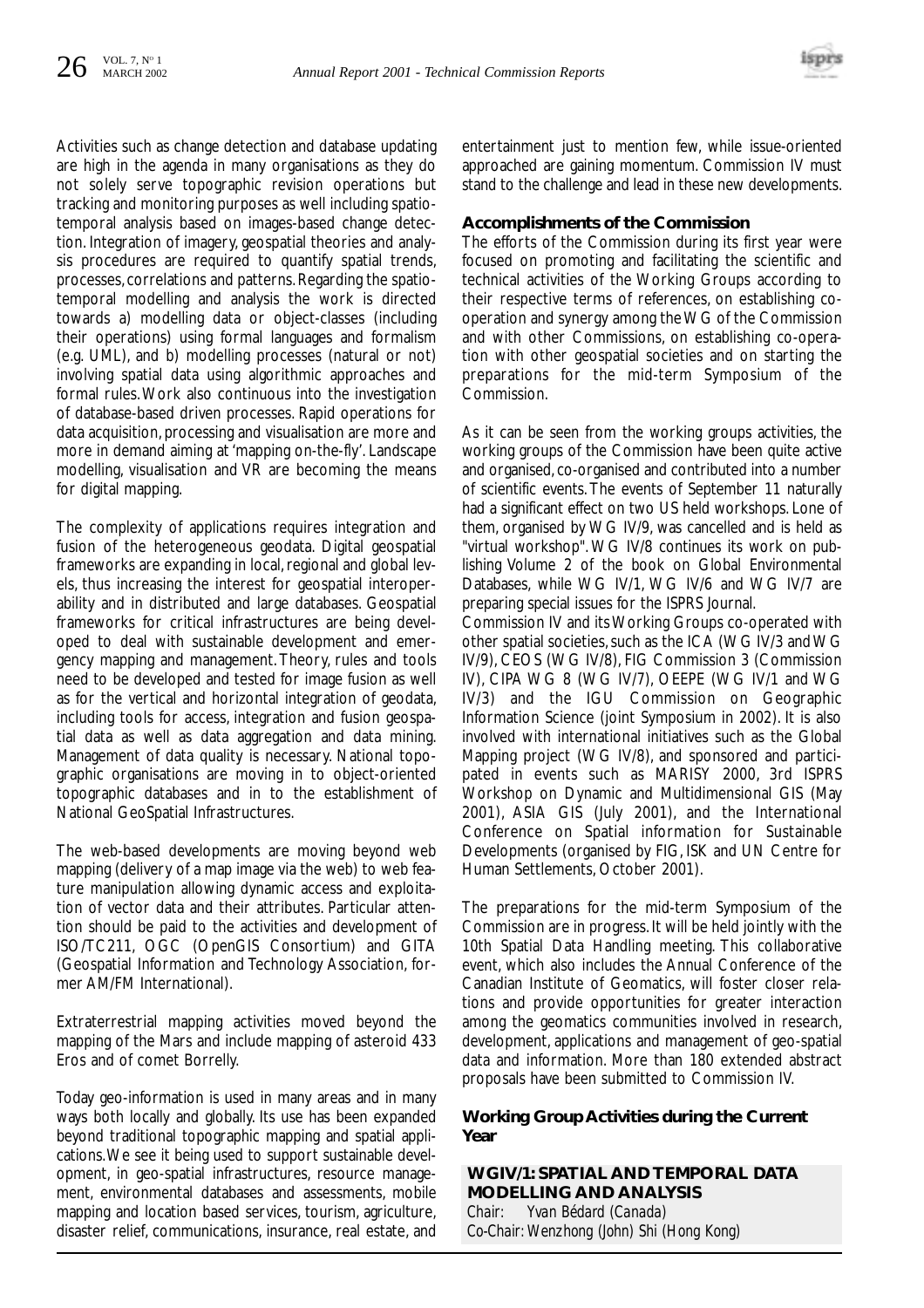Activities such as change detection and database updating are high in the agenda in many organisations as they do not solely serve topographic revision operations but tracking and monitoring purposes as well including spatio-temporal analysis based on images-based change detection. Integration of imagery, geospatial theories and analysis procedures are required to quantify spatial trends, processes, correlations and patterns. Regarding the spatio-temporal modelling and analysis the work is directed towards a) modelling data or object-classes (including their operations) using formal languages and formalism (e.g. UML), and b) modelling processes (natural or not) involving spatial data using algorithmic approaches and formal rules. Work also continuous into the investigation of database-based driven processes. Rapid operations for data acquisition, processing and visualisation are more and more in demand aiming at 'mapping on-the-fly'. Landscape modelling, visualisation and VR are becoming the means for digital mapping.

The complexity of applications requires integration and fusion of the heterogeneous geodata. Digital geospatial frameworks are expanding in local, regional and global levels, thus increasing the interest for geospatial interoperability and in distributed and large databases. Geospatial frameworks for critical infrastructures are being developed to deal with sustainable development and emergency mapping and management. Theory, rules and tools need to be developed and tested for image fusion as well as for the vertical and horizontal integration of geodata, including tools for access, integration and fusion geospatial data as well as data aggregation and data mining. Management of data quality is necessary. National topographic organisations are moving in to object-oriented topographic databases and in to the establishment of National GeoSpatial Infrastructures.

The web-based developments are moving beyond web mapping (delivery of a map image via the web) to web feature manipulation allowing dynamic access and exploitation of vector data and their attributes. Particular attention should be paid to the activities and development of ISO/TC211, OGC (OpenGIS Consortium) and GITA (Geospatial Information and Technology Association, former AM/FM International).

Extraterrestrial mapping activities moved beyond the mapping of the Mars and include mapping of asteroid 433 Eros and of comet Borrelly.

Today geo-information is used in many areas and in many ways both locally and globally. Its use has been expanded beyond traditional topographic mapping and spatial applications. We see it being used to support sustainable development, in geo-spatial infrastructures, resource management, environmental databases and assessments, mobile mapping and location based services, tourism, agriculture, disaster relief, communications, insurance, real estate, and entertainment just to mention few, while issue-oriented approached are gaining momentum. Commission IV must stand to the challenge and lead in these new developments.

**Accomplishments of the Commission**

The efforts of the Commission during its first year were focused on promoting and facilitating the scientific and technical activities of the Working Groups according to their respective terms of references, on establishing co-operation and synergy among the WG of the Commission and with other Commissions, on establishing co-operation with other geospatial societies and on starting the preparations for the mid-term Symposium of the Commission.

As it can be seen from the working groups activities, the working groups of the Commission have been quite active and organised, co-organised and contributed into a number of scientific events. The events of September 11 naturally had a significant effect on two US held workshops. Lone of them, organised by WG IV/9, was cancelled and is held as "virtual workshop". WG IV/8 continues its work on publishing Volume 2 of the book on Global Environmental Databases, while WG IV/1, WG IV/6 and WG IV/7 are preparing special issues for the ISPRS Journal.

Commission IV and its Working Groups co-operated with other spatial societies, such as the ICA (WG IV/3 and WG IV/9), CEOS (WG IV/8), FIG Commission 3 (Commission IV), CIPA WG 8 (WG IV/7), OEEPE (WG IV/1 and WG IV/3) and the IGU Commission on Geographic Information Science (joint Symposium in 2002). It is also involved with international initiatives such as the Global Mapping project (WG IV/8), and sponsored and participated in events such as MARISY 2000, 3rd ISPRS Workshop on Dynamic and Multidimensional GIS (May 2001), ASIA GIS (July 2001), and the International Conference on Spatial information for Sustainable Developments (organised by FIG, ISK and UN Centre for Human Settlements, October 2001).

The preparations for the mid-term Symposium of the Commission are in progress. It will be held jointly with the 10th Spatial Data Handling meeting. This collaborative event, which also includes the Annual Conference of the Canadian Institute of Geomatics, will foster closer relations and provide opportunities for greater interaction among the geomatics communities involved in research, development, applications and management of geo-spatial data and information. More than 180 extended abstract proposals have been submitted to Commission IV.

**Working Group Activities during the Current Year**

**WGIV/1: SPATIAL AND TEMPORAL DATA MODELLING AND ANALYSIS**

*Chair: Yvan Bédard (Canada)*
*Co-Chair: Wenzhong (John) Shi (Hong Kong)*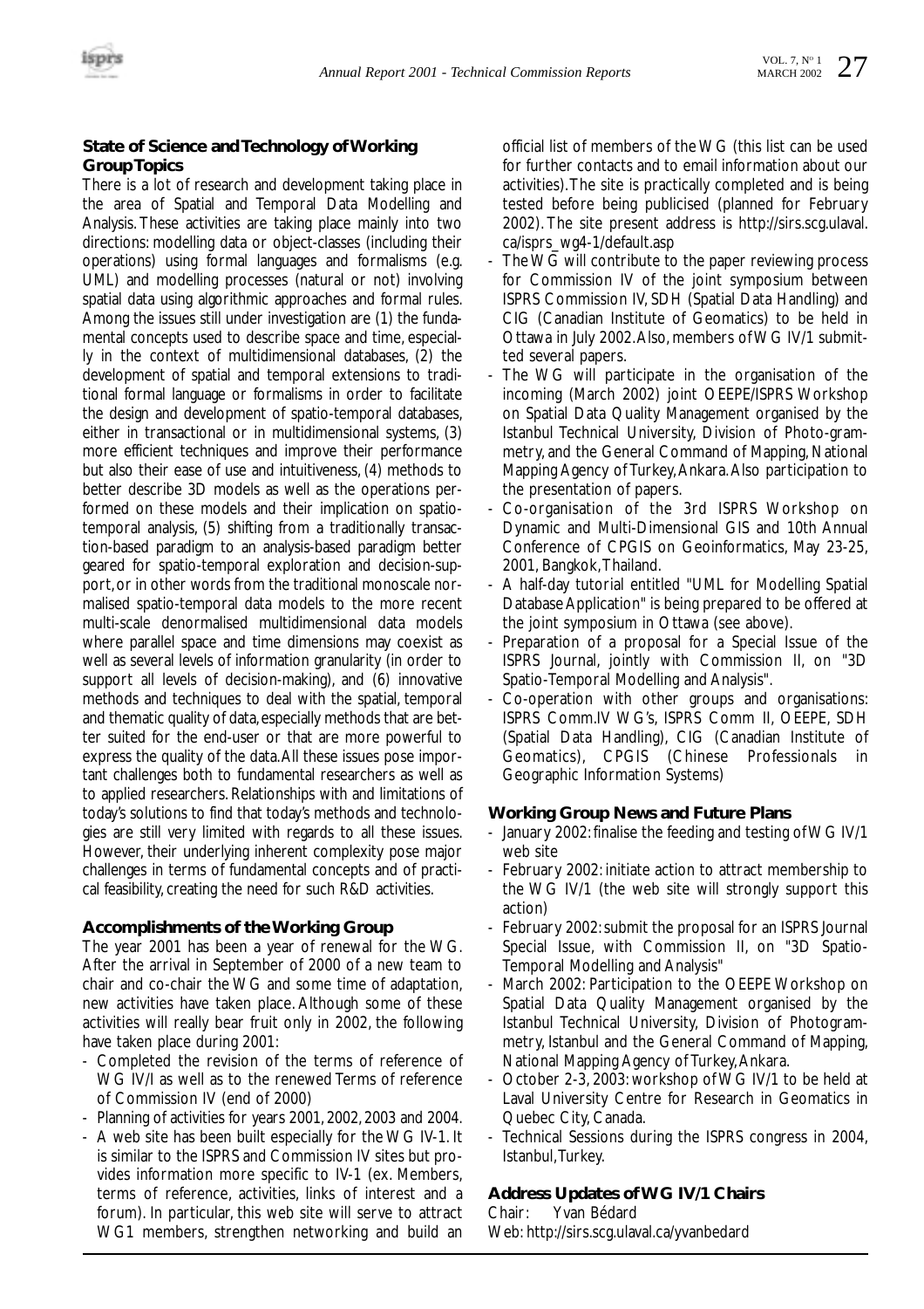### State of Science and Technology of Working Group Topics

There is a lot of research and development taking place in the area of Spatial and Temporal Data Modelling and Analysis. These activities are taking place mainly into two directions: modelling data or object-classes (including their operations) using formal languages and formalisms (e.g. UML) and modelling processes (natural or not) involving spatial data using algorithmic approaches and formal rules. Among the issues still under investigation are (1) the fundamental concepts used to describe space and time, especially in the context of multidimensional databases, (2) the development of spatial and temporal extensions to traditional formal language or formalisms in order to facilitate the design and development of spatio-temporal databases, either in transactional or in multidimensional systems, (3) more efficient techniques and improve their performance but also their ease of use and intuitiveness, (4) methods to better describe 3D models as well as the operations performed on these models and their implication on spatio-temporal analysis, (5) shifting from a traditionally transaction-based paradigm to an analysis-based paradigm better geared for spatio-temporal exploration and decision-support, or in other words from the traditional monoscale normalised spatio-temporal data models to the more recent multi-scale denormalised multidimensional data models where parallel space and time dimensions may coexist as well as several levels of information granularity (in order to support all levels of decision-making), and (6) innovative methods and techniques to deal with the spatial, temporal and thematic quality of data, especially methods that are better suited for the end-user or that are more powerful to express the quality of the data. All these issues pose important challenges both to fundamental researchers as well as to applied researchers. Relationships with and limitations of today's solutions to find that today's methods and technologies are still very limited with regards to all these issues. However, their underlying inherent complexity pose major challenges in terms of fundamental concepts and of practical feasibility, creating the need for such R&D activities.

### Accomplishments of the Working Group

The year 2001 has been a year of renewal for the WG. After the arrival in September of 2000 of a new team to chair and co-chair the WG and some time of adaptation, new activities have taken place. Although some of these activities will really bear fruit only in 2002, the following have taken place during 2001:

- Completed the revision of the terms of reference of WG IV/I as well as to the renewed Terms of reference of Commission IV (end of 2000)
- Planning of activities for years 2001, 2002, 2003 and 2004.
- A web site has been built especially for the WG IV-1. It is similar to the ISPRS and Commission IV sites but provides information more specific to IV-1 (ex. Members, terms of reference, activities, links of interest and a forum). In particular, this web site will serve to attract WG1 members, strengthen networking and build an official list of members of the WG (this list can be used for further contacts and to email information about our activities). The site is practically completed and is being tested before being publicised (planned for February 2002). The site present address is http://sirs.scg.ulaval.ca/isprs_wg4-1/default.asp
- The WG will contribute to the paper reviewing process for Commission IV of the joint symposium between ISPRS Commission IV, SDH (Spatial Data Handling) and CIG (Canadian Institute of Geomatics) to be held in Ottawa in July 2002. Also, members of WG IV/1 submitted several papers.
- The WG will participate in the organisation of the incoming (March 2002) joint OEEPE/ISPRS Workshop on Spatial Data Quality Management organised by the Istanbul Technical University, Division of Photo-grammetry, and the General Command of Mapping, National Mapping Agency of Turkey, Ankara. Also participation to the presentation of papers.
- Co-organisation of the 3rd ISPRS Workshop on Dynamic and Multi-Dimensional GIS and 10th Annual Conference of CPGIS on Geoinformatics, May 23-25, 2001, Bangkok, Thailand.
- A half-day tutorial entitled "UML for Modelling Spatial Database Application" is being prepared to be offered at the joint symposium in Ottawa (see above).
- Preparation of a proposal for a Special Issue of the ISPRS Journal, jointly with Commission II, on "3D Spatio-Temporal Modelling and Analysis".
- Co-operation with other groups and organisations: ISPRS Comm.IV WG's, ISPRS Comm II, OEEPE, SDH (Spatial Data Handling), CIG (Canadian Institute of Geomatics), CPGIS (Chinese Professionals in Geographic Information Systems)

### Working Group News and Future Plans

- January 2002: finalise the feeding and testing of WG IV/1 web site
- February 2002: initiate action to attract membership to the WG IV/1 (the web site will strongly support this action)
- February 2002: submit the proposal for an ISPRS Journal Special Issue, with Commission II, on "3D Spatio-Temporal Modelling and Analysis"
- March 2002: Participation to the OEEPE Workshop on Spatial Data Quality Management organised by the Istanbul Technical University, Division of Photogrammetry, Istanbul and the General Command of Mapping, National Mapping Agency of Turkey, Ankara.
- October 2-3, 2003: workshop of WG IV/1 to be held at Laval University Centre for Research in Geomatics in Quebec City, Canada.
- Technical Sessions during the ISPRS congress in 2004, Istanbul, Turkey.

### Address Updates of WG IV/1 Chairs

Chair: Yvan Bédard
Web: http://sirs.scg.ulaval.ca/yvanbedard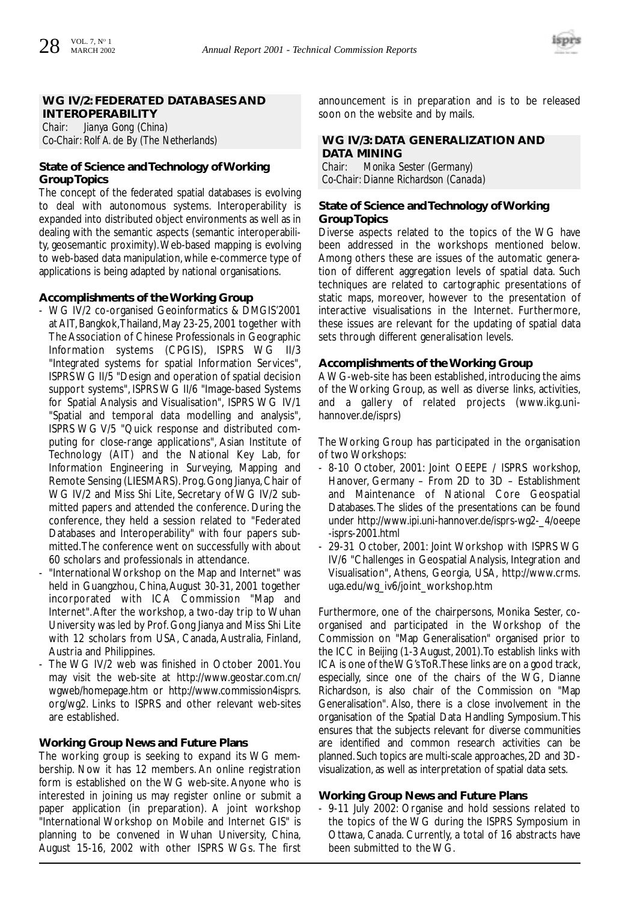## WG IV/2: FEDERATED DATABASES AND INTEROPERABILITY

*Chair: Jianya Gong (China)*
*Co-Chair: Rolf A. de By (The Netherlands)*

### State of Science and Technology of Working Group Topics

The concept of the federated spatial databases is evolving to deal with autonomous systems. Interoperability is expanded into distributed object environments as well as in dealing with the semantic aspects (semantic interoperability, geosemantic proximity). Web-based mapping is evolving to web-based data manipulation, while e-commerce type of applications is being adapted by national organisations.

### Accomplishments of the Working Group

- WG IV/2 co-organised Geoinformatics & DMGIS'2001 at AIT, Bangkok, Thailand, May 23-25, 2001 together with The Association of Chinese Professionals in Geographic Information systems (CPGIS), ISPRS WG II/3 "Integrated systems for spatial Information Services", ISPRS WG II/5 "Design and operation of spatial decision support systems", ISPRS WG II/6 "Image-based Systems for Spatial Analysis and Visualisation", ISPRS WG IV/1 "Spatial and temporal data modelling and analysis", ISPRS WG V/5 "Quick response and distributed computing for close-range applications", Asian Institute of Technology (AIT) and the National Key Lab, for Information Engineering in Surveying, Mapping and Remote Sensing (LIESMARS). Prog. Gong Jianya, Chair of WG IV/2 and Miss Shi Lite, Secretary of WG IV/2 submitted papers and attended the conference. During the conference, they held a session related to "Federated Databases and Interoperability" with four papers submitted. The conference went on successfully with about 60 scholars and professionals in attendance.
- "International Workshop on the Map and Internet" was held in Guangzhou, China, August 30-31, 2001 together incorporated with ICA Commission "Map and Internet". After the workshop, a two-day trip to Wuhan University was led by Prof. Gong Jianya and Miss Shi Lite with 12 scholars from USA, Canada, Australia, Finland, Austria and Philippines.
- The WG IV/2 web was finished in October 2001. You may visit the web-site at http://www.geostar.com.cn/wgweb/homepage.htm or http://www.commission4isprs.org/wg2. Links to ISPRS and other relevant web-sites are established.

### Working Group News and Future Plans

The working group is seeking to expand its WG membership. Now it has 12 members. An online registration form is established on the WG web-site. Anyone who is interested in joining us may register online or submit a paper application (in preparation). A joint workshop "International Workshop on Mobile and Internet GIS" is planning to be convened in Wuhan University, China, August 15-16, 2002 with other ISPRS WGs. The first announcement is in preparation and is to be released soon on the website and by mails.

## WG IV/3: DATA GENERALIZATION AND DATA MINING

*Chair: Monika Sester (Germany)*
*Co-Chair: Dianne Richardson (Canada)*

### State of Science and Technology of Working Group Topics

Diverse aspects related to the topics of the WG have been addressed in the workshops mentioned below. Among others these are issues of the automatic generation of different aggregation levels of spatial data. Such techniques are related to cartographic presentations of static maps, moreover, however to the presentation of interactive visualisations in the Internet. Furthermore, these issues are relevant for the updating of spatial data sets through different generalisation levels.

### Accomplishments of the Working Group

A WG-web-site has been established, introducing the aims of the Working Group, as well as diverse links, activities, and a gallery of related projects (www.ikg.uni-hannover.de/isprs)

The Working Group has participated in the organisation of two Workshops:

- 8-10 October, 2001: Joint OEEPE / ISPRS workshop, Hanover, Germany – From 2D to 3D – Establishment and Maintenance of National Core Geospatial Databases. The slides of the presentations can be found under http://www.ipi.uni-hannover.de/isprs-wg2-_4/oeepe-isprs-2001.html
- 29-31 October, 2001: Joint Workshop with ISPRS WG IV/6 "Challenges in Geospatial Analysis, Integration and Visualisation", Athens, Georgia, USA, http://www.crms.uga.edu/wg_iv6/joint_workshop.htm

Furthermore, one of the chairpersons, Monika Sester, co-organised and participated in the Workshop of the Commission on "Map Generalisation" organised prior to the ICC in Beijing (1-3 August, 2001). To establish links with ICA is one of the WG's ToR. These links are on a good track, especially, since one of the chairs of the WG, Dianne Richardson, is also chair of the Commission on "Map Generalisation". Also, there is a close involvement in the organisation of the Spatial Data Handling Symposium. This ensures that the subjects relevant for diverse communities are identified and common research activities can be planned. Such topics are multi-scale approaches, 2D and 3D-visualization, as well as interpretation of spatial data sets.

### Working Group News and Future Plans

- 9-11 July 2002: Organise and hold sessions related to the topics of the WG during the ISPRS Symposium in Ottawa, Canada. Currently, a total of 16 abstracts have been submitted to the WG.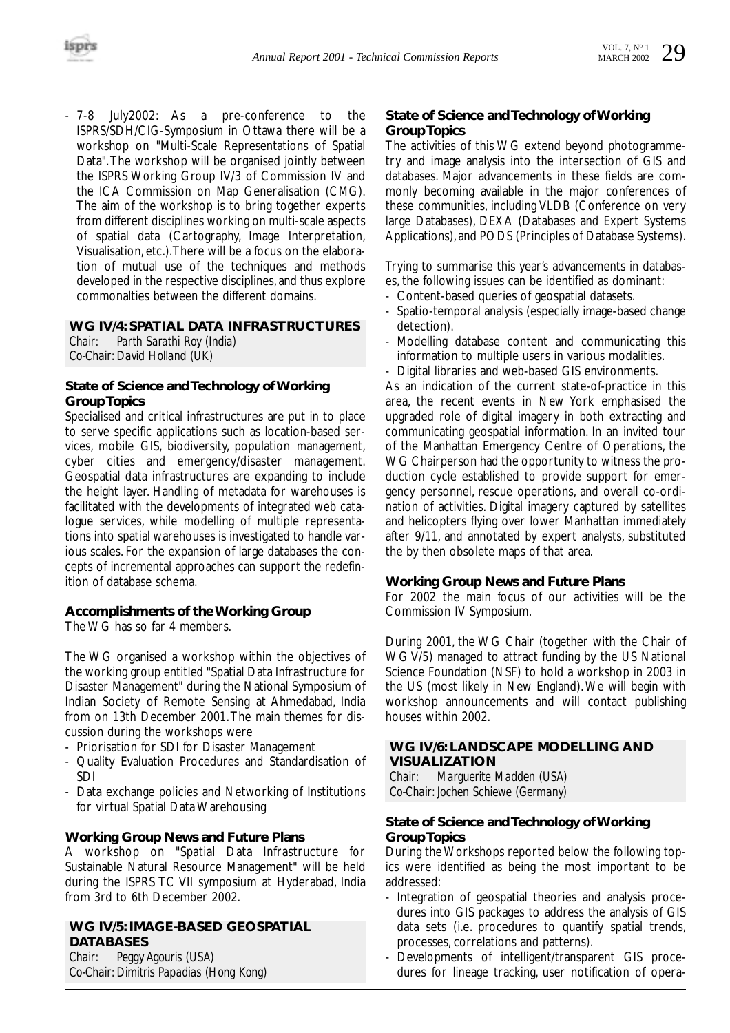- 7-8 July2002: As a pre-conference to the ISPRS/SDH/CIG-Symposium in Ottawa there will be a workshop on "Multi-Scale Representations of Spatial Data". The workshop will be organised jointly between the ISPRS Working Group IV/3 of Commission IV and the ICA Commission on Map Generalisation (CMG). The aim of the workshop is to bring together experts from different disciplines working on multi-scale aspects of spatial data (Cartography, Image Interpretation, Visualisation, etc.). There will be a focus on the elaboration of mutual use of the techniques and methods developed in the respective disciplines, and thus explore commonalties between the different domains.

## WG IV/4: SPATIAL DATA INFRASTRUCTURES

*Chair: Parth Sarathi Roy (India)*
*Co-Chair: David Holland (UK)*

### State of Science and Technology of Working Group Topics

Specialised and critical infrastructures are put in to place to serve specific applications such as location-based services, mobile GIS, biodiversity, population management, cyber cities and emergency/disaster management. Geospatial data infrastructures are expanding to include the height layer. Handling of metadata for warehouses is facilitated with the developments of integrated web catalogue services, while modelling of multiple representations into spatial warehouses is investigated to handle various scales. For the expansion of large databases the concepts of incremental approaches can support the redefinition of database schema.

### Accomplishments of the Working Group

The WG has so far 4 members.

The WG organised a workshop within the objectives of the working group entitled "Spatial Data Infrastructure for Disaster Management" during the National Symposium of Indian Society of Remote Sensing at Ahmedabad, India from on 13th December 2001. The main themes for discussion during the workshops were

- Priorisation for SDI for Disaster Management
- Quality Evaluation Procedures and Standardisation of SDI
- Data exchange policies and Networking of Institutions for virtual Spatial Data Warehousing

### Working Group News and Future Plans

A workshop on "Spatial Data Infrastructure for Sustainable Natural Resource Management" will be held during the ISPRS TC VII symposium at Hyderabad, India from 3rd to 6th December 2002.

## WG IV/5: IMAGE-BASED GEOSPATIAL DATABASES

*Chair: Peggy Agouris (USA)*
*Co-Chair: Dimitris Papadias (Hong Kong)*

### State of Science and Technology of Working Group Topics

The activities of this WG extend beyond photogrammetry and image analysis into the intersection of GIS and databases. Major advancements in these fields are commonly becoming available in the major conferences of these communities, including VLDB (Conference on very large Databases), DEXA (Databases and Expert Systems Applications), and PODS (Principles of Database Systems).

Trying to summarise this year's advancements in databases, the following issues can be identified as dominant:

- Content-based queries of geospatial datasets.
- Spatio-temporal analysis (especially image-based change detection).
- Modelling database content and communicating this information to multiple users in various modalities.
- Digital libraries and web-based GIS environments.

As an indication of the current state-of-practice in this area, the recent events in New York emphasised the upgraded role of digital imagery in both extracting and communicating geospatial information. In an invited tour of the Manhattan Emergency Centre of Operations, the WG Chairperson had the opportunity to witness the production cycle established to provide support for emergency personnel, rescue operations, and overall co-ordination of activities. Digital imagery captured by satellites and helicopters flying over lower Manhattan immediately after 9/11, and annotated by expert analysts, substituted the by then obsolete maps of that area.

### Working Group News and Future Plans

For 2002 the main focus of our activities will be the Commission IV Symposium.

During 2001, the WG Chair (together with the Chair of WG V/5) managed to attract funding by the US National Science Foundation (NSF) to hold a workshop in 2003 in the US (most likely in New England). We will begin with workshop announcements and will contact publishing houses within 2002.

## WG IV/6: LANDSCAPE MODELLING AND VISUALIZATION

*Chair: Marguerite Madden (USA)*
*Co-Chair: Jochen Schiewe (Germany)*

### State of Science and Technology of Working Group Topics

During the Workshops reported below the following topics were identified as being the most important to be addressed:

- Integration of geospatial theories and analysis procedures into GIS packages to address the analysis of GIS data sets (i.e. procedures to quantify spatial trends, processes, correlations and patterns).
- Developments of intelligent/transparent GIS procedures for lineage tracking, user notification of opera-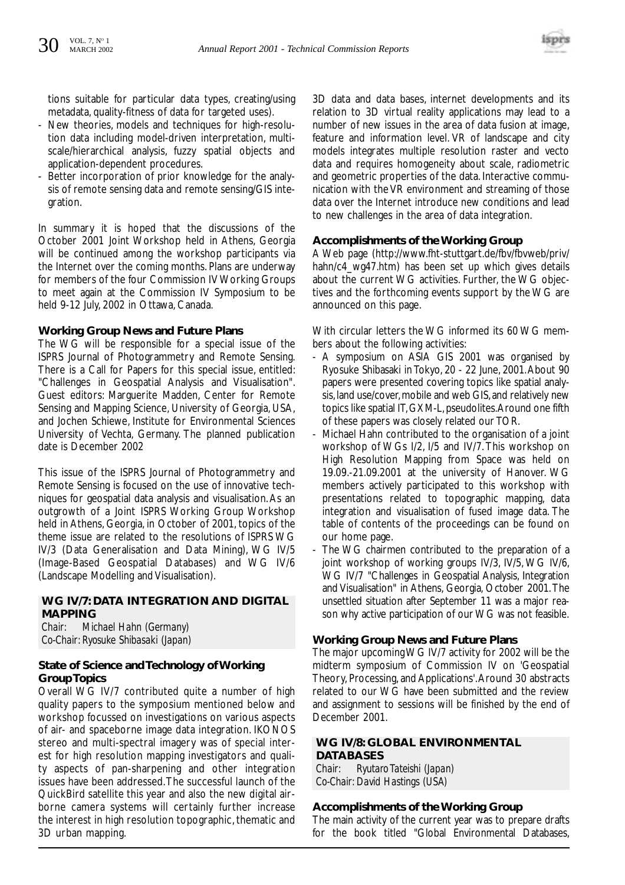tions suitable for particular data types, creating/using metadata, quality-fitness of data for targeted uses).

- New theories, models and techniques for high-resolution data including model-driven interpretation, multi-scale/hierarchical analysis, fuzzy spatial objects and application-dependent procedures.
- Better incorporation of prior knowledge for the analysis of remote sensing data and remote sensing/GIS integration.

In summary it is hoped that the discussions of the October 2001 Joint Workshop held in Athens, Georgia will be continued among the workshop participants via the Internet over the coming months. Plans are underway for members of the four Commission IV Working Groups to meet again at the Commission IV Symposium to be held 9-12 July, 2002 in Ottawa, Canada.

### Working Group News and Future Plans

The WG will be responsible for a special issue of the ISPRS Journal of Photogrammetry and Remote Sensing. There is a Call for Papers for this special issue, entitled: "Challenges in Geospatial Analysis and Visualisation". Guest editors: Marguerite Madden, Center for Remote Sensing and Mapping Science, University of Georgia, USA, and Jochen Schiewe, Institute for Environmental Sciences University of Vechta, Germany. The planned publication date is December 2002

This issue of the ISPRS Journal of Photogrammetry and Remote Sensing is focused on the use of innovative techniques for geospatial data analysis and visualisation. As an outgrowth of a Joint ISPRS Working Group Workshop held in Athens, Georgia, in October of 2001, topics of the theme issue are related to the resolutions of ISPRS WG IV/3 (Data Generalisation and Data Mining), WG IV/5 (Image-Based Geospatial Databases) and WG IV/6 (Landscape Modelling and Visualisation).

## WG IV/7: DATA INTEGRATION AND DIGITAL MAPPING

*Chair: Michael Hahn (Germany)*
*Co-Chair: Ryosuke Shibasaki (Japan)*

### State of Science and Technology of Working Group Topics

Overall WG IV/7 contributed quite a number of high quality papers to the symposium mentioned below and workshop focussed on investigations on various aspects of air- and spaceborne image data integration. IKONOS stereo and multi-spectral imagery was of special interest for high resolution mapping investigators and quality aspects of pan-sharpening and other integration issues have been addressed. The successful launch of the QuickBird satellite this year and also the new digital airborne camera systems will certainly further increase the interest in high resolution topographic, thematic and 3D urban mapping.

3D data and data bases, internet developments and its relation to 3D virtual reality applications may lead to a number of new issues in the area of data fusion at image, feature and information level. VR of landscape and city models integrates multiple resolution raster and vecto data and requires homogeneity about scale, radiometric and geometric properties of the data. Interactive communication with the VR environment and streaming of those data over the Internet introduce new conditions and lead to new challenges in the area of data integration.

### Accomplishments of the Working Group

A Web page (http://www.fht-stuttgart.de/fbv/fbvweb/priv/hahn/c4_wg47.htm) has been set up which gives details about the current WG activities. Further, the WG objectives and the forthcoming events support by the WG are announced on this page.

With circular letters the WG informed its 60 WG members about the following activities:

- A symposium on ASIA GIS 2001 was organised by Ryosuke Shibasaki in Tokyo, 20 - 22 June, 2001. About 90 papers were presented covering topics like spatial analysis, land use/cover, mobile and web GIS, and relatively new topics like spatial IT, GXM-L, pseudolites. Around one fifth of these papers was closely related our TOR.
- Michael Hahn contributed to the organisation of a joint workshop of WGs I/2, I/5 and IV/7. This workshop on High Resolution Mapping from Space was held on 19.09.-21.09.2001 at the university of Hanover. WG members actively participated to this workshop with presentations related to topographic mapping, data integration and visualisation of fused image data. The table of contents of the proceedings can be found on our home page.
- The WG chairmen contributed to the preparation of a joint workshop of working groups IV/3, IV/5, WG IV/6, WG IV/7 "Challenges in Geospatial Analysis, Integration and Visualisation" in Athens, Georgia, October 2001. The unsettled situation after September 11 was a major reason why active participation of our WG was not feasible.

### Working Group News and Future Plans

The major upcoming WG IV/7 activity for 2002 will be the midterm symposium of Commission IV on 'Geospatial Theory, Processing, and Applications'. Around 30 abstracts related to our WG have been submitted and the review and assignment to sessions will be finished by the end of December 2001.

## WG IV/8: GLOBAL ENVIRONMENTAL DATABASES

*Chair: Ryutaro Tateishi (Japan)*
*Co-Chair: David Hastings (USA)*

### Accomplishments of the Working Group

The main activity of the current year was to prepare drafts for the book titled "Global Environmental Databases,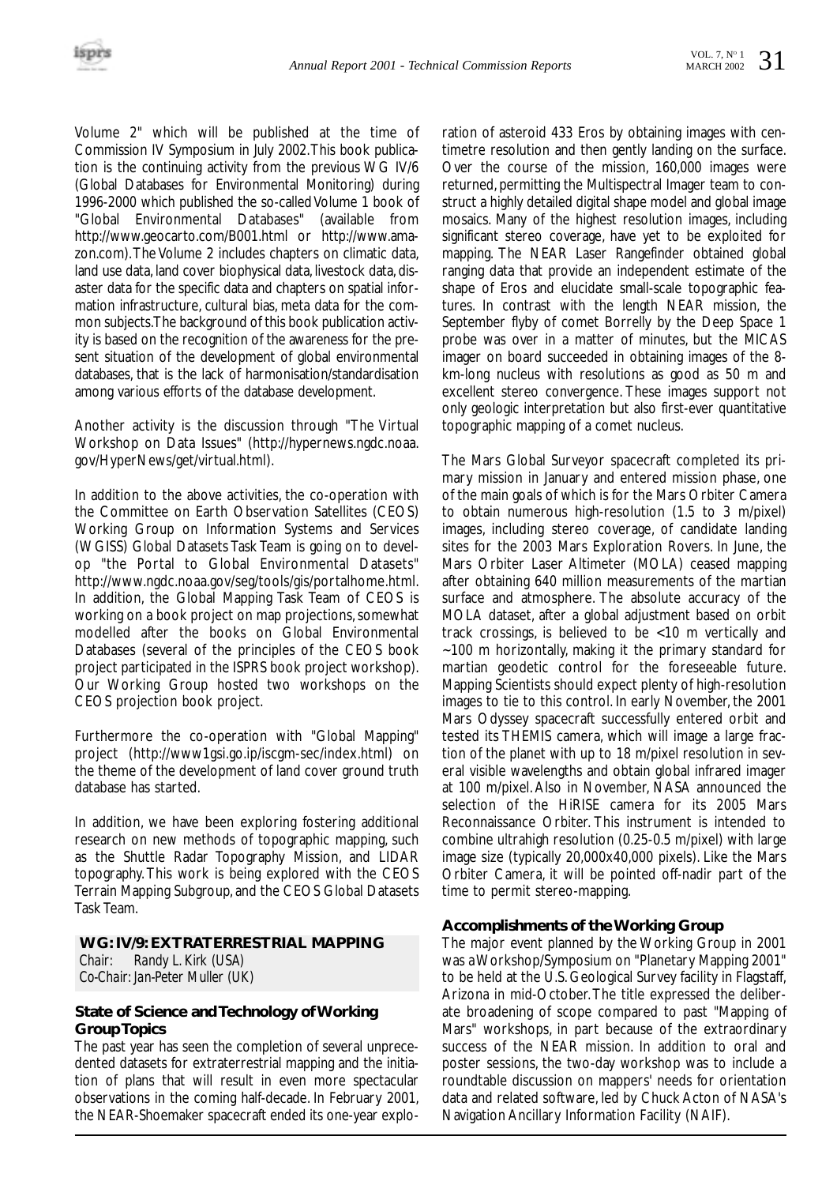Volume 2" which will be published at the time of Commission IV Symposium in July 2002. This book publication is the continuing activity from the previous WG IV/6 (Global Databases for Environmental Monitoring) during 1996-2000 which published the so-called Volume 1 book of "Global Environmental Databases" (available from http://www.geocarto.com/B001.html or http://www.amazon.com). The Volume 2 includes chapters on climatic data, land use data, land cover biophysical data, livestock data, disaster data for the specific data and chapters on spatial information infrastructure, cultural bias, meta data for the common subjects. The background of this book publication activity is based on the recognition of the awareness for the present situation of the development of global environmental databases, that is the lack of harmonisation/standardisation among various efforts of the database development.

Another activity is the discussion through "The Virtual Workshop on Data Issues" (http://hypernews.ngdc.noaa.gov/HyperNews/get/virtual.html).

In addition to the above activities, the co-operation with the Committee on Earth Observation Satellites (CEOS) Working Group on Information Systems and Services (WGISS) Global Datasets Task Team is going on to develop "the Portal to Global Environmental Datasets" http://www.ngdc.noaa.gov/seg/tools/gis/portalhome.html. In addition, the Global Mapping Task Team of CEOS is working on a book project on map projections, somewhat modelled after the books on Global Environmental Databases (several of the principles of the CEOS book project participated in the ISPRS book project workshop). Our Working Group hosted two workshops on the CEOS projection book project.

Furthermore the co-operation with "Global Mapping" project (http://www1gsi.go.ip/iscgm-sec/index.html) on the theme of the development of land cover ground truth database has started.

In addition, we have been exploring fostering additional research on new methods of topographic mapping, such as the Shuttle Radar Topography Mission, and LIDAR topography. This work is being explored with the CEOS Terrain Mapping Subgroup, and the CEOS Global Datasets Task Team.

## WG: IV/9: EXTRATERRESTRIAL MAPPING

*Chair: Randy L. Kirk (USA)*
*Co-Chair: Jan-Peter Muller (UK)*

### State of Science and Technology of Working Group Topics

The past year has seen the completion of several unprecedented datasets for extraterrestrial mapping and the initiation of plans that will result in even more spectacular observations in the coming half-decade. In February 2001, the NEAR-Shoemaker spacecraft ended its one-year exploration of asteroid 433 Eros by obtaining images with centimetre resolution and then gently landing on the surface. Over the course of the mission, 160,000 images were returned, permitting the Multispectral Imager team to construct a highly detailed digital shape model and global image mosaics. Many of the highest resolution images, including significant stereo coverage, have yet to be exploited for mapping. The NEAR Laser Rangefinder obtained global ranging data that provide an independent estimate of the shape of Eros and elucidate small-scale topographic features. In contrast with the length NEAR mission, the September flyby of comet Borrelly by the Deep Space 1 probe was over in a matter of minutes, but the MICAS imager on board succeeded in obtaining images of the 8-km-long nucleus with resolutions as good as 50 m and excellent stereo convergence. These images support not only geologic interpretation but also first-ever quantitative topographic mapping of a comet nucleus.

The Mars Global Surveyor spacecraft completed its primary mission in January and entered mission phase, one of the main goals of which is for the Mars Orbiter Camera to obtain numerous high-resolution (1.5 to 3 m/pixel) images, including stereo coverage, of candidate landing sites for the 2003 Mars Exploration Rovers. In June, the Mars Orbiter Laser Altimeter (MOLA) ceased mapping after obtaining 640 million measurements of the martian surface and atmosphere. The absolute accuracy of the MOLA dataset, after a global adjustment based on orbit track crossings, is believed to be <10 m vertically and ~100 m horizontally, making it the primary standard for martian geodetic control for the foreseeable future. Mapping Scientists should expect plenty of high-resolution images to tie to this control. In early November, the 2001 Mars Odyssey spacecraft successfully entered orbit and tested its THEMIS camera, which will image a large fraction of the planet with up to 18 m/pixel resolution in several visible wavelengths and obtain global infrared imager at 100 m/pixel. Also in November, NASA announced the selection of the HiRISE camera for its 2005 Mars Reconnaissance Orbiter. This instrument is intended to combine ultrahigh resolution (0.25-0.5 m/pixel) with large image size (typically 20,000x40,000 pixels). Like the Mars Orbiter Camera, it will be pointed off-nadir part of the time to permit stereo-mapping.

### Accomplishments of the Working Group

The major event planned by the Working Group in 2001 was a Workshop/Symposium on "Planetary Mapping 2001" to be held at the U.S. Geological Survey facility in Flagstaff, Arizona in mid-October. The title expressed the deliberate broadening of scope compared to past "Mapping of Mars" workshops, in part because of the extraordinary success of the NEAR mission. In addition to oral and poster sessions, the two-day workshop was to include a roundtable discussion on mappers' needs for orientation data and related software, led by Chuck Acton of NASA's Navigation Ancillary Information Facility (NAIF).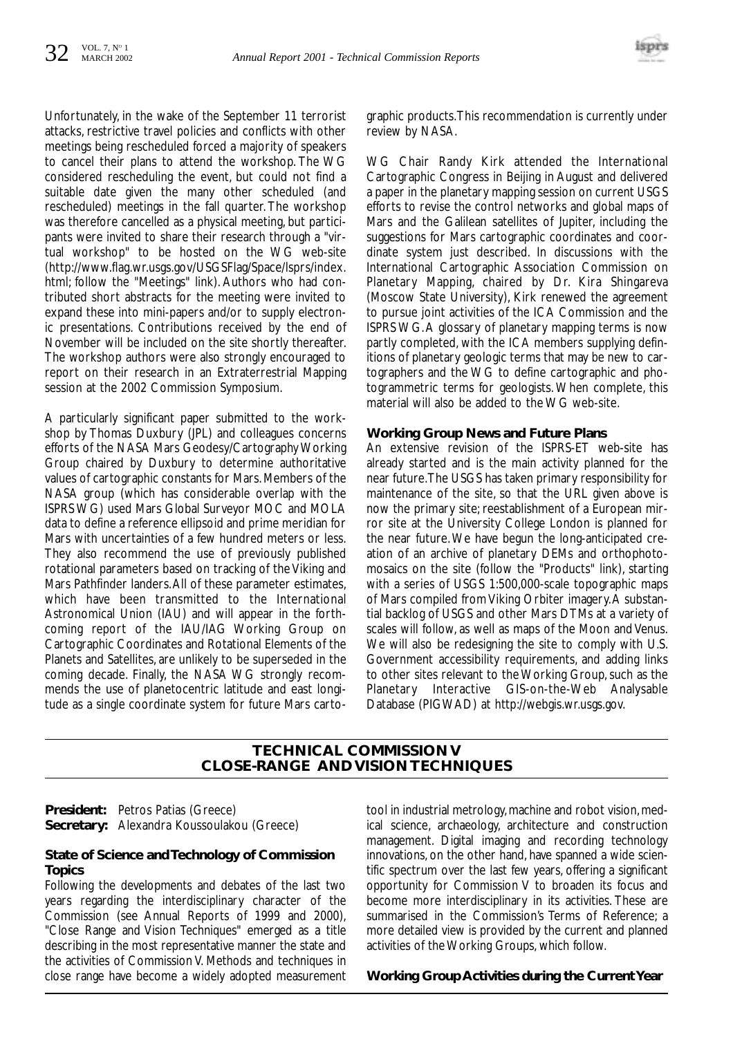Unfortunately, in the wake of the September 11 terrorist attacks, restrictive travel policies and conflicts with other meetings being rescheduled forced a majority of speakers to cancel their plans to attend the workshop. The WG considered rescheduling the event, but could not find a suitable date given the many other scheduled (and rescheduled) meetings in the fall quarter. The workshop was therefore cancelled as a physical meeting, but participants were invited to share their research through a "virtual workshop" to be hosted on the WG web-site (http://www.flag.wr.usgs.gov/USGSFlag/Space/Isprs/index.html; follow the "Meetings" link). Authors who had contributed short abstracts for the meeting were invited to expand these into mini-papers and/or to supply electronic presentations. Contributions received by the end of November will be included on the site shortly thereafter. The workshop authors were also strongly encouraged to report on their research in an Extraterrestrial Mapping session at the 2002 Commission Symposium.

A particularly significant paper submitted to the workshop by Thomas Duxbury (JPL) and colleagues concerns efforts of the NASA Mars Geodesy/Cartography Working Group chaired by Duxbury to determine authoritative values of cartographic constants for Mars. Members of the NASA group (which has considerable overlap with the ISPRS WG) used Mars Global Surveyor MOC and MOLA data to define a reference ellipsoid and prime meridian for Mars with uncertainties of a few hundred meters or less. They also recommend the use of previously published rotational parameters based on tracking of the Viking and Mars Pathfinder landers. All of these parameter estimates, which have been transmitted to the International Astronomical Union (IAU) and will appear in the forthcoming report of the IAU/IAG Working Group on Cartographic Coordinates and Rotational Elements of the Planets and Satellites, are unlikely to be superseded in the coming decade. Finally, the NASA WG strongly recommends the use of planetocentric latitude and east longitude as a single coordinate system for future Mars cartographic products. This recommendation is currently under review by NASA.

WG Chair Randy Kirk attended the International Cartographic Congress in Beijing in August and delivered a paper in the planetary mapping session on current USGS efforts to revise the control networks and global maps of Mars and the Galilean satellites of Jupiter, including the suggestions for Mars cartographic coordinates and coordinate system just described. In discussions with the International Cartographic Association Commission on Planetary Mapping, chaired by Dr. Kira Shingareva (Moscow State University), Kirk renewed the agreement to pursue joint activities of the ICA Commission and the ISPRS WG. A glossary of planetary mapping terms is now partly completed, with the ICA members supplying definitions of planetary geologic terms that may be new to cartographers and the WG to define cartographic and photogrammetric terms for geologists. When complete, this material will also be added to the WG web-site.

**Working Group News and Future Plans**

An extensive revision of the ISPRS-ET web-site has already started and is the main activity planned for the near future. The USGS has taken primary responsibility for maintenance of the site, so that the URL given above is now the primary site; reestablishment of a European mirror site at the University College London is planned for the near future. We have begun the long-anticipated creation of an archive of planetary DEMs and orthophotomosaics on the site (follow the "Products" link), starting with a series of USGS 1:500,000-scale topographic maps of Mars compiled from Viking Orbiter imagery. A substantial backlog of USGS and other Mars DTMs at a variety of scales will follow, as well as maps of the Moon and Venus. We will also be redesigning the site to comply with U.S. Government accessibility requirements, and adding links to other sites relevant to the Working Group, such as the Planetary Interactive GIS-on-the-Web Analysable Database (PIGWAD) at http://webgis.wr.usgs.gov.

## TECHNICAL COMMISSION V
## CLOSE-RANGE AND VISION TECHNIQUES

**President:** Petros Patias (Greece)
**Secretary:** Alexandra Koussoulakou (Greece)

**State of Science and Technology of Commission Topics**

Following the developments and debates of the last two years regarding the interdisciplinary character of the Commission (see Annual Reports of 1999 and 2000), "Close Range and Vision Techniques" emerged as a title describing in the most representative manner the state and the activities of Commission V. Methods and techniques in close range have become a widely adopted measurement tool in industrial metrology, machine and robot vision, medical science, archaeology, architecture and construction management. Digital imaging and recording technology innovations, on the other hand, have spanned a wide scientific spectrum over the last few years, offering a significant opportunity for Commission V to broaden its focus and become more interdisciplinary in its activities. These are summarised in the Commission's Terms of Reference; a more detailed view is provided by the current and planned activities of the Working Groups, which follow.

**Working Group Activities during the Current Year**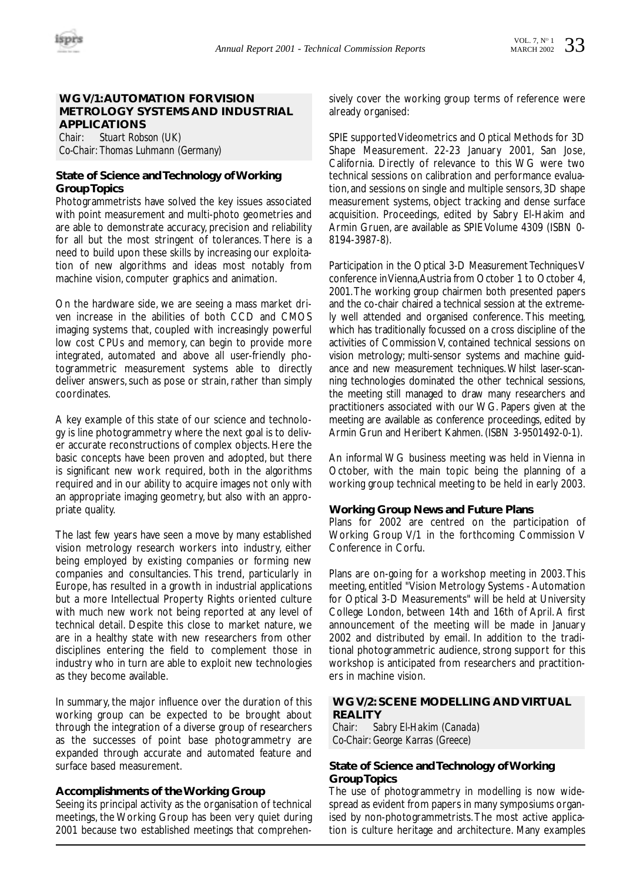## WG V/1: AUTOMATION FOR VISION METROLOGY SYSTEMS AND INDUSTRIAL APPLICATIONS

*Chair: Stuart Robson (UK)*
*Co-Chair: Thomas Luhmann (Germany)*

### State of Science and Technology of Working Group Topics

Photogrammetrists have solved the key issues associated with point measurement and multi-photo geometries and are able to demonstrate accuracy, precision and reliability for all but the most stringent of tolerances. There is a need to build upon these skills by increasing our exploitation of new algorithms and ideas most notably from machine vision, computer graphics and animation.

On the hardware side, we are seeing a mass market driven increase in the abilities of both CCD and CMOS imaging systems that, coupled with increasingly powerful low cost CPUs and memory, can begin to provide more integrated, automated and above all user-friendly photogrammetric measurement systems able to directly deliver answers, such as pose or strain, rather than simply coordinates.

A key example of this state of our science and technology is line photogrammetry where the next goal is to deliver accurate reconstructions of complex objects. Here the basic concepts have been proven and adopted, but there is significant new work required, both in the algorithms required and in our ability to acquire images not only with an appropriate imaging geometry, but also with an appropriate quality.

The last few years have seen a move by many established vision metrology research workers into industry, either being employed by existing companies or forming new companies and consultancies. This trend, particularly in Europe, has resulted in a growth in industrial applications but a more Intellectual Property Rights oriented culture with much new work not being reported at any level of technical detail. Despite this close to market nature, we are in a healthy state with new researchers from other disciplines entering the field to complement those in industry who in turn are able to exploit new technologies as they become available.

In summary, the major influence over the duration of this working group can be expected to be brought about through the integration of a diverse group of researchers as the successes of point base photogrammetry are expanded through accurate and automated feature and surface based measurement.

### Accomplishments of the Working Group

Seeing its principal activity as the organisation of technical meetings, the Working Group has been very quiet during 2001 because two established meetings that comprehensively cover the working group terms of reference were already organised:

SPIE supported Videometrics and Optical Methods for 3D Shape Measurement. 22-23 January 2001, San Jose, California. Directly of relevance to this WG were two technical sessions on calibration and performance evaluation, and sessions on single and multiple sensors, 3D shape measurement systems, object tracking and dense surface acquisition. Proceedings, edited by Sabry El-Hakim and Armin Gruen, are available as SPIE Volume 4309 (ISBN 0-8194-3987-8).

Participation in the Optical 3-D Measurement Techniques V conference in Vienna, Austria from October 1 to October 4, 2001. The working group chairmen both presented papers and the co-chair chaired a technical session at the extremely well attended and organised conference. This meeting, which has traditionally focussed on a cross discipline of the activities of Commission V, contained technical sessions on vision metrology; multi-sensor systems and machine guidance and new measurement techniques. Whilst laser-scanning technologies dominated the other technical sessions, the meeting still managed to draw many researchers and practitioners associated with our WG. Papers given at the meeting are available as conference proceedings, edited by Armin Grun and Heribert Kahmen. (ISBN 3-9501492-0-1).

An informal WG business meeting was held in Vienna in October, with the main topic being the planning of a working group technical meeting to be held in early 2003.

### Working Group News and Future Plans

Plans for 2002 are centred on the participation of Working Group V/1 in the forthcoming Commission V Conference in Corfu.

Plans are on-going for a workshop meeting in 2003. This meeting, entitled "Vision Metrology Systems - Automation for Optical 3-D Measurements" will be held at University College London, between 14th and 16th of April. A first announcement of the meeting will be made in January 2002 and distributed by email. In addition to the traditional photogrammetric audience, strong support for this workshop is anticipated from researchers and practitioners in machine vision.

## WG V/2: SCENE MODELLING AND VIRTUAL REALITY

*Chair: Sabry El-Hakim (Canada)*
*Co-Chair: George Karras (Greece)*

### State of Science and Technology of Working Group Topics

The use of photogrammetry in modelling is now widespread as evident from papers in many symposiums organised by non-photogrammetrists. The most active application is culture heritage and architecture. Many examples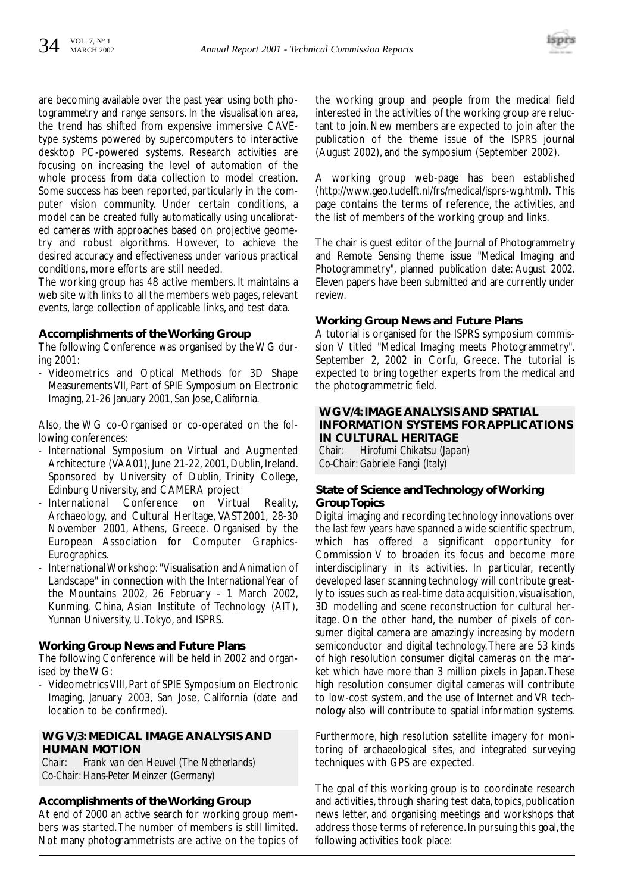are becoming available over the past year using both photogrammetry and range sensors. In the visualisation area, the trend has shifted from expensive immersive CAVE-type systems powered by supercomputers to interactive desktop PC-powered systems. Research activities are focusing on increasing the level of automation of the whole process from data collection to model creation. Some success has been reported, particularly in the computer vision community. Under certain conditions, a model can be created fully automatically using uncalibrated cameras with approaches based on projective geometry and robust algorithms. However, to achieve the desired accuracy and effectiveness under various practical conditions, more efforts are still needed.

The working group has 48 active members. It maintains a web site with links to all the members web pages, relevant events, large collection of applicable links, and test data.

**Accomplishments of the Working Group**

The following Conference was organised by the WG during 2001:

- Videometrics and Optical Methods for 3D Shape Measurements VII, Part of SPIE Symposium on Electronic Imaging, 21-26 January 2001, San Jose, California.

Also, the WG co-Organised or co-operated on the following conferences:

- International Symposium on Virtual and Augmented Architecture (VAA01), June 21-22, 2001, Dublin, Ireland. Sponsored by University of Dublin, Trinity College, Edinburg University, and CAMERA project
- International Conference on Virtual Reality, Archaeology, and Cultural Heritage, VAST2001, 28-30 November 2001, Athens, Greece. Organised by the European Association for Computer Graphics-Eurographics.
- International Workshop: "Visualisation and Animation of Landscape" in connection with the International Year of the Mountains 2002, 26 February - 1 March 2002, Kunming, China, Asian Institute of Technology (AIT), Yunnan University, U.Tokyo, and ISPRS.

**Working Group News and Future Plans**

The following Conference will be held in 2002 and organised by the WG:

- Videometrics VIII, Part of SPIE Symposium on Electronic Imaging, January 2003, San Jose, California (date and location to be confirmed).

## WG V/3: MEDICAL IMAGE ANALYSIS AND HUMAN MOTION

*Chair: Frank van den Heuvel (The Netherlands)*
*Co-Chair: Hans-Peter Meinzer (Germany)*

**Accomplishments of the Working Group**

At end of 2000 an active search for working group members was started. The number of members is still limited. Not many photogrammetrists are active on the topics of the working group and people from the medical field interested in the activities of the working group are reluctant to join. New members are expected to join after the publication of the theme issue of the ISPRS journal (August 2002), and the symposium (September 2002).

A working group web-page has been established (http://www.geo.tudelft.nl/frs/medical/isprs-wg.html). This page contains the terms of reference, the activities, and the list of members of the working group and links.

The chair is guest editor of the Journal of Photogrammetry and Remote Sensing theme issue "Medical Imaging and Photogrammetry", planned publication date: August 2002. Eleven papers have been submitted and are currently under review.

**Working Group News and Future Plans**

A tutorial is organised for the ISPRS symposium commission V titled "Medical Imaging meets Photogrammetry". September 2, 2002 in Corfu, Greece. The tutorial is expected to bring together experts from the medical and the photogrammetric field.

## WG V/4: IMAGE ANALYSIS AND SPATIAL INFORMATION SYSTEMS FOR APPLICATIONS IN CULTURAL HERITAGE

*Chair: Hirofumi Chikatsu (Japan)*
*Co-Chair: Gabriele Fangi (Italy)*

**State of Science and Technology of Working Group Topics**

Digital imaging and recording technology innovations over the last few years have spanned a wide scientific spectrum, which has offered a significant opportunity for Commission V to broaden its focus and become more interdisciplinary in its activities. In particular, recently developed laser scanning technology will contribute greatly to issues such as real-time data acquisition, visualisation, 3D modelling and scene reconstruction for cultural heritage. On the other hand, the number of pixels of consumer digital camera are amazingly increasing by modern semiconductor and digital technology. There are 53 kinds of high resolution consumer digital cameras on the market which have more than 3 million pixels in Japan. These high resolution consumer digital cameras will contribute to low-cost system, and the use of Internet and VR technology also will contribute to spatial information systems.

Furthermore, high resolution satellite imagery for monitoring of archaeological sites, and integrated surveying techniques with GPS are expected.

The goal of this working group is to coordinate research and activities, through sharing test data, topics, publication news letter, and organising meetings and workshops that address those terms of reference. In pursuing this goal, the following activities took place: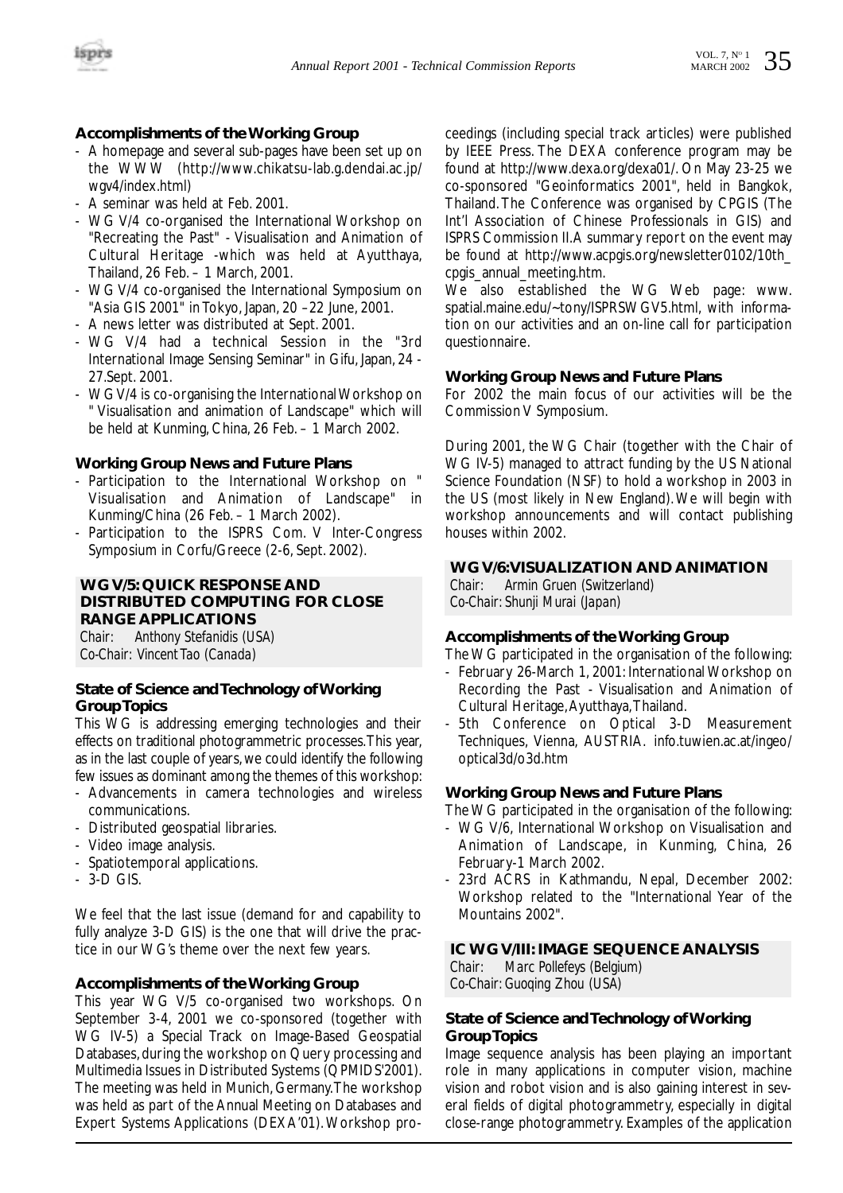### Accomplishments of the Working Group

- A homepage and several sub-pages have been set up on the WWW (http://www.chikatsu-lab.g.dendai.ac.jp/wgv4/index.html)
- A seminar was held at Feb. 2001.
- WG V/4 co-organised the International Workshop on "Recreating the Past" - Visualisation and Animation of Cultural Heritage -which was held at Ayutthaya, Thailand, 26 Feb. – 1 March, 2001.
- WG V/4 co-organised the International Symposium on "Asia GIS 2001" in Tokyo, Japan, 20 –22 June, 2001.
- A news letter was distributed at Sept. 2001.
- WG V/4 had a technical Session in the "3rd International Image Sensing Seminar" in Gifu, Japan, 24 - 27.Sept. 2001.
- WG V/4 is co-organising the International Workshop on " Visualisation and animation of Landscape" which will be held at Kunming, China, 26 Feb. – 1 March 2002.

### Working Group News and Future Plans

- Participation to the International Workshop on " Visualisation and Animation of Landscape" in Kunming/China (26 Feb. – 1 March 2002).
- Participation to the ISPRS Com. V Inter-Congress Symposium in Corfu/Greece (2-6, Sept. 2002).

## WG V/5: QUICK RESPONSE AND DISTRIBUTED COMPUTING FOR CLOSE RANGE APPLICATIONS

Chair: Anthony Stefanidis (USA)
Co-Chair: Vincent Tao (Canada)

### State of Science and Technology of Working Group Topics

This WG is addressing emerging technologies and their effects on traditional photogrammetric processes. This year, as in the last couple of years, we could identify the following few issues as dominant among the themes of this workshop:

- Advancements in camera technologies and wireless communications.
- Distributed geospatial libraries.
- Video image analysis.
- Spatiotemporal applications.
- 3-D GIS.

We feel that the last issue (demand for and capability to fully analyze 3-D GIS) is the one that will drive the practice in our WG's theme over the next few years.

### Accomplishments of the Working Group

This year WG V/5 co-organised two workshops. On September 3-4, 2001 we co-sponsored (together with WG IV-5) a Special Track on Image-Based Geospatial Databases, during the workshop on Query processing and Multimedia Issues in Distributed Systems (QPMIDS'2001). The meeting was held in Munich, Germany. The workshop was held as part of the Annual Meeting on Databases and Expert Systems Applications (DEXA'01). Workshop proceedings (including special track articles) were published by IEEE Press. The DEXA conference program may be found at http://www.dexa.org/dexa01/. On May 23-25 we co-sponsored "Geoinformatics 2001", held in Bangkok, Thailand. The Conference was organised by CPGIS (The Int'l Association of Chinese Professionals in GIS) and ISPRS Commission II. A summary report on the event may be found at http://www.acpgis.org/newsletter0102/10th_cpgis_annual_meeting.htm.

We also established the WG Web page: www.spatial.maine.edu/~tony/ISPRSWGV5.html, with information on our activities and an on-line call for participation questionnaire.

### Working Group News and Future Plans

For 2002 the main focus of our activities will be the Commission V Symposium.

During 2001, the WG Chair (together with the Chair of WG IV-5) managed to attract funding by the US National Science Foundation (NSF) to hold a workshop in 2003 in the US (most likely in New England). We will begin with workshop announcements and will contact publishing houses within 2002.

## WG V/6: VISUALIZATION AND ANIMATION

Chair: Armin Gruen (Switzerland)
Co-Chair: Shunji Murai (Japan)

### Accomplishments of the Working Group

The WG participated in the organisation of the following:

- February 26-March 1, 2001: International Workshop on Recording the Past - Visualisation and Animation of Cultural Heritage, Ayutthaya, Thailand.
- 5th Conference on Optical 3-D Measurement Techniques, Vienna, AUSTRIA. info.tuwien.ac.at/ingeo/optical3d/o3d.htm

### Working Group News and Future Plans

The WG participated in the organisation of the following:

- WG V/6, International Workshop on Visualisation and Animation of Landscape, in Kunming, China, 26 February-1 March 2002.
- 23rd ACRS in Kathmandu, Nepal, December 2002: Workshop related to the "International Year of the Mountains 2002".

## IC WG V/III: IMAGE SEQUENCE ANALYSIS

Chair: Marc Pollefeys (Belgium)
Co-Chair: Guoqing Zhou (USA)

### State of Science and Technology of Working Group Topics

Image sequence analysis has been playing an important role in many applications in computer vision, machine vision and robot vision and is also gaining interest in several fields of digital photogrammetry, especially in digital close-range photogrammetry. Examples of the application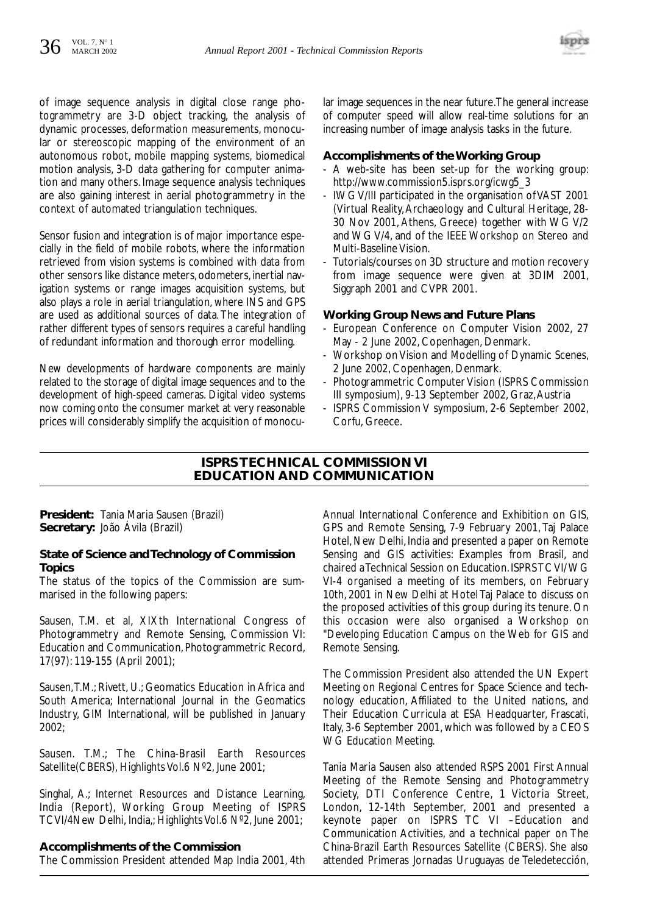of image sequence analysis in digital close range photogrammetry are 3-D object tracking, the analysis of dynamic processes, deformation measurements, monocular or stereoscopic mapping of the environment of an autonomous robot, mobile mapping systems, biomedical motion analysis, 3-D data gathering for computer animation and many others. Image sequence analysis techniques are also gaining interest in aerial photogrammetry in the context of automated triangulation techniques.

Sensor fusion and integration is of major importance especially in the field of mobile robots, where the information retrieved from vision systems is combined with data from other sensors like distance meters, odometers, inertial navigation systems or range images acquisition systems, but also plays a role in aerial triangulation, where INS and GPS are used as additional sources of data. The integration of rather different types of sensors requires a careful handling of redundant information and thorough error modelling.

New developments of hardware components are mainly related to the storage of digital image sequences and to the development of high-speed cameras. Digital video systems now coming onto the consumer market at very reasonable prices will considerably simplify the acquisition of monocular image sequences in the near future. The general increase of computer speed will allow real-time solutions for an increasing number of image analysis tasks in the future.

### Accomplishments of the Working Group

- A web-site has been set-up for the working group: http://www.commission5.isprs.org/icwg5_3
- IWG V/III participated in the organisation of VAST 2001 (Virtual Reality, Archaeology and Cultural Heritage, 28-30 Nov 2001, Athens, Greece) together with WG V/2 and WG V/4, and of the IEEE Workshop on Stereo and Multi-Baseline Vision.
- Tutorials/courses on 3D structure and motion recovery from image sequence were given at 3DIM 2001, Siggraph 2001 and CVPR 2001.

### Working Group News and Future Plans

- European Conference on Computer Vision 2002, 27 May - 2 June 2002, Copenhagen, Denmark.
- Workshop on Vision and Modelling of Dynamic Scenes, 2 June 2002, Copenhagen, Denmark.
- Photogrammetric Computer Vision (ISPRS Commission III symposium), 9-13 September 2002, Graz, Austria
- ISPRS Commission V symposium, 2-6 September 2002, Corfu, Greece.

## ISPRS TECHNICAL COMMISSION VI EDUCATION AND COMMUNICATION

**President:** Tania Maria Sausen (Brazil)
**Secretary:** João Ávila (Brazil)

### State of Science and Technology of Commission Topics

The status of the topics of the Commission are summarised in the following papers:

Sausen, T.M. et al, XIXth International Congress of Photogrammetry and Remote Sensing, Commission VI: Education and Communication, Photogrammetric Record, 17(97): 119-155 (April 2001);

Sausen, T.M.; Rivett, U.; Geomatics Education in Africa and South America; International Journal in the Geomatics Industry, GIM International, will be published in January 2002;

Sausen. T.M.; The China-Brasil Earth Resources Satellite(CBERS), Highlights Vol.6 Nº2, June 2001;

Singhal, A.; Internet Resources and Distance Learning, India (Report), Working Group Meeting of ISPRS TCVI/4New Delhi, India,; Highlights Vol.6 Nº2, June 2001;

### Accomplishments of the Commission

The Commission President attended Map India 2001, 4th Annual International Conference and Exhibition on GIS, GPS and Remote Sensing, 7-9 February 2001, Taj Palace Hotel, New Delhi, India and presented a paper on Remote Sensing and GIS activities: Examples from Brasil, and chaired a Technical Session on Education. ISPRS TC VI/WG VI-4 organised a meeting of its members, on February 10th, 2001 in New Delhi at Hotel Taj Palace to discuss on the proposed activities of this group during its tenure. On this occasion were also organised a Workshop on "Developing Education Campus on the Web for GIS and Remote Sensing.

The Commission President also attended the UN Expert Meeting on Regional Centres for Space Science and technology education, Affiliated to the United nations, and Their Education Curricula at ESA Headquarter, Frascati, Italy, 3-6 September 2001, which was followed by a CEOS WG Education Meeting.

Tania Maria Sausen also attended RSPS 2001 First Annual Meeting of the Remote Sensing and Photogrammetry Society, DTI Conference Centre, 1 Victoria Street, London, 12-14th September, 2001 and presented a keynote paper on ISPRS TC VI –Education and Communication Activities, and a technical paper on The China-Brazil Earth Resources Satellite (CBERS). She also attended Primeras Jornadas Uruguayas de Teledetección,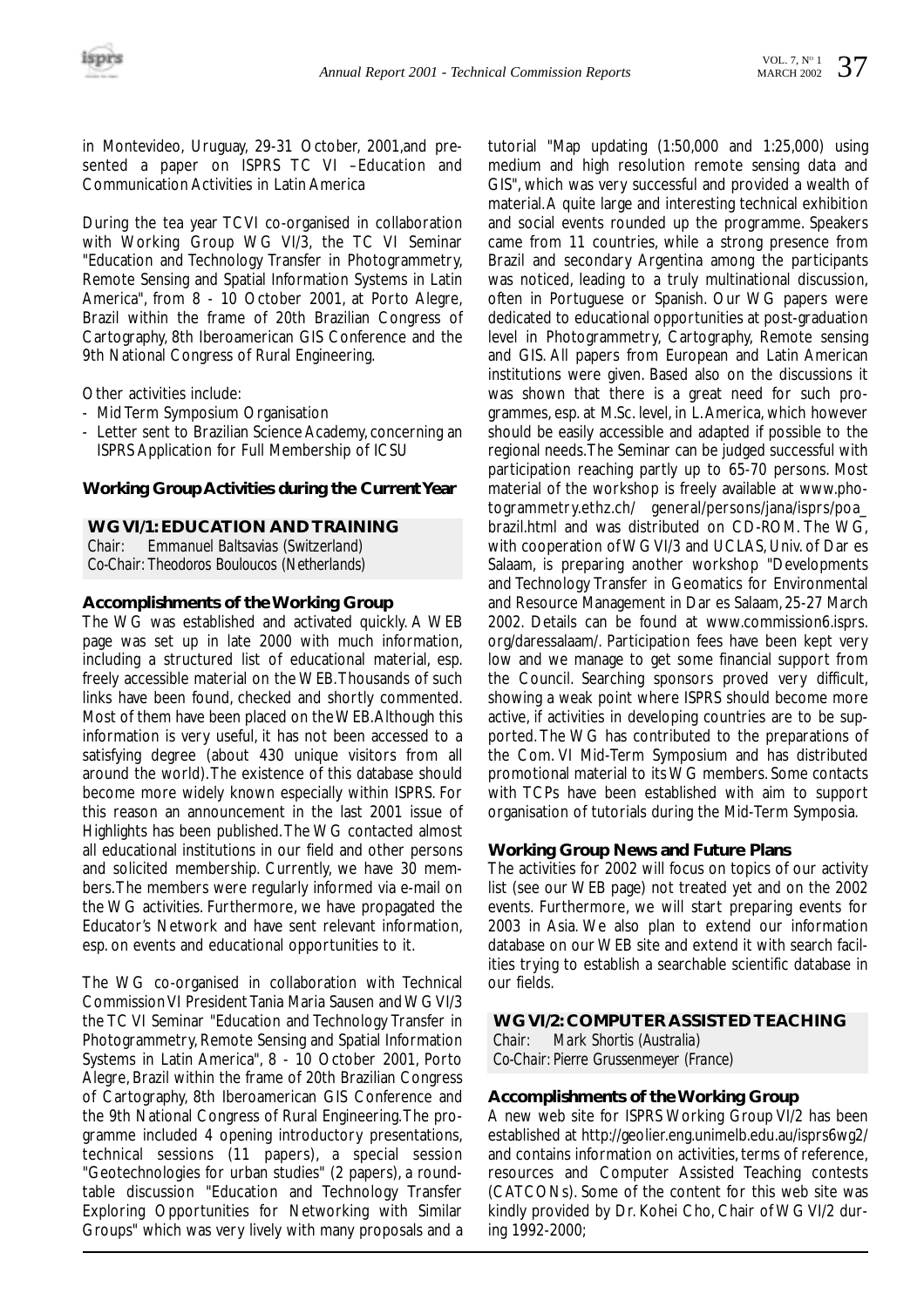in Montevideo, Uruguay, 29-31 October, 2001,and presented a paper on ISPRS TC VI –Education and Communication Activities in Latin America

During the tea year TCVI co-organised in collaboration with Working Group WG VI/3, the TC VI Seminar "Education and Technology Transfer in Photogrammetry, Remote Sensing and Spatial Information Systems in Latin America", from 8 - 10 October 2001, at Porto Alegre, Brazil within the frame of 20th Brazilian Congress of Cartography, 8th Iberoamerican GIS Conference and the 9th National Congress of Rural Engineering.

Other activities include:

- Mid Term Symposium Organisation
- Letter sent to Brazilian Science Academy, concerning an ISPRS Application for Full Membership of ICSU

## Working Group Activities during the Current Year

### WG VI/1: EDUCATION AND TRAINING

*Chair: Emmanuel Baltsavias (Switzerland)*
*Co-Chair: Theodoros Bouloucos (Netherlands)*

#### Accomplishments of the Working Group

The WG was established and activated quickly. A WEB page was set up in late 2000 with much information, including a structured list of educational material, esp. freely accessible material on the WEB. Thousands of such links have been found, checked and shortly commented. Most of them have been placed on the WEB. Although this information is very useful, it has not been accessed to a satisfying degree (about 430 unique visitors from all around the world). The existence of this database should become more widely known especially within ISPRS. For this reason an announcement in the last 2001 issue of Highlights has been published. The WG contacted almost all educational institutions in our field and other persons and solicited membership. Currently, we have 30 members. The members were regularly informed via e-mail on the WG activities. Furthermore, we have propagated the Educator's Network and have sent relevant information, esp. on events and educational opportunities to it.

The WG co-organised in collaboration with Technical Commission VI President Tania Maria Sausen and WG VI/3 the TC VI Seminar "Education and Technology Transfer in Photogrammetry, Remote Sensing and Spatial Information Systems in Latin America", 8 - 10 October 2001, Porto Alegre, Brazil within the frame of 20th Brazilian Congress of Cartography, 8th Iberoamerican GIS Conference and the 9th National Congress of Rural Engineering. The programme included 4 opening introductory presentations, technical sessions (11 papers), a special session "Geotechnologies for urban studies" (2 papers), a roundtable discussion "Education and Technology Transfer Exploring Opportunities for Networking with Similar Groups" which was very lively with many proposals and a tutorial "Map updating (1:50,000 and 1:25,000) using medium and high resolution remote sensing data and GIS", which was very successful and provided a wealth of material. A quite large and interesting technical exhibition and social events rounded up the programme. Speakers came from 11 countries, while a strong presence from Brazil and secondary Argentina among the participants was noticed, leading to a truly multinational discussion, often in Portuguese or Spanish. Our WG papers were dedicated to educational opportunities at post-graduation level in Photogrammetry, Cartography, Remote sensing and GIS. All papers from European and Latin American institutions were given. Based also on the discussions it was shown that there is a great need for such programmes, esp. at M.Sc. level, in L. America, which however should be easily accessible and adapted if possible to the regional needs. The Seminar can be judged successful with participation reaching partly up to 65-70 persons. Most material of the workshop is freely available at www.photogrammetry.ethz.ch/ general/persons/jana/isprs/poa_brazil.html and was distributed on CD-ROM. The WG, with cooperation of WG VI/3 and UCLAS, Univ. of Dar es Salaam, is preparing another workshop "Developments and Technology Transfer in Geomatics for Environmental and Resource Management in Dar es Salaam, 25-27 March 2002. Details can be found at www.commission6.isprs.org/daressalaam/. Participation fees have been kept very low and we manage to get some financial support from the Council. Searching sponsors proved very difficult, showing a weak point where ISPRS should become more active, if activities in developing countries are to be supported. The WG has contributed to the preparations of the Com. VI Mid-Term Symposium and has distributed promotional material to its WG members. Some contacts with TCPs have been established with aim to support organisation of tutorials during the Mid-Term Symposia.

#### Working Group News and Future Plans

The activities for 2002 will focus on topics of our activity list (see our WEB page) not treated yet and on the 2002 events. Furthermore, we will start preparing events for 2003 in Asia. We also plan to extend our information database on our WEB site and extend it with search facilities trying to establish a searchable scientific database in our fields.

### WG VI/2: COMPUTER ASSISTED TEACHING

*Chair: Mark Shortis (Australia)*
*Co-Chair: Pierre Grussenmeyer (France)*

#### Accomplishments of the Working Group

A new web site for ISPRS Working Group VI/2 has been established at http://geolier.eng.unimelb.edu.au/isprs6wg2/ and contains information on activities, terms of reference, resources and Computer Assisted Teaching contests (CATCONs). Some of the content for this web site was kindly provided by Dr. Kohei Cho, Chair of WG VI/2 during 1992-2000;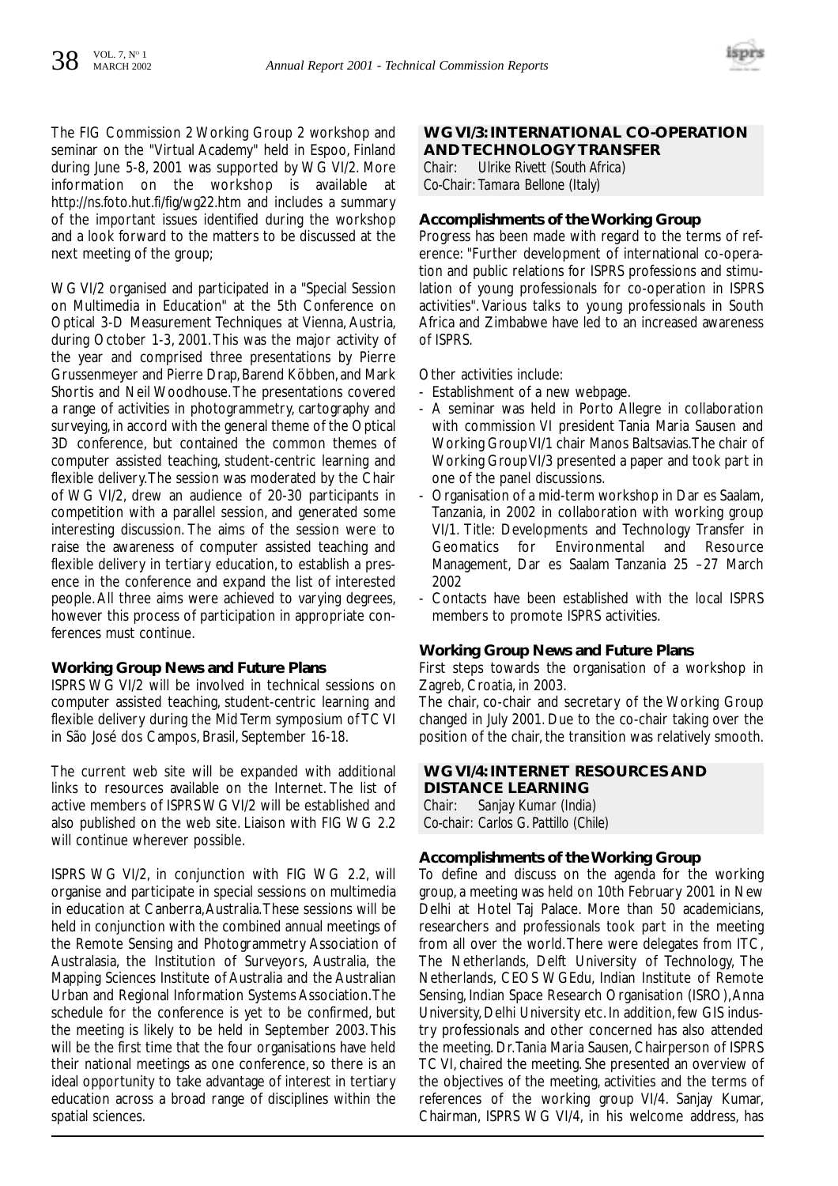The FIG Commission 2 Working Group 2 workshop and seminar on the "Virtual Academy" held in Espoo, Finland during June 5-8, 2001 was supported by WG VI/2. More information on the workshop is available at http://ns.foto.hut.fi/fig/wg22.htm and includes a summary of the important issues identified during the workshop and a look forward to the matters to be discussed at the next meeting of the group;

WG VI/2 organised and participated in a "Special Session on Multimedia in Education" at the 5th Conference on Optical 3-D Measurement Techniques at Vienna, Austria, during October 1-3, 2001. This was the major activity of the year and comprised three presentations by Pierre Grussenmeyer and Pierre Drap, Barend Köbben, and Mark Shortis and Neil Woodhouse. The presentations covered a range of activities in photogrammetry, cartography and surveying, in accord with the general theme of the Optical 3D conference, but contained the common themes of computer assisted teaching, student-centric learning and flexible delivery. The session was moderated by the Chair of WG VI/2, drew an audience of 20-30 participants in competition with a parallel session, and generated some interesting discussion. The aims of the session were to raise the awareness of computer assisted teaching and flexible delivery in tertiary education, to establish a presence in the conference and expand the list of interested people. All three aims were achieved to varying degrees, however this process of participation in appropriate conferences must continue.

### Working Group News and Future Plans

ISPRS WG VI/2 will be involved in technical sessions on computer assisted teaching, student-centric learning and flexible delivery during the Mid Term symposium of TC VI in São José dos Campos, Brasil, September 16-18.

The current web site will be expanded with additional links to resources available on the Internet. The list of active members of ISPRS WG VI/2 will be established and also published on the web site. Liaison with FIG WG 2.2 will continue wherever possible.

ISPRS WG VI/2, in conjunction with FIG WG 2.2, will organise and participate in special sessions on multimedia in education at Canberra, Australia. These sessions will be held in conjunction with the combined annual meetings of the Remote Sensing and Photogrammetry Association of Australasia, the Institution of Surveyors, Australia, the Mapping Sciences Institute of Australia and the Australian Urban and Regional Information Systems Association. The schedule for the conference is yet to be confirmed, but the meeting is likely to be held in September 2003. This will be the first time that the four organisations have held their national meetings as one conference, so there is an ideal opportunity to take advantage of interest in tertiary education across a broad range of disciplines within the spatial sciences.

## WG VI/3: INTERNATIONAL CO-OPERATION AND TECHNOLOGY TRANSFER

*Chair: Ulrike Rivett (South Africa)*
*Co-Chair: Tamara Bellone (Italy)*

### Accomplishments of the Working Group

Progress has been made with regard to the terms of reference: "Further development of international co-operation and public relations for ISPRS professions and stimulation of young professionals for co-operation in ISPRS activities". Various talks to young professionals in South Africa and Zimbabwe have led to an increased awareness of ISPRS.

Other activities include:

- Establishment of a new webpage.
- A seminar was held in Porto Allegre in collaboration with commission VI president Tania Maria Sausen and Working Group VI/1 chair Manos Baltsavias. The chair of Working Group VI/3 presented a paper and took part in one of the panel discussions.
- Organisation of a mid-term workshop in Dar es Saalam, Tanzania, in 2002 in collaboration with working group VI/1. Title: Developments and Technology Transfer in Geomatics for Environmental and Resource Management, Dar es Saalam Tanzania 25 –27 March 2002
- Contacts have been established with the local ISPRS members to promote ISPRS activities.

### Working Group News and Future Plans

First steps towards the organisation of a workshop in Zagreb, Croatia, in 2003.

The chair, co-chair and secretary of the Working Group changed in July 2001. Due to the co-chair taking over the position of the chair, the transition was relatively smooth.

## WG VI/4: INTERNET RESOURCES AND DISTANCE LEARNING

*Chair: Sanjay Kumar (India)*
*Co-chair: Carlos G. Pattillo (Chile)*

### Accomplishments of the Working Group

To define and discuss on the agenda for the working group, a meeting was held on 10th February 2001 in New Delhi at Hotel Taj Palace. More than 50 academicians, researchers and professionals took part in the meeting from all over the world. There were delegates from ITC, The Netherlands, Delft University of Technology, The Netherlands, CEOS WGEdu, Indian Institute of Remote Sensing, Indian Space Research Organisation (ISRO), Anna University, Delhi University etc. In addition, few GIS industry professionals and other concerned has also attended the meeting. Dr. Tania Maria Sausen, Chairperson of ISPRS TC VI, chaired the meeting. She presented an overview of the objectives of the meeting, activities and the terms of references of the working group VI/4. Sanjay Kumar, Chairman, ISPRS WG VI/4, in his welcome address, has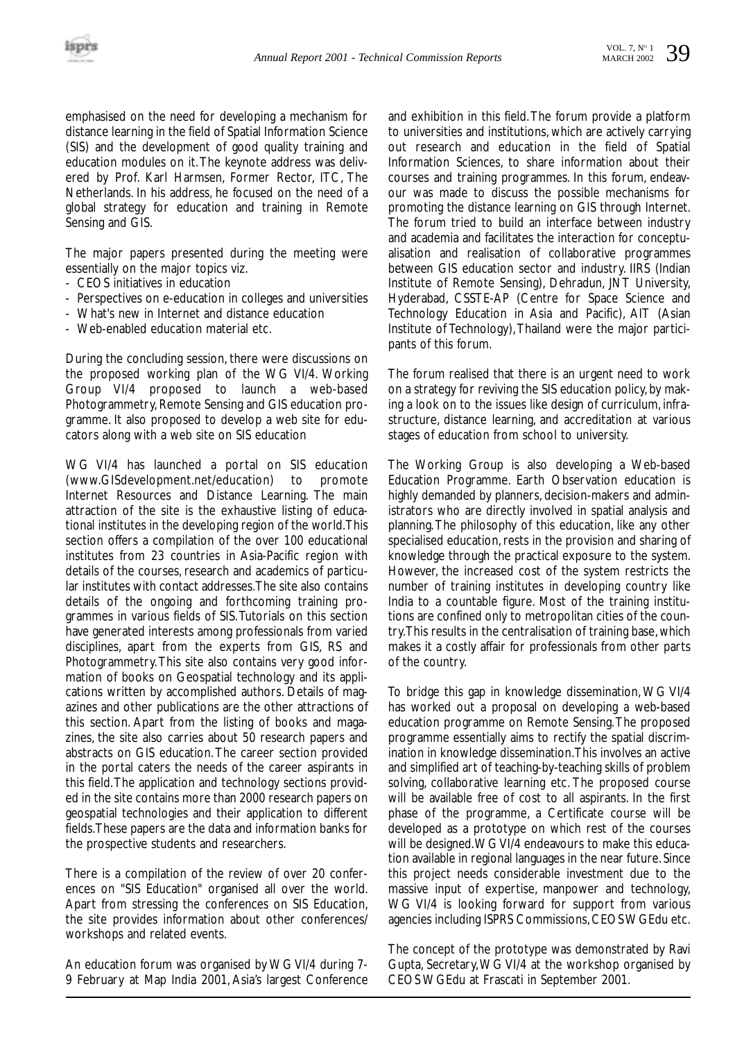emphasised on the need for developing a mechanism for distance learning in the field of Spatial Information Science (SIS) and the development of good quality training and education modules on it. The keynote address was delivered by Prof. Karl Harmsen, Former Rector, ITC, The Netherlands. In his address, he focused on the need of a global strategy for education and training in Remote Sensing and GIS.

The major papers presented during the meeting were essentially on the major topics viz.

- CEOS initiatives in education
- Perspectives on e-education in colleges and universities
- What's new in Internet and distance education
- Web-enabled education material etc.

During the concluding session, there were discussions on the proposed working plan of the WG VI/4. Working Group VI/4 proposed to launch a web-based Photogrammetry, Remote Sensing and GIS education programme. It also proposed to develop a web site for educators along with a web site on SIS education

WG VI/4 has launched a portal on SIS education (www.GISdevelopment.net/education) to promote Internet Resources and Distance Learning. The main attraction of the site is the exhaustive listing of educational institutes in the developing region of the world. This section offers a compilation of the over 100 educational institutes from 23 countries in Asia-Pacific region with details of the courses, research and academics of particular institutes with contact addresses. The site also contains details of the ongoing and forthcoming training programmes in various fields of SIS. Tutorials on this section have generated interests among professionals from varied disciplines, apart from the experts from GIS, RS and Photogrammetry. This site also contains very good information of books on Geospatial technology and its applications written by accomplished authors. Details of magazines and other publications are the other attractions of this section. Apart from the listing of books and magazines, the site also carries about 50 research papers and abstracts on GIS education. The career section provided in the portal caters the needs of the career aspirants in this field. The application and technology sections provided in the site contains more than 2000 research papers on geospatial technologies and their application to different fields. These papers are the data and information banks for the prospective students and researchers.

There is a compilation of the review of over 20 conferences on "SIS Education" organised all over the world. Apart from stressing the conferences on SIS Education, the site provides information about other conferences/ workshops and related events.

An education forum was organised by WG VI/4 during 7-9 February at Map India 2001, Asia's largest Conference and exhibition in this field. The forum provide a platform to universities and institutions, which are actively carrying out research and education in the field of Spatial Information Sciences, to share information about their courses and training programmes. In this forum, endeavour was made to discuss the possible mechanisms for promoting the distance learning on GIS through Internet. The forum tried to build an interface between industry and academia and facilitates the interaction for conceptualisation and realisation of collaborative programmes between GIS education sector and industry. IIRS (Indian Institute of Remote Sensing), Dehradun, JNT University, Hyderabad, CSSTE-AP (Centre for Space Science and Technology Education in Asia and Pacific), AIT (Asian Institute of Technology), Thailand were the major participants of this forum.

The forum realised that there is an urgent need to work on a strategy for reviving the SIS education policy, by making a look on to the issues like design of curriculum, infrastructure, distance learning, and accreditation at various stages of education from school to university.

The Working Group is also developing a Web-based Education Programme. Earth Observation education is highly demanded by planners, decision-makers and administrators who are directly involved in spatial analysis and planning. The philosophy of this education, like any other specialised education, rests in the provision and sharing of knowledge through the practical exposure to the system. However, the increased cost of the system restricts the number of training institutes in developing country like India to a countable figure. Most of the training institutions are confined only to metropolitan cities of the country. This results in the centralisation of training base, which makes it a costly affair for professionals from other parts of the country.

To bridge this gap in knowledge dissemination, WG VI/4 has worked out a proposal on developing a web-based education programme on Remote Sensing. The proposed programme essentially aims to rectify the spatial discrimination in knowledge dissemination. This involves an active and simplified art of teaching-by-teaching skills of problem solving, collaborative learning etc. The proposed course will be available free of cost to all aspirants. In the first phase of the programme, a Certificate course will be developed as a prototype on which rest of the courses will be designed. WG VI/4 endeavours to make this education available in regional languages in the near future. Since this project needs considerable investment due to the massive input of expertise, manpower and technology, WG VI/4 is looking forward for support from various agencies including ISPRS Commissions, CEOS WGEdu etc.

The concept of the prototype was demonstrated by Ravi Gupta, Secretary, WG VI/4 at the workshop organised by CEOS WGEdu at Frascati in September 2001.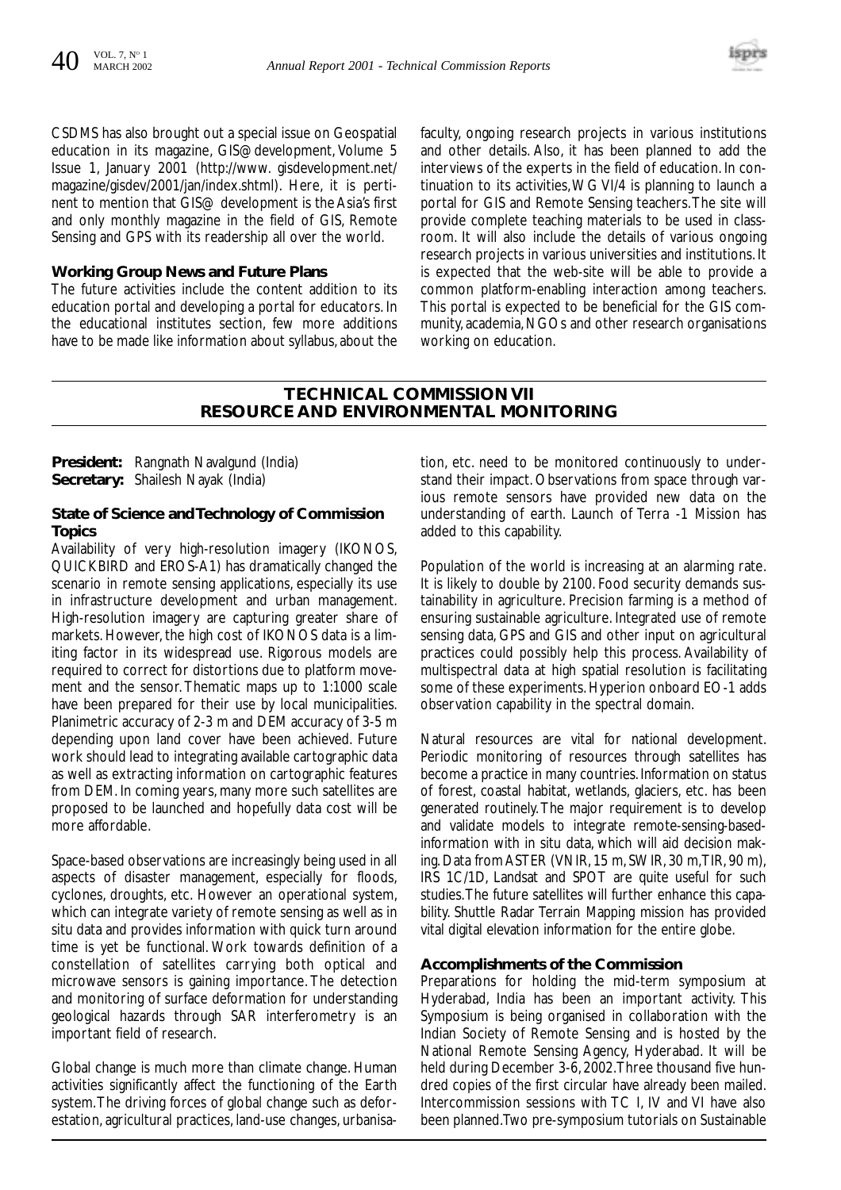CSDMS has also brought out a special issue on Geospatial education in its magazine, GIS@development, Volume 5 Issue 1, January 2001 (http://www. gisdevelopment.net/magazine/gisdev/2001/jan/index.shtml). Here, it is pertinent to mention that GIS@ development is the Asia's first and only monthly magazine in the field of GIS, Remote Sensing and GPS with its readership all over the world.

### Working Group News and Future Plans

The future activities include the content addition to its education portal and developing a portal for educators. In the educational institutes section, few more additions have to be made like information about syllabus, about the faculty, ongoing research projects in various institutions and other details. Also, it has been planned to add the interviews of the experts in the field of education. In continuation to its activities, WG VI/4 is planning to launch a portal for GIS and Remote Sensing teachers. The site will provide complete teaching materials to be used in classroom. It will also include the details of various ongoing research projects in various universities and institutions. It is expected that the web-site will be able to provide a common platform-enabling interaction among teachers. This portal is expected to be beneficial for the GIS community, academia, NGOs and other research organisations working on education.

## TECHNICAL COMMISSION VII RESOURCE AND ENVIRONMENTAL MONITORING

**President:** Rangnath Navalgund (India)
**Secretary:** Shailesh Nayak (India)

### State of Science and Technology of Commission Topics

Availability of very high-resolution imagery (IKONOS, QUICKBIRD and EROS-A1) has dramatically changed the scenario in remote sensing applications, especially its use in infrastructure development and urban management. High-resolution imagery are capturing greater share of markets. However, the high cost of IKONOS data is a limiting factor in its widespread use. Rigorous models are required to correct for distortions due to platform movement and the sensor. Thematic maps up to 1:1000 scale have been prepared for their use by local municipalities. Planimetric accuracy of 2-3 m and DEM accuracy of 3-5 m depending upon land cover have been achieved. Future work should lead to integrating available cartographic data as well as extracting information on cartographic features from DEM. In coming years, many more such satellites are proposed to be launched and hopefully data cost will be more affordable.

Space-based observations are increasingly being used in all aspects of disaster management, especially for floods, cyclones, droughts, etc. However an operational system, which can integrate variety of remote sensing as well as in situ data and provides information with quick turn around time is yet be functional. Work towards definition of a constellation of satellites carrying both optical and microwave sensors is gaining importance. The detection and monitoring of surface deformation for understanding geological hazards through SAR interferometry is an important field of research.

Global change is much more than climate change. Human activities significantly affect the functioning of the Earth system. The driving forces of global change such as deforestation, agricultural practices, land-use changes, urbanisation, etc. need to be monitored continuously to understand their impact. Observations from space through various remote sensors have provided new data on the understanding of earth. Launch of Terra -1 Mission has added to this capability.

Population of the world is increasing at an alarming rate. It is likely to double by 2100. Food security demands sustainability in agriculture. Precision farming is a method of ensuring sustainable agriculture. Integrated use of remote sensing data, GPS and GIS and other input on agricultural practices could possibly help this process. Availability of multispectral data at high spatial resolution is facilitating some of these experiments. Hyperion onboard EO-1 adds observation capability in the spectral domain.

Natural resources are vital for national development. Periodic monitoring of resources through satellites has become a practice in many countries. Information on status of forest, coastal habitat, wetlands, glaciers, etc. has been generated routinely. The major requirement is to develop and validate models to integrate remote-sensing-based-information with in situ data, which will aid decision making. Data from ASTER (VNIR, 15 m, SWIR, 30 m, TIR, 90 m), IRS 1C/1D, Landsat and SPOT are quite useful for such studies. The future satellites will further enhance this capability. Shuttle Radar Terrain Mapping mission has provided vital digital elevation information for the entire globe.

### Accomplishments of the Commission

Preparations for holding the mid-term symposium at Hyderabad, India has been an important activity. This Symposium is being organised in collaboration with the Indian Society of Remote Sensing and is hosted by the National Remote Sensing Agency, Hyderabad. It will be held during December 3-6, 2002. Three thousand five hundred copies of the first circular have already been mailed. Intercommission sessions with TC I, IV and VI have also been planned. Two pre-symposium tutorials on Sustainable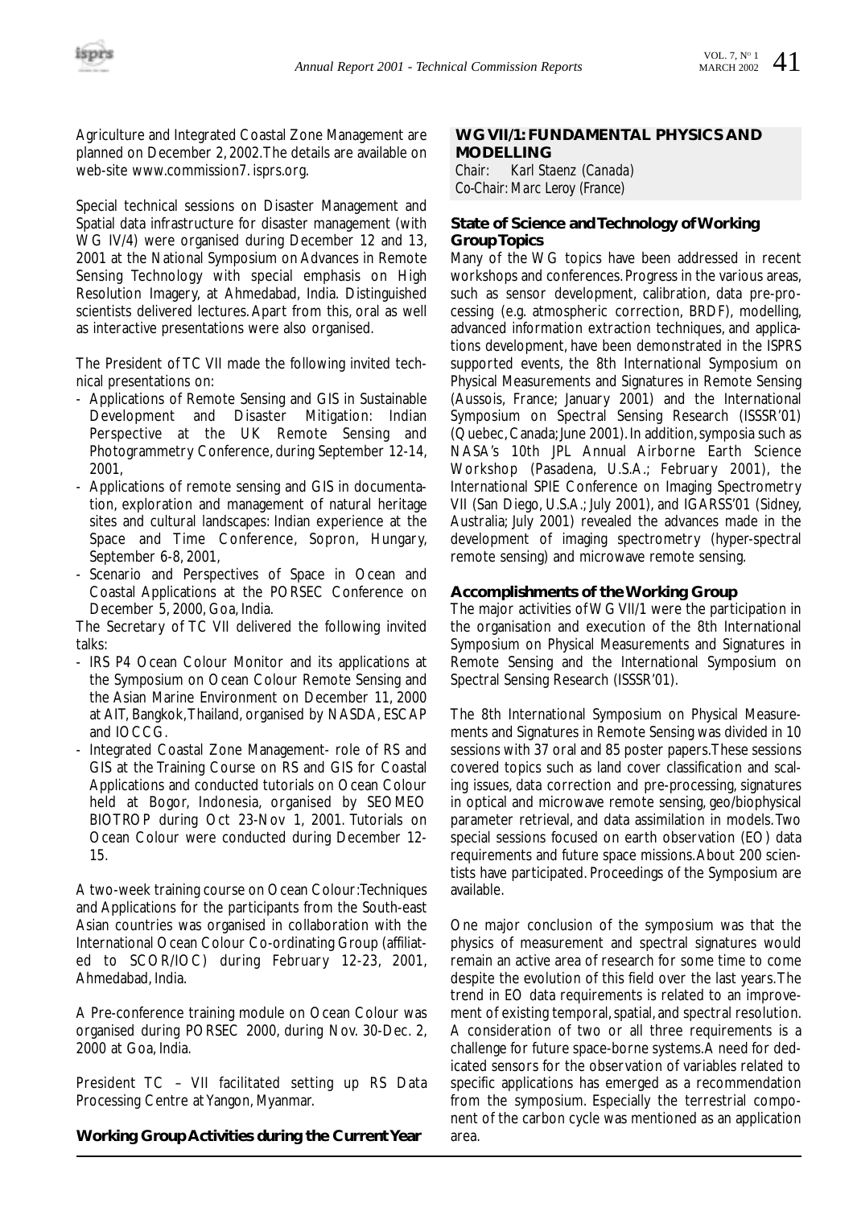Agriculture and Integrated Coastal Zone Management are planned on December 2, 2002. The details are available on web-site www.commission7.isprs.org.

Special technical sessions on Disaster Management and Spatial data infrastructure for disaster management (with WG IV/4) were organised during December 12 and 13, 2001 at the National Symposium on Advances in Remote Sensing Technology with special emphasis on High Resolution Imagery, at Ahmedabad, India. Distinguished scientists delivered lectures. Apart from this, oral as well as interactive presentations were also organised.

The President of TC VII made the following invited technical presentations on:

- Applications of Remote Sensing and GIS in Sustainable Development and Disaster Mitigation: Indian Perspective at the UK Remote Sensing and Photogrammetry Conference, during September 12-14, 2001,
- Applications of remote sensing and GIS in documentation, exploration and management of natural heritage sites and cultural landscapes: Indian experience at the Space and Time Conference, Sopron, Hungary, September 6-8, 2001,
- Scenario and Perspectives of Space in Ocean and Coastal Applications at the PORSEC Conference on December 5, 2000, Goa, India.

The Secretary of TC VII delivered the following invited talks:

- IRS P4 Ocean Colour Monitor and its applications at the Symposium on Ocean Colour Remote Sensing and the Asian Marine Environment on December 11, 2000 at AIT, Bangkok, Thailand, organised by NASDA, ESCAP and IOCCG.
- Integrated Coastal Zone Management- role of RS and GIS at the Training Course on RS and GIS for Coastal Applications and conducted tutorials on Ocean Colour held at Bogor, Indonesia, organised by SEOMEO BIOTROP during Oct 23-Nov 1, 2001. Tutorials on Ocean Colour were conducted during December 12-15.

A two-week training course on Ocean Colour: Techniques and Applications for the participants from the South-east Asian countries was organised in collaboration with the International Ocean Colour Co-ordinating Group (affiliated to SCOR/IOC) during February 12-23, 2001, Ahmedabad, India.

A Pre-conference training module on Ocean Colour was organised during PORSEC 2000, during Nov. 30-Dec. 2, 2000 at Goa, India.

President TC – VII facilitated setting up RS Data Processing Centre at Yangon, Myanmar.

### Working Group Activities during the Current Year

## WG VII/1: FUNDAMENTAL PHYSICS AND MODELLING

*Chair: Karl Staenz (Canada)*
*Co-Chair: Marc Leroy (France)*

### State of Science and Technology of Working Group Topics

Many of the WG topics have been addressed in recent workshops and conferences. Progress in the various areas, such as sensor development, calibration, data pre-processing (e.g. atmospheric correction, BRDF), modelling, advanced information extraction techniques, and applications development, have been demonstrated in the ISPRS supported events, the 8th International Symposium on Physical Measurements and Signatures in Remote Sensing (Aussois, France; January 2001) and the International Symposium on Spectral Sensing Research (ISSSR'01) (Quebec, Canada; June 2001). In addition, symposia such as NASA's 10th JPL Annual Airborne Earth Science Workshop (Pasadena, U.S.A.; February 2001), the International SPIE Conference on Imaging Spectrometry VII (San Diego, U.S.A.; July 2001), and IGARSS'01 (Sidney, Australia; July 2001) revealed the advances made in the development of imaging spectrometry (hyper-spectral remote sensing) and microwave remote sensing.

### Accomplishments of the Working Group

The major activities of WG VII/1 were the participation in the organisation and execution of the 8th International Symposium on Physical Measurements and Signatures in Remote Sensing and the International Symposium on Spectral Sensing Research (ISSSR'01).

The 8th International Symposium on Physical Measurements and Signatures in Remote Sensing was divided in 10 sessions with 37 oral and 85 poster papers. These sessions covered topics such as land cover classification and scaling issues, data correction and pre-processing, signatures in optical and microwave remote sensing, geo/biophysical parameter retrieval, and data assimilation in models. Two special sessions focused on earth observation (EO) data requirements and future space missions. About 200 scientists have participated. Proceedings of the Symposium are available.

One major conclusion of the symposium was that the physics of measurement and spectral signatures would remain an active area of research for some time to come despite the evolution of this field over the last years. The trend in EO data requirements is related to an improvement of existing temporal, spatial, and spectral resolution. A consideration of two or all three requirements is a challenge for future space-borne systems. A need for dedicated sensors for the observation of variables related to specific applications has emerged as a recommendation from the symposium. Especially the terrestrial component of the carbon cycle was mentioned as an application area.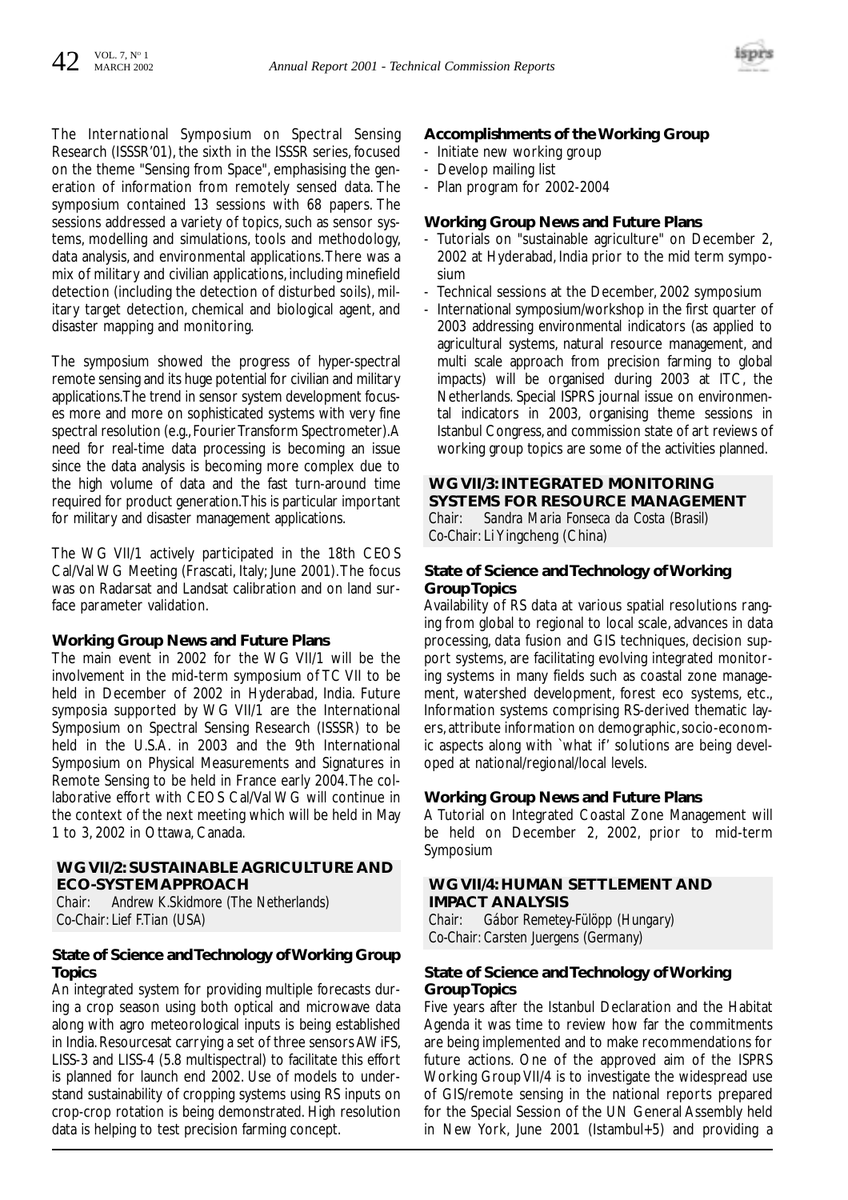The International Symposium on Spectral Sensing Research (ISSSR'01), the sixth in the ISSSR series, focused on the theme "Sensing from Space", emphasising the generation of information from remotely sensed data. The symposium contained 13 sessions with 68 papers. The sessions addressed a variety of topics, such as sensor systems, modelling and simulations, tools and methodology, data analysis, and environmental applications. There was a mix of military and civilian applications, including minefield detection (including the detection of disturbed soils), military target detection, chemical and biological agent, and disaster mapping and monitoring.

The symposium showed the progress of hyper-spectral remote sensing and its huge potential for civilian and military applications. The trend in sensor system development focuses more and more on sophisticated systems with very fine spectral resolution (e.g., Fourier Transform Spectrometer). A need for real-time data processing is becoming an issue since the data analysis is becoming more complex due to the high volume of data and the fast turn-around time required for product generation. This is particular important for military and disaster management applications.

The WG VII/1 actively participated in the 18th CEOS Cal/Val WG Meeting (Frascati, Italy; June 2001). The focus was on Radarsat and Landsat calibration and on land surface parameter validation.

### Working Group News and Future Plans

The main event in 2002 for the WG VII/1 will be the involvement in the mid-term symposium of TC VII to be held in December of 2002 in Hyderabad, India. Future symposia supported by WG VII/1 are the International Symposium on Spectral Sensing Research (ISSSR) to be held in the U.S.A. in 2003 and the 9th International Symposium on Physical Measurements and Signatures in Remote Sensing to be held in France early 2004. The collaborative effort with CEOS Cal/Val WG will continue in the context of the next meeting which will be held in May 1 to 3, 2002 in Ottawa, Canada.

## WG VII/2: SUSTAINABLE AGRICULTURE AND ECO-SYSTEM APPROACH

*Chair: Andrew K. Skidmore (The Netherlands)*
*Co-Chair: Lief F. Tian (USA)*

### State of Science and Technology of Working Group Topics

An integrated system for providing multiple forecasts during a crop season using both optical and microwave data along with agro meteorological inputs is being established in India. Resourcesat carrying a set of three sensors AWiFS, LISS-3 and LISS-4 (5.8 multispectral) to facilitate this effort is planned for launch end 2002. Use of models to understand sustainability of cropping systems using RS inputs on crop-crop rotation is being demonstrated. High resolution data is helping to test precision farming concept.

### Accomplishments of the Working Group

- Initiate new working group
- Develop mailing list
- Plan program for 2002-2004

### Working Group News and Future Plans

- Tutorials on "sustainable agriculture" on December 2, 2002 at Hyderabad, India prior to the mid term symposium
- Technical sessions at the December, 2002 symposium
- International symposium/workshop in the first quarter of 2003 addressing environmental indicators (as applied to agricultural systems, natural resource management, and multi scale approach from precision farming to global impacts) will be organised during 2003 at ITC, the Netherlands. Special ISPRS journal issue on environmental indicators in 2003, organising theme sessions in Istanbul Congress, and commission state of art reviews of working group topics are some of the activities planned.

## WG VII/3: INTEGRATED MONITORING SYSTEMS FOR RESOURCE MANAGEMENT

*Chair: Sandra Maria Fonseca da Costa (Brasil)*
*Co-Chair: Li Yingcheng (China)*

### State of Science and Technology of Working Group Topics

Availability of RS data at various spatial resolutions ranging from global to regional to local scale, advances in data processing, data fusion and GIS techniques, decision support systems, are facilitating evolving integrated monitoring systems in many fields such as coastal zone management, watershed development, forest eco systems, etc., Information systems comprising RS-derived thematic layers, attribute information on demographic, socio-economic aspects along with `what if' solutions are being developed at national/regional/local levels.

### Working Group News and Future Plans

A Tutorial on Integrated Coastal Zone Management will be held on December 2, 2002, prior to mid-term Symposium

## WG VII/4: HUMAN SETTLEMENT AND IMPACT ANALYSIS

*Chair: Gábor Remetey-Fülöpp (Hungary)*
*Co-Chair: Carsten Juergens (Germany)*

### State of Science and Technology of Working Group Topics

Five years after the Istanbul Declaration and the Habitat Agenda it was time to review how far the commitments are being implemented and to make recommendations for future actions. One of the approved aim of the ISPRS Working Group VII/4 is to investigate the widespread use of GIS/remote sensing in the national reports prepared for the Special Session of the UN General Assembly held in New York, June 2001 (Istambul+5) and providing a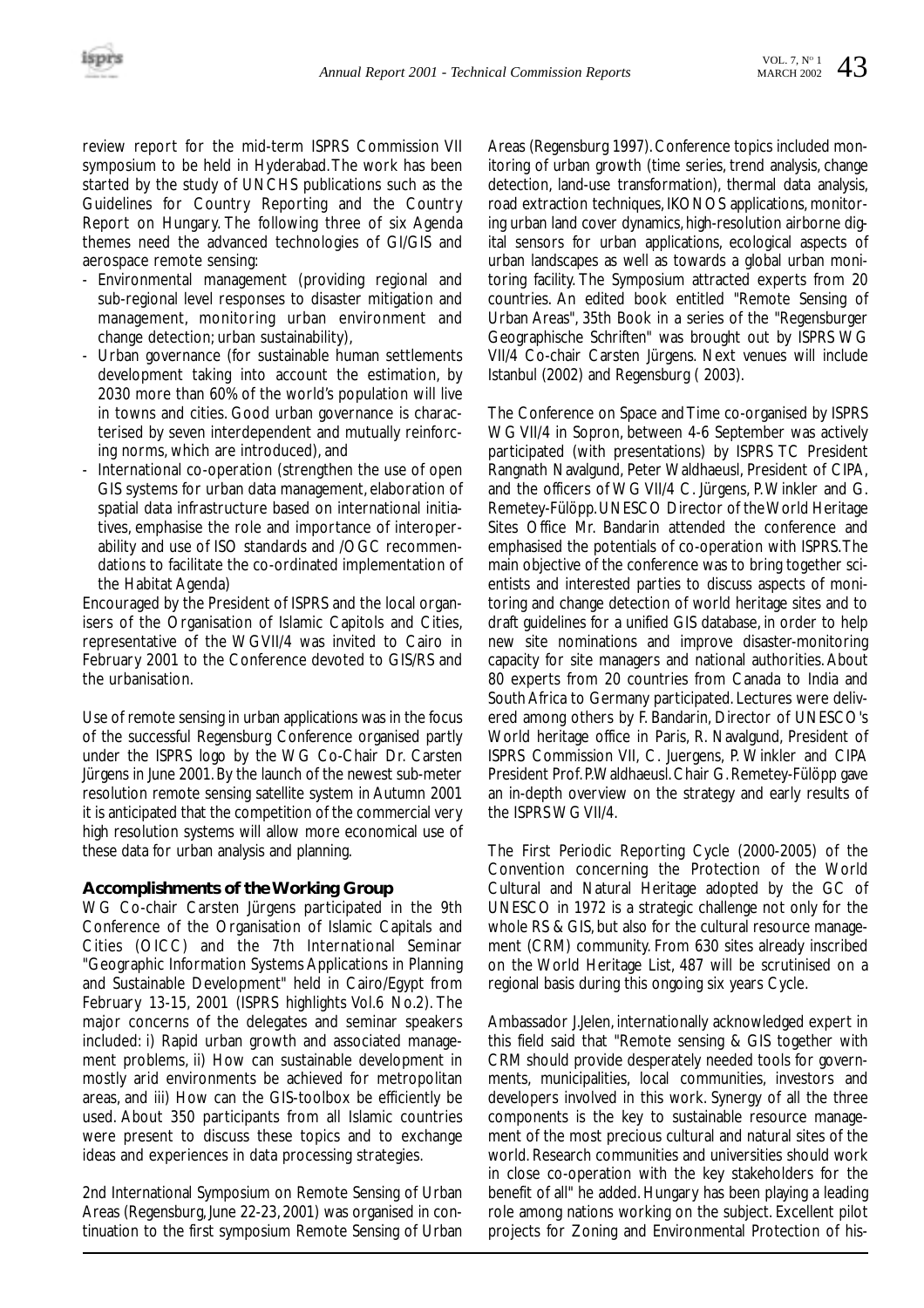review report for the mid-term ISPRS Commission VII symposium to be held in Hyderabad. The work has been started by the study of UNCHS publications such as the Guidelines for Country Reporting and the Country Report on Hungary. The following three of six Agenda themes need the advanced technologies of GI/GIS and aerospace remote sensing:

- Environmental management (providing regional and sub-regional level responses to disaster mitigation and management, monitoring urban environment and change detection; urban sustainability),
- Urban governance (for sustainable human settlements development taking into account the estimation, by 2030 more than 60% of the world's population will live in towns and cities. Good urban governance is characterised by seven interdependent and mutually reinforcing norms, which are introduced), and
- International co-operation (strengthen the use of open GIS systems for urban data management, elaboration of spatial data infrastructure based on international initiatives, emphasise the role and importance of interoperability and use of ISO standards and /OGC recommendations to facilitate the co-ordinated implementation of the Habitat Agenda)

Encouraged by the President of ISPRS and the local organisers of the Organisation of Islamic Capitols and Cities, representative of the WGVII/4 was invited to Cairo in February 2001 to the Conference devoted to GIS/RS and the urbanisation.

Use of remote sensing in urban applications was in the focus of the successful Regensburg Conference organised partly under the ISPRS logo by the WG Co-Chair Dr. Carsten Jürgens in June 2001. By the launch of the newest sub-meter resolution remote sensing satellite system in Autumn 2001 it is anticipated that the competition of the commercial very high resolution systems will allow more economical use of these data for urban analysis and planning.

### Accomplishments of the Working Group

WG Co-chair Carsten Jürgens participated in the 9th Conference of the Organisation of Islamic Capitals and Cities (OICC) and the 7th International Seminar "Geographic Information Systems Applications in Planning and Sustainable Development" held in Cairo/Egypt from February 13-15, 2001 (ISPRS highlights Vol.6 No.2). The major concerns of the delegates and seminar speakers included: i) Rapid urban growth and associated management problems, ii) How can sustainable development in mostly arid environments be achieved for metropolitan areas, and iii) How can the GIS-toolbox be efficiently be used. About 350 participants from all Islamic countries were present to discuss these topics and to exchange ideas and experiences in data processing strategies.

2nd International Symposium on Remote Sensing of Urban Areas (Regensburg, June 22-23, 2001) was organised in continuation to the first symposium Remote Sensing of Urban Areas (Regensburg 1997). Conference topics included monitoring of urban growth (time series, trend analysis, change detection, land-use transformation), thermal data analysis, road extraction techniques, IKONOS applications, monitoring urban land cover dynamics, high-resolution airborne digital sensors for urban applications, ecological aspects of urban landscapes as well as towards a global urban monitoring facility. The Symposium attracted experts from 20 countries. An edited book entitled "Remote Sensing of Urban Areas", 35th Book in a series of the "Regensburger Geographische Schriften" was brought out by ISPRS WG VII/4 Co-chair Carsten Jürgens. Next venues will include Istanbul (2002) and Regensburg ( 2003).

The Conference on Space and Time co-organised by ISPRS WG VII/4 in Sopron, between 4-6 September was actively participated (with presentations) by ISPRS TC President Rangnath Navalgund, Peter Waldhaeusl, President of CIPA, and the officers of WG VII/4 C. Jürgens, P. Winkler and G. Remetey-Fülöpp. UNESCO Director of the World Heritage Sites Office Mr. Bandarin attended the conference and emphasised the potentials of co-operation with ISPRS. The main objective of the conference was to bring together scientists and interested parties to discuss aspects of monitoring and change detection of world heritage sites and to draft guidelines for a unified GIS database, in order to help new site nominations and improve disaster-monitoring capacity for site managers and national authorities. About 80 experts from 20 countries from Canada to India and South Africa to Germany participated. Lectures were delivered among others by F. Bandarin, Director of UNESCO's World heritage office in Paris, R. Navalgund, President of ISPRS Commission VII, C. Juergens, P. Winkler and CIPA President Prof. P. Waldhaeusl. Chair G. Remetey-Fülöpp gave an in-depth overview on the strategy and early results of the ISPRS WG VII/4.

The First Periodic Reporting Cycle (2000-2005) of the Convention concerning the Protection of the World Cultural and Natural Heritage adopted by the GC of UNESCO in 1972 is a strategic challenge not only for the whole RS & GIS, but also for the cultural resource management (CRM) community. From 630 sites already inscribed on the World Heritage List, 487 will be scrutinised on a regional basis during this ongoing six years Cycle.

Ambassador J.Jelen, internationally acknowledged expert in this field said that "Remote sensing & GIS together with CRM should provide desperately needed tools for governments, municipalities, local communities, investors and developers involved in this work. Synergy of all the three components is the key to sustainable resource management of the most precious cultural and natural sites of the world. Research communities and universities should work in close co-operation with the key stakeholders for the benefit of all" he added. Hungary has been playing a leading role among nations working on the subject. Excellent pilot projects for Zoning and Environmental Protection of his-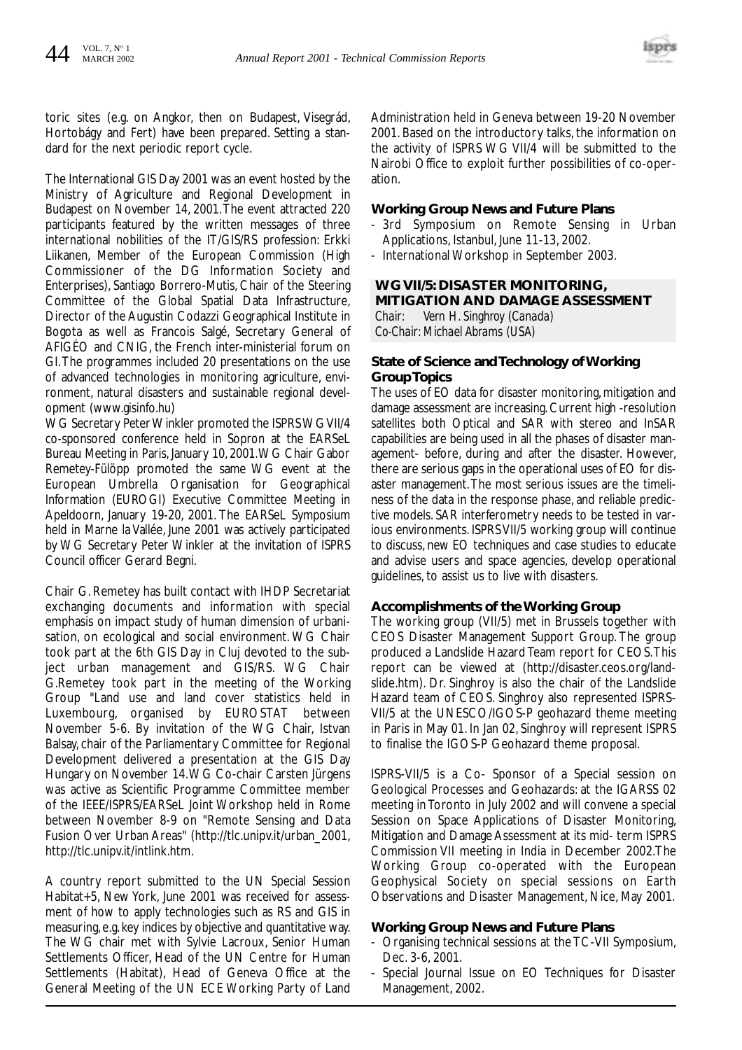toric sites (e.g. on Angkor, then on Budapest, Visegrád, Hortobágy and Fert) have been prepared. Setting a standard for the next periodic report cycle.

The International GIS Day 2001 was an event hosted by the Ministry of Agriculture and Regional Development in Budapest on November 14, 2001. The event attracted 220 participants featured by the written messages of three international nobilities of the IT/GIS/RS profession: Erkki Liikanen, Member of the European Commission (High Commissioner of the DG Information Society and Enterprises), Santiago Borrero-Mutis, Chair of the Steering Committee of the Global Spatial Data Infrastructure, Director of the Augustin Codazzi Geographical Institute in Bogota as well as Francois Salgé, Secretary General of AFIGÉO and CNIG, the French inter-ministerial forum on GI. The programmes included 20 presentations on the use of advanced technologies in monitoring agriculture, environment, natural disasters and sustainable regional development (www.gisinfo.hu)

WG Secretary Peter Winkler promoted the ISPRS WG VII/4 co-sponsored conference held in Sopron at the EARSeL Bureau Meeting in Paris, January 10, 2001. WG Chair Gabor Remetey-Fülöpp promoted the same WG event at the European Umbrella Organisation for Geographical Information (EUROGI) Executive Committee Meeting in Apeldoorn, January 19-20, 2001. The EARSeL Symposium held in Marne la Vallée, June 2001 was actively participated by WG Secretary Peter Winkler at the invitation of ISPRS Council officer Gerard Begni.

Chair G. Remetey has built contact with IHDP Secretariat exchanging documents and information with special emphasis on impact study of human dimension of urbanisation, on ecological and social environment. WG Chair took part at the 6th GIS Day in Cluj devoted to the subject urban management and GIS/RS. WG Chair G.Remetey took part in the meeting of the Working Group "Land use and land cover statistics held in Luxembourg, organised by EUROSTAT between November 5-6. By invitation of the WG Chair, Istvan Balsay, chair of the Parliamentary Committee for Regional Development delivered a presentation at the GIS Day Hungary on November 14. WG Co-chair Carsten Jürgens was active as Scientific Programme Committee member of the IEEE/ISPRS/EARSeL Joint Workshop held in Rome between November 8-9 on "Remote Sensing and Data Fusion Over Urban Areas" (http://tlc.unipv.it/urban_2001, http://tlc.unipv.it/intlink.htm.

A country report submitted to the UN Special Session Habitat+5, New York, June 2001 was received for assessment of how to apply technologies such as RS and GIS in measuring, e.g. key indices by objective and quantitative way. The WG chair met with Sylvie Lacroux, Senior Human Settlements Officer, Head of the UN Centre for Human Settlements (Habitat), Head of Geneva Office at the General Meeting of the UN ECE Working Party of Land Administration held in Geneva between 19-20 November 2001. Based on the introductory talks, the information on the activity of ISPRS WG VII/4 will be submitted to the Nairobi Office to exploit further possibilities of co-operation.

### Working Group News and Future Plans

- 3rd Symposium on Remote Sensing in Urban Applications, Istanbul, June 11-13, 2002.
- International Workshop in September 2003.

## WG VII/5: DISASTER MONITORING, MITIGATION AND DAMAGE ASSESSMENT

*Chair: Vern H. Singhroy (Canada)*
*Co-Chair: Michael Abrams (USA)*

### State of Science and Technology of Working Group Topics

The uses of EO data for disaster monitoring, mitigation and damage assessment are increasing. Current high -resolution satellites both Optical and SAR with stereo and InSAR capabilities are being used in all the phases of disaster management- before, during and after the disaster. However, there are serious gaps in the operational uses of EO for disaster management. The most serious issues are the timeliness of the data in the response phase, and reliable predictive models. SAR interferometry needs to be tested in various environments. ISPRS VII/5 working group will continue to discuss, new EO techniques and case studies to educate and advise users and space agencies, develop operational guidelines, to assist us to live with disasters.

### Accomplishments of the Working Group

The working group (VII/5) met in Brussels together with CEOS Disaster Management Support Group. The group produced a Landslide Hazard Team report for CEOS. This report can be viewed at (http://disaster.ceos.org/landslide.htm). Dr. Singhroy is also the chair of the Landslide Hazard team of CEOS. Singhroy also represented ISPRS-VII/5 at the UNESCO/IGOS-P geohazard theme meeting in Paris in May 01. In Jan 02, Singhroy will represent ISPRS to finalise the IGOS-P Geohazard theme proposal.

ISPRS-VII/5 is a Co- Sponsor of a Special session on Geological Processes and Geohazards: at the IGARSS 02 meeting in Toronto in July 2002 and will convene a special Session on Space Applications of Disaster Monitoring, Mitigation and Damage Assessment at its mid- term ISPRS Commission VII meeting in India in December 2002. The Working Group co-operated with the European Geophysical Society on special sessions on Earth Observations and Disaster Management, Nice, May 2001.

### Working Group News and Future Plans

- Organising technical sessions at the TC-VII Symposium, Dec. 3-6, 2001.
- Special Journal Issue on EO Techniques for Disaster Management, 2002.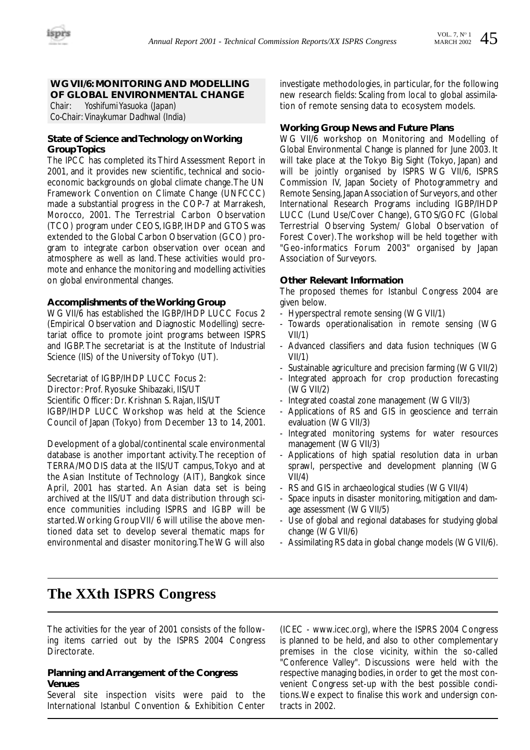### WG VII/6: MONITORING AND MODELLING OF GLOBAL ENVIRONMENTAL CHANGE

*Chair: Yoshifumi Yasuoka (Japan)*
*Co-Chair: Vinaykumar Dadhwal (India)*

#### State of Science and Technology on Working Group Topics

The IPCC has completed its Third Assessment Report in 2001, and it provides new scientific, technical and socio-economic backgrounds on global climate change. The UN Framework Convention on Climate Change (UNFCCC) made a substantial progress in the COP-7 at Marrakesh, Morocco, 2001. The Terrestrial Carbon Observation (TCO) program under CEOS, IGBP, IHDP and GTOS was extended to the Global Carbon Observation (GCO) program to integrate carbon observation over ocean and atmosphere as well as land. These activities would promote and enhance the monitoring and modelling activities on global environmental changes.

#### Accomplishments of the Working Group

WG VII/6 has established the IGBP/IHDP LUCC Focus 2 (Empirical Observation and Diagnostic Modelling) secretariat office to promote joint programs between ISPRS and IGBP. The secretariat is at the Institute of Industrial Science (IIS) of the University of Tokyo (UT).

Secretariat of IGBP/IHDP LUCC Focus 2:
Director: Prof. Ryosuke Shibazaki, IIS/UT
Scientific Officer: Dr. Krishnan S. Rajan, IIS/UT
IGBP/IHDP LUCC Workshop was held at the Science Council of Japan (Tokyo) from December 13 to 14, 2001.

Development of a global/continental scale environmental database is another important activity. The reception of TERRA/MODIS data at the IIS/UT campus, Tokyo and at the Asian Institute of Technology (AIT), Bangkok since April, 2001 has started. An Asian data set is being archived at the IIS/UT and data distribution through science communities including ISPRS and IGBP will be started. Working Group VII/ 6 will utilise the above mentioned data set to develop several thematic maps for environmental and disaster monitoring. The WG will also investigate methodologies, in particular, for the following new research fields: Scaling from local to global assimilation of remote sensing data to ecosystem models.

#### Working Group News and Future Plans

WG VII/6 workshop on Monitoring and Modelling of Global Environmental Change is planned for June 2003. It will take place at the Tokyo Big Sight (Tokyo, Japan) and will be jointly organised by ISPRS WG VII/6, ISPRS Commission IV, Japan Society of Photogrammetry and Remote Sensing, Japan Association of Surveyors, and other International Research Programs including IGBP/IHDP LUCC (Lund Use/Cover Change), GTOS/GOFC (Global Terrestrial Observing System/ Global Observation of Forest Cover). The workshop will be held together with "Geo-informatics Forum 2003" organised by Japan Association of Surveyors.

#### Other Relevant Information

The proposed themes for Istanbul Congress 2004 are given below.

- Hyperspectral remote sensing (WG VII/1)
- Towards operationalisation in remote sensing (WG VII/1)
- Advanced classifiers and data fusion techniques (WG VII/1)
- Sustainable agriculture and precision farming (WG VII/2)
- Integrated approach for crop production forecasting (WG VII/2)
- Integrated coastal zone management (WG VII/3)
- Applications of RS and GIS in geoscience and terrain evaluation (WG VII/3)
- Integrated monitoring systems for water resources management (WG VII/3)
- Applications of high spatial resolution data in urban sprawl, perspective and development planning (WG VII/4)
- RS and GIS in archaeological studies (WG VII/4)
- Space inputs in disaster monitoring, mitigation and damage assessment (WG VII/5)
- Use of global and regional databases for studying global change (WG VII/6)
- Assimilating RS data in global change models (WG VII/6).

## The XXth ISPRS Congress

The activities for the year of 2001 consists of the following items carried out by the ISPRS 2004 Congress Directorate.

#### Planning and Arrangement of the Congress Venues

Several site inspection visits were paid to the International Istanbul Convention & Exhibition Center (ICEC - www.icec.org), where the ISPRS 2004 Congress is planned to be held, and also to other complementary premises in the close vicinity, within the so-called "Conference Valley". Discussions were held with the respective managing bodies, in order to get the most convenient Congress set-up with the best possible conditions. We expect to finalise this work and undersign contracts in 2002.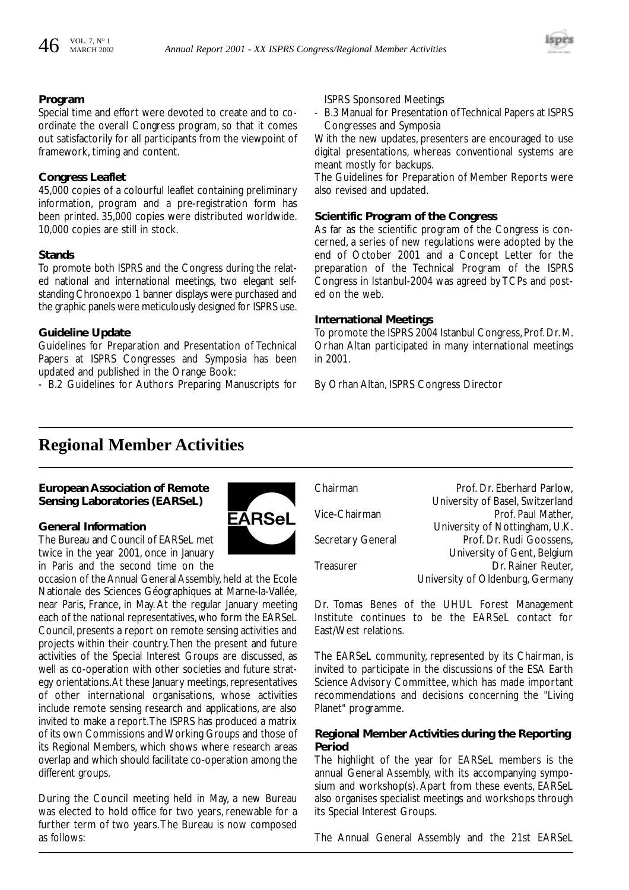#### Program

Special time and effort were devoted to create and to co-ordinate the overall Congress program, so that it comes out satisfactorily for all participants from the viewpoint of framework, timing and content.

#### Congress Leaflet

45,000 copies of a colourful leaflet containing preliminary information, program and a pre-registration form has been printed. 35,000 copies were distributed worldwide. 10,000 copies are still in stock.

#### Stands

To promote both ISPRS and the Congress during the related national and international meetings, two elegant self-standing Chronoexpo 1 banner displays were purchased and the graphic panels were meticulously designed for ISPRS use.

#### Guideline Update

Guidelines for Preparation and Presentation of Technical Papers at ISPRS Congresses and Symposia has been updated and published in the Orange Book:

- B.2 Guidelines for Authors Preparing Manuscripts for ISPRS Sponsored Meetings
- B.3 Manual for Presentation of Technical Papers at ISPRS Congresses and Symposia

With the new updates, presenters are encouraged to use digital presentations, whereas conventional systems are meant mostly for backups.

The Guidelines for Preparation of Member Reports were also revised and updated.

#### Scientific Program of the Congress

As far as the scientific program of the Congress is concerned, a series of new regulations were adopted by the end of October 2001 and a Concept Letter for the preparation of the Technical Program of the ISPRS Congress in Istanbul-2004 was agreed by TCPs and posted on the web.

#### International Meetings

To promote the ISPRS 2004 Istanbul Congress, Prof. Dr. M. Orhan Altan participated in many international meetings in 2001.

By Orhan Altan, ISPRS Congress Director

# Regional Member Activities

### European Association of Remote Sensing Laboratories (EARSeL)

#### General Information

The Bureau and Council of EARSeL met twice in the year 2001, once in January in Paris and the second time on the occasion of the Annual General Assembly, held at the Ecole Nationale des Sciences Géographiques at Marne-la-Vallée, near Paris, France, in May. At the regular January meeting each of the national representatives, who form the EARSeL Council, presents a report on remote sensing activities and projects within their country. Then the present and future activities of the Special Interest Groups are discussed, as well as co-operation with other societies and future strategy orientations. At these January meetings, representatives of other international organisations, whose activities include remote sensing research and applications, are also invited to make a report. The ISPRS has produced a matrix of its own Commissions and Working Groups and those of its Regional Members, which shows where research areas overlap and which should facilitate co-operation among the different groups.

During the Council meeting held in May, a new Bureau was elected to hold office for two years, renewable for a further term of two years. The Bureau is now composed as follows:

| | |
|---|---|
| Chairman | Prof. Dr. Eberhard Parlow, University of Basel, Switzerland |
| Vice-Chairman | Prof. Paul Mather, University of Nottingham, U.K. |
| Secretary General | Prof. Dr. Rudi Goossens, University of Gent, Belgium |
| Treasurer | Dr. Rainer Reuter, University of Oldenburg, Germany |

Dr. Tomas Benes of the UHUL Forest Management Institute continues to be the EARSeL contact for East/West relations.

The EARSeL community, represented by its Chairman, is invited to participate in the discussions of the ESA Earth Science Advisory Committee, which has made important recommendations and decisions concerning the "Living Planet" programme.

#### Regional Member Activities during the Reporting Period

The highlight of the year for EARSeL members is the annual General Assembly, with its accompanying symposium and workshop(s). Apart from these events, EARSeL also organises specialist meetings and workshops through its Special Interest Groups.

The Annual General Assembly and the 21st EARSeL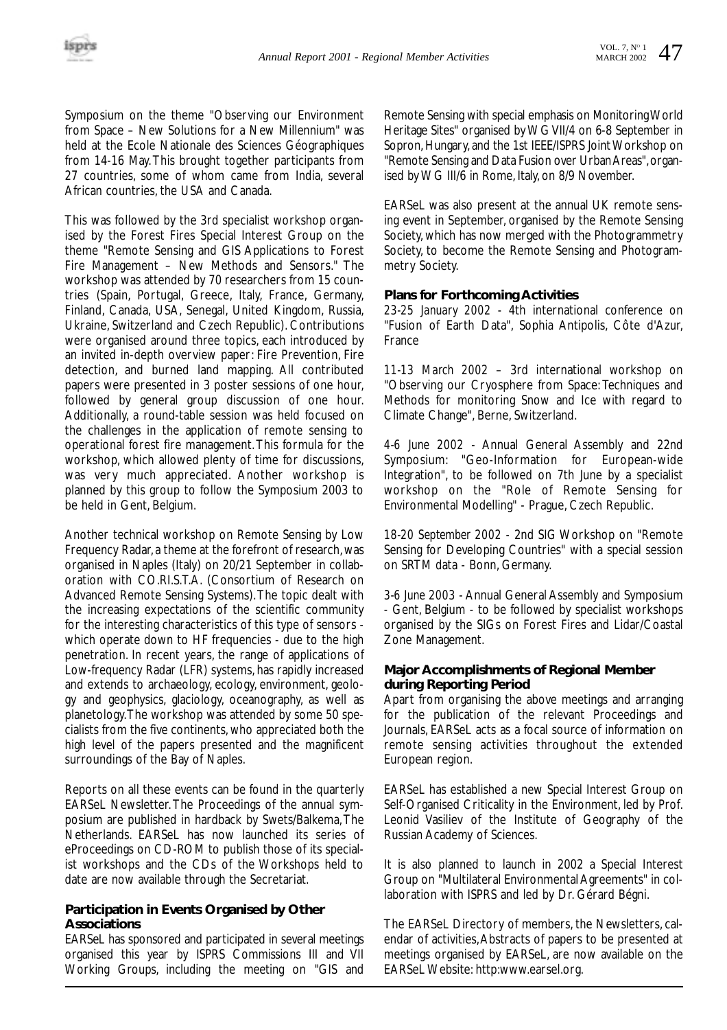Symposium on the theme "Observing our Environment from Space – New Solutions for a New Millennium" was held at the Ecole Nationale des Sciences Géographiques from 14-16 May. This brought together participants from 27 countries, some of whom came from India, several African countries, the USA and Canada.

This was followed by the 3rd specialist workshop organised by the Forest Fires Special Interest Group on the theme "Remote Sensing and GIS Applications to Forest Fire Management – New Methods and Sensors." The workshop was attended by 70 researchers from 15 countries (Spain, Portugal, Greece, Italy, France, Germany, Finland, Canada, USA, Senegal, United Kingdom, Russia, Ukraine, Switzerland and Czech Republic). Contributions were organised around three topics, each introduced by an invited in-depth overview paper: Fire Prevention, Fire detection, and burned land mapping. All contributed papers were presented in 3 poster sessions of one hour, followed by general group discussion of one hour. Additionally, a round-table session was held focused on the challenges in the application of remote sensing to operational forest fire management. This formula for the workshop, which allowed plenty of time for discussions, was very much appreciated. Another workshop is planned by this group to follow the Symposium 2003 to be held in Gent, Belgium.

Another technical workshop on Remote Sensing by Low Frequency Radar, a theme at the forefront of research, was organised in Naples (Italy) on 20/21 September in collaboration with CO.RI.S.T.A. (Consortium of Research on Advanced Remote Sensing Systems). The topic dealt with the increasing expectations of the scientific community for the interesting characteristics of this type of sensors - which operate down to HF frequencies - due to the high penetration. In recent years, the range of applications of Low-frequency Radar (LFR) systems, has rapidly increased and extends to archaeology, ecology, environment, geology and geophysics, glaciology, oceanography, as well as planetology. The workshop was attended by some 50 specialists from the five continents, who appreciated both the high level of the papers presented and the magnificent surroundings of the Bay of Naples.

Reports on all these events can be found in the quarterly EARSeL Newsletter. The Proceedings of the annual symposium are published in hardback by Swets/Balkema, The Netherlands. EARSeL has now launched its series of eProceedings on CD-ROM to publish those of its specialist workshops and the CDs of the Workshops held to date are now available through the Secretariat.

### Participation in Events Organised by Other Associations

EARSeL has sponsored and participated in several meetings organised this year by ISPRS Commissions III and VII Working Groups, including the meeting on "GIS and Remote Sensing with special emphasis on Monitoring World Heritage Sites" organised by WG VII/4 on 6-8 September in Sopron, Hungary, and the 1st IEEE/ISPRS Joint Workshop on "Remote Sensing and Data Fusion over Urban Areas", organised by WG III/6 in Rome, Italy, on 8/9 November.

EARSeL was also present at the annual UK remote sensing event in September, organised by the Remote Sensing Society, which has now merged with the Photogrammetry Society, to become the Remote Sensing and Photogrammetry Society.

### Plans for Forthcoming Activities

23-25 January 2002 - 4th international conference on "Fusion of Earth Data", Sophia Antipolis, Côte d'Azur, France

11-13 March 2002 – 3rd international workshop on "Observing our Cryosphere from Space: Techniques and Methods for monitoring Snow and Ice with regard to Climate Change", Berne, Switzerland.

4-6 June 2002 - Annual General Assembly and 22nd Symposium: "Geo-Information for European-wide Integration", to be followed on 7th June by a specialist workshop on the "Role of Remote Sensing for Environmental Modelling" - Prague, Czech Republic.

18-20 September 2002 - 2nd SIG Workshop on "Remote Sensing for Developing Countries" with a special session on SRTM data - Bonn, Germany.

3-6 June 2003 - Annual General Assembly and Symposium - Gent, Belgium - to be followed by specialist workshops organised by the SIGs on Forest Fires and Lidar/Coastal Zone Management.

### Major Accomplishments of Regional Member during Reporting Period

Apart from organising the above meetings and arranging for the publication of the relevant Proceedings and Journals, EARSeL acts as a focal source of information on remote sensing activities throughout the extended European region.

EARSeL has established a new Special Interest Group on Self-Organised Criticality in the Environment, led by Prof. Leonid Vasiliev of the Institute of Geography of the Russian Academy of Sciences.

It is also planned to launch in 2002 a Special Interest Group on "Multilateral Environmental Agreements" in collaboration with ISPRS and led by Dr. Gérard Bégni.

The EARSeL Directory of members, the Newsletters, calendar of activities, Abstracts of papers to be presented at meetings organised by EARSeL, are now available on the EARSeL Website: http:www.earsel.org.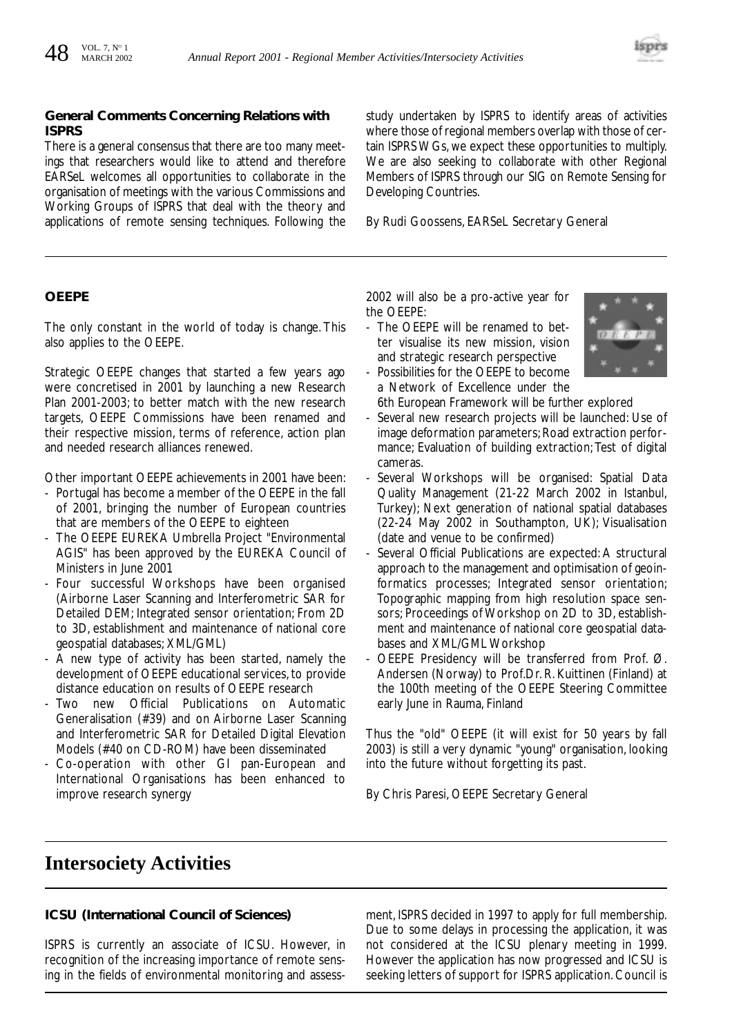### General Comments Concerning Relations with ISPRS

There is a general consensus that there are too many meetings that researchers would like to attend and therefore EARSeL welcomes all opportunities to collaborate in the organisation of meetings with the various Commissions and Working Groups of ISPRS that deal with the theory and applications of remote sensing techniques. Following the study undertaken by ISPRS to identify areas of activities where those of regional members overlap with those of certain ISPRS WGs, we expect these opportunities to multiply. We are also seeking to collaborate with other Regional Members of ISPRS through our SIG on Remote Sensing for Developing Countries.

By Rudi Goossens, EARSeL Secretary General

### OEEPE

The only constant in the world of today is change. This also applies to the OEEPE.

Strategic OEEPE changes that started a few years ago were concretised in 2001 by launching a new Research Plan 2001-2003; to better match with the new research targets, OEEPE Commissions have been renamed and their respective mission, terms of reference, action plan and needed research alliances renewed.

Other important OEEPE achievements in 2001 have been:

- Portugal has become a member of the OEEPE in the fall of 2001, bringing the number of European countries that are members of the OEEPE to eighteen
- The OEEPE EUREKA Umbrella Project "Environmental AGIS" has been approved by the EUREKA Council of Ministers in June 2001
- Four successful Workshops have been organised (Airborne Laser Scanning and Interferometric SAR for Detailed DEM; Integrated sensor orientation; From 2D to 3D, establishment and maintenance of national core geospatial databases; XML/GML)
- A new type of activity has been started, namely the development of OEEPE educational services, to provide distance education on results of OEEPE research
- Two new Official Publications on Automatic Generalisation (#39) and on Airborne Laser Scanning and Interferometric SAR for Detailed Digital Elevation Models (#40 on CD-ROM) have been disseminated
- Co-operation with other GI pan-European and International Organisations has been enhanced to improve research synergy

2002 will also be a pro-active year for the OEEPE:

- The OEEPE will be renamed to better visualise its new mission, vision and strategic research perspective
- Possibilities for the OEEPE to become a Network of Excellence under the 6th European Framework will be further explored
- Several new research projects will be launched: Use of image deformation parameters; Road extraction performance; Evaluation of building extraction; Test of digital cameras.
- Several Workshops will be organised: Spatial Data Quality Management (21-22 March 2002 in Istanbul, Turkey); Next generation of national spatial databases (22-24 May 2002 in Southampton, UK); Visualisation (date and venue to be confirmed)
- Several Official Publications are expected: A structural approach to the management and optimisation of geoinformatics processes; Integrated sensor orientation; Topographic mapping from high resolution space sensors; Proceedings of Workshop on 2D to 3D, establishment and maintenance of national core geospatial databases and XML/GML Workshop
- OEEPE Presidency will be transferred from Prof. Ø. Andersen (Norway) to Prof.Dr. R. Kuittinen (Finland) at the 100th meeting of the OEEPE Steering Committee early June in Rauma, Finland

Thus the "old" OEEPE (it will exist for 50 years by fall 2003) is still a very dynamic "young" organisation, looking into the future without forgetting its past.

By Chris Paresi, OEEPE Secretary General

## Intersociety Activities

### ICSU (International Council of Sciences)

ISPRS is currently an associate of ICSU. However, in recognition of the increasing importance of remote sensing in the fields of environmental monitoring and assessment, ISPRS decided in 1997 to apply for full membership. Due to some delays in processing the application, it was not considered at the ICSU plenary meeting in 1999. However the application has now progressed and ICSU is seeking letters of support for ISPRS application. Council is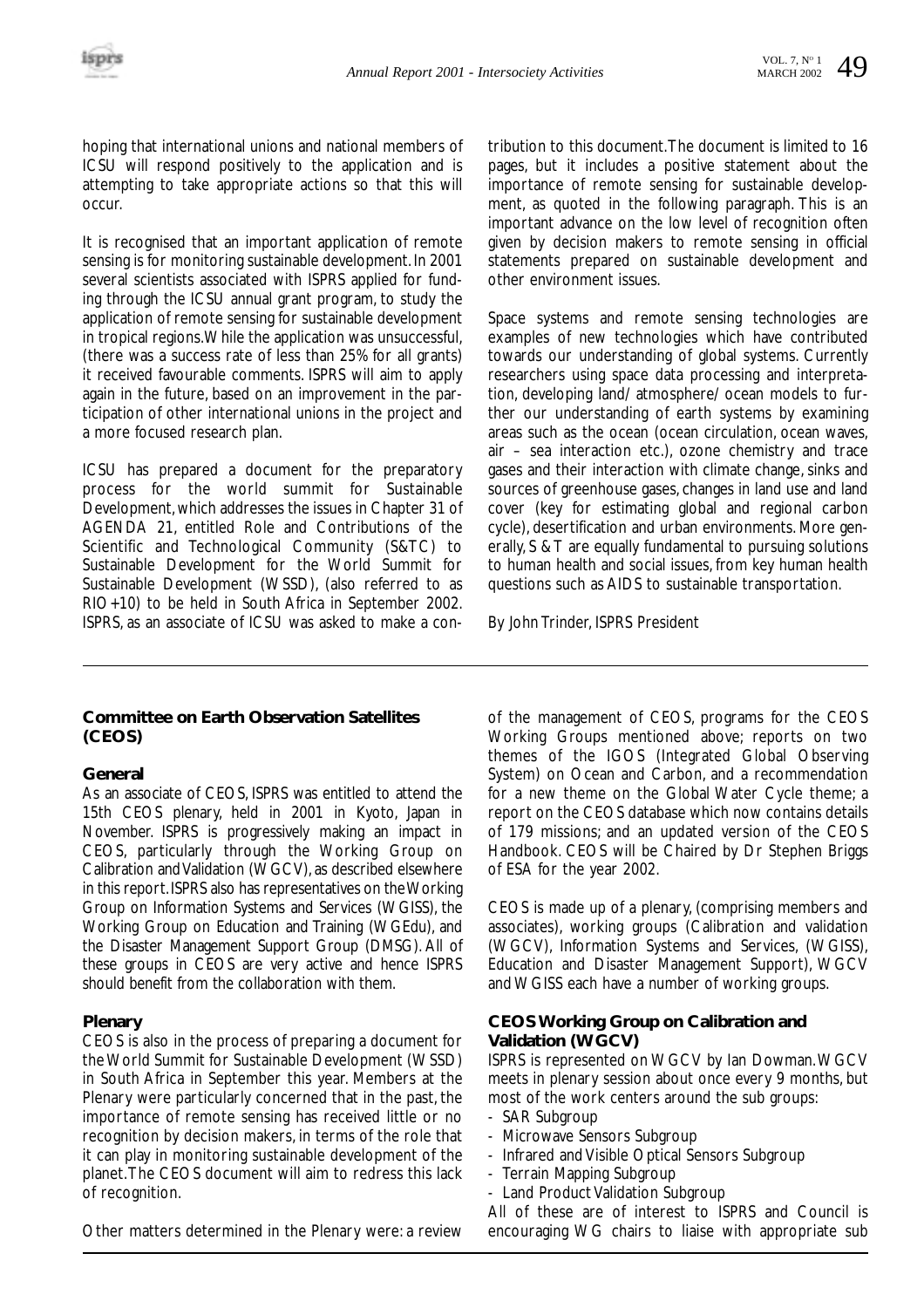hoping that international unions and national members of ICSU will respond positively to the application and is attempting to take appropriate actions so that this will occur.

It is recognised that an important application of remote sensing is for monitoring sustainable development. In 2001 several scientists associated with ISPRS applied for funding through the ICSU annual grant program, to study the application of remote sensing for sustainable development in tropical regions. While the application was unsuccessful, (there was a success rate of less than 25% for all grants) it received favourable comments. ISPRS will aim to apply again in the future, based on an improvement in the participation of other international unions in the project and a more focused research plan.

ICSU has prepared a document for the preparatory process for the world summit for Sustainable Development, which addresses the issues in Chapter 31 of AGENDA 21, entitled Role and Contributions of the Scientific and Technological Community (S&TC) to Sustainable Development for the World Summit for Sustainable Development (WSSD), (also referred to as RIO+10) to be held in South Africa in September 2002. ISPRS, as an associate of ICSU was asked to make a contribution to this document. The document is limited to 16 pages, but it includes a positive statement about the importance of remote sensing for sustainable development, as quoted in the following paragraph. This is an important advance on the low level of recognition often given by decision makers to remote sensing in official statements prepared on sustainable development and other environment issues.

Space systems and remote sensing technologies are examples of new technologies which have contributed towards our understanding of global systems. Currently researchers using space data processing and interpretation, developing land/ atmosphere/ ocean models to further our understanding of earth systems by examining areas such as the ocean (ocean circulation, ocean waves, air – sea interaction etc.), ozone chemistry and trace gases and their interaction with climate change, sinks and sources of greenhouse gases, changes in land use and land cover (key for estimating global and regional carbon cycle), desertification and urban environments. More generally, S & T are equally fundamental to pursuing solutions to human health and social issues, from key human health questions such as AIDS to sustainable transportation.

By John Trinder, ISPRS President

## Committee on Earth Observation Satellites (CEOS)

### General

As an associate of CEOS, ISPRS was entitled to attend the 15th CEOS plenary, held in 2001 in Kyoto, Japan in November. ISPRS is progressively making an impact in CEOS, particularly through the Working Group on Calibration and Validation (WGCV), as described elsewhere in this report. ISPRS also has representatives on the Working Group on Information Systems and Services (WGISS), the Working Group on Education and Training (WGEdu), and the Disaster Management Support Group (DMSG). All of these groups in CEOS are very active and hence ISPRS should benefit from the collaboration with them.

### Plenary

CEOS is also in the process of preparing a document for the World Summit for Sustainable Development (WSSD) in South Africa in September this year. Members at the Plenary were particularly concerned that in the past, the importance of remote sensing has received little or no recognition by decision makers, in terms of the role that it can play in monitoring sustainable development of the planet. The CEOS document will aim to redress this lack of recognition.

Other matters determined in the Plenary were: a review of the management of CEOS, programs for the CEOS Working Groups mentioned above; reports on two themes of the IGOS (Integrated Global Observing System) on Ocean and Carbon, and a recommendation for a new theme on the Global Water Cycle theme; a report on the CEOS database which now contains details of 179 missions; and an updated version of the CEOS Handbook. CEOS will be Chaired by Dr Stephen Briggs of ESA for the year 2002.

CEOS is made up of a plenary, (comprising members and associates), working groups (Calibration and validation (WGCV), Information Systems and Services, (WGISS), Education and Disaster Management Support), WGCV and WGISS each have a number of working groups.

### CEOS Working Group on Calibration and Validation (WGCV)

ISPRS is represented on WGCV by Ian Dowman. WGCV meets in plenary session about once every 9 months, but most of the work centers around the sub groups:

- SAR Subgroup
- Microwave Sensors Subgroup
- Infrared and Visible Optical Sensors Subgroup
- Terrain Mapping Subgroup
- Land Product Validation Subgroup

All of these are of interest to ISPRS and Council is encouraging WG chairs to liaise with appropriate sub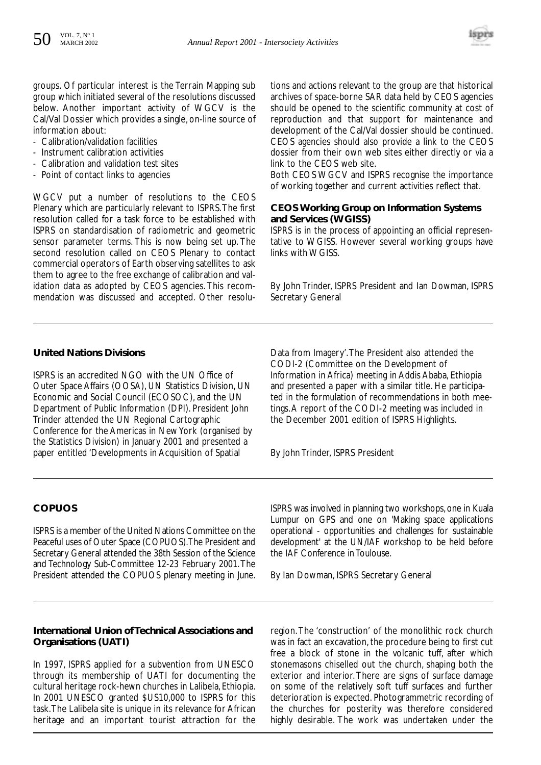groups. Of particular interest is the Terrain Mapping sub group which initiated several of the resolutions discussed below. Another important activity of WGCV is the Cal/Val Dossier which provides a single, on-line source of information about:

- Calibration/validation facilities
- Instrument calibration activities
- Calibration and validation test sites
- Point of contact links to agencies

WGCV put a number of resolutions to the CEOS Plenary which are particularly relevant to ISPRS. The first resolution called for a task force to be established with ISPRS on standardisation of radiometric and geometric sensor parameter terms. This is now being set up. The second resolution called on CEOS Plenary to contact commercial operators of Earth observing satellites to ask them to agree to the free exchange of calibration and validation data as adopted by CEOS agencies. This recommendation was discussed and accepted. Other resolutions and actions relevant to the group are that historical archives of space-borne SAR data held by CEOS agencies should be opened to the scientific community at cost of reproduction and that support for maintenance and development of the Cal/Val dossier should be continued. CEOS agencies should also provide a link to the CEOS dossier from their own web sites either directly or via a link to the CEOS web site.

Both CEOS WGCV and ISPRS recognise the importance of working together and current activities reflect that.

### CEOS Working Group on Information Systems and Services (WGISS)

ISPRS is in the process of appointing an official representative to WGISS. However several working groups have links with WGISS.

By John Trinder, ISPRS President and Ian Dowman, ISPRS Secretary General

---

### United Nations Divisions

ISPRS is an accredited NGO with the UN Office of Outer Space Affairs (OOSA), UN Statistics Division, UN Economic and Social Council (ECOSOC), and the UN Department of Public Information (DPI). President John Trinder attended the UN Regional Cartographic Conference for the Americas in New York (organised by the Statistics Division) in January 2001 and presented a paper entitled 'Developments in Acquisition of Spatial Data from Imagery'. The President also attended the CODI-2 (Committee on the Development of Information in Africa) meeting in Addis Ababa, Ethiopia and presented a paper with a similar title. He participated in the formulation of recommendations in both meetings. A report of the CODI-2 meeting was included in the December 2001 edition of ISPRS Highlights.

By John Trinder, ISPRS President

---

### COPUOS

ISPRS is a member of the United Nations Committee on the Peaceful uses of Outer Space (COPUOS). The President and Secretary General attended the 38th Session of the Science and Technology Sub-Committee 12-23 February 2001. The President attended the COPUOS plenary meeting in June. ISPRS was involved in planning two workshops, one in Kuala Lumpur on GPS and one on 'Making space applications operational - opportunities and challenges for sustainable development' at the UN/IAF workshop to be held before the IAF Conference in Toulouse.

By Ian Dowman, ISPRS Secretary General

---

### International Union of Technical Associations and Organisations (UATI)

In 1997, ISPRS applied for a subvention from UNESCO through its membership of UATI for documenting the cultural heritage rock-hewn churches in Lalibela, Ethiopia. In 2001 UNESCO granted $US10,000 to ISPRS for this task. The Lalibela site is unique in its relevance for African heritage and an important tourist attraction for the region. The 'construction' of the monolithic rock church was in fact an excavation, the procedure being to first cut free a block of stone in the volcanic tuff, after which stonemasons chiselled out the church, shaping both the exterior and interior. There are signs of surface damage on some of the relatively soft tuff surfaces and further deterioration is expected. Photogrammetric recording of the churches for posterity was therefore considered highly desirable. The work was undertaken under the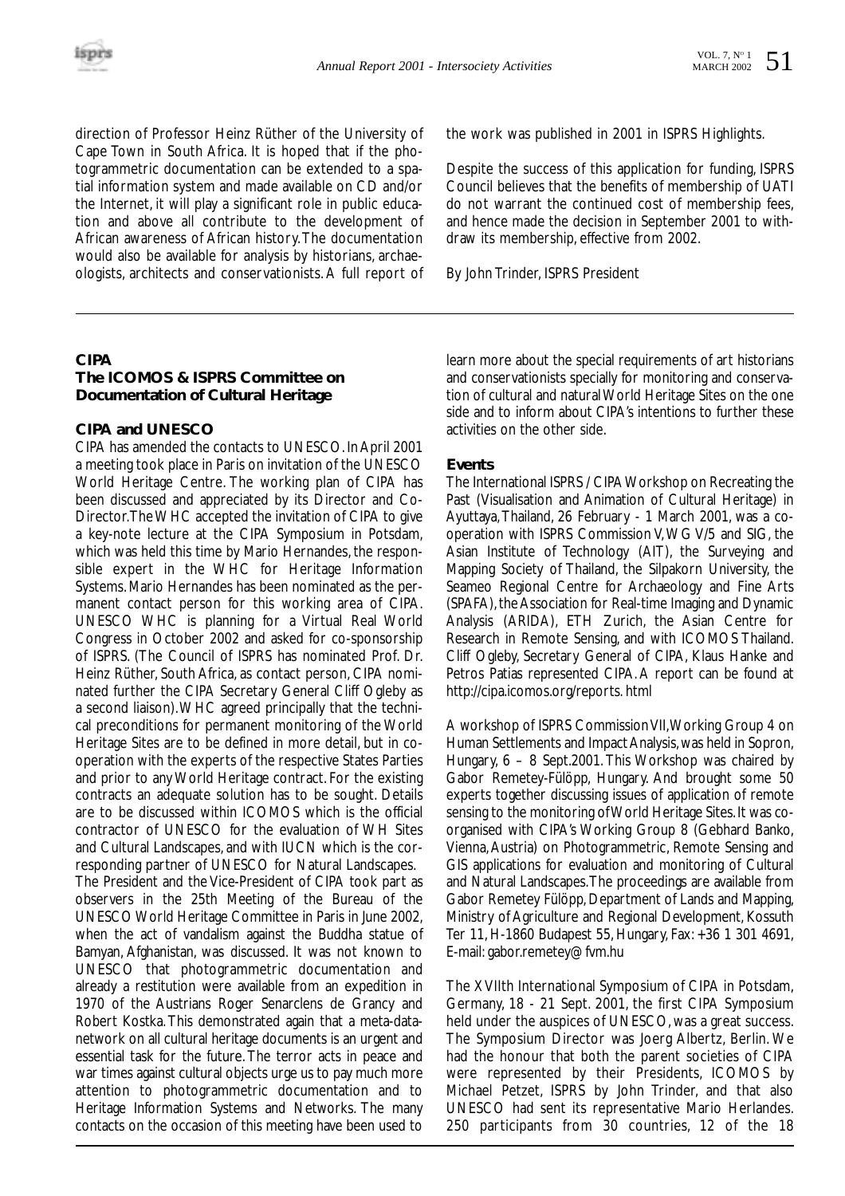direction of Professor Heinz Rüther of the University of Cape Town in South Africa. It is hoped that if the photogrammetric documentation can be extended to a spatial information system and made available on CD and/or the Internet, it will play a significant role in public education and above all contribute to the development of African awareness of African history. The documentation would also be available for analysis by historians, archaeologists, architects and conservationists. A full report of the work was published in 2001 in ISPRS Highlights.

Despite the success of this application for funding, ISPRS Council believes that the benefits of membership of UATI do not warrant the continued cost of membership fees, and hence made the decision in September 2001 to withdraw its membership, effective from 2002.

By John Trinder, ISPRS President

## CIPA
## The ICOMOS & ISPRS Committee on Documentation of Cultural Heritage

### CIPA and UNESCO

CIPA has amended the contacts to UNESCO. In April 2001 a meeting took place in Paris on invitation of the UNESCO World Heritage Centre. The working plan of CIPA has been discussed and appreciated by its Director and Co-Director. The WHC accepted the invitation of CIPA to give a key-note lecture at the CIPA Symposium in Potsdam, which was held this time by Mario Hernandes, the responsible expert in the WHC for Heritage Information Systems. Mario Hernandes has been nominated as the permanent contact person for this working area of CIPA. UNESCO WHC is planning for a Virtual Real World Congress in October 2002 and asked for co-sponsorship of ISPRS. (The Council of ISPRS has nominated Prof. Dr. Heinz Rüther, South Africa, as contact person, CIPA nominated further the CIPA Secretary General Cliff Ogleby as a second liaison). WHC agreed principally that the technical preconditions for permanent monitoring of the World Heritage Sites are to be defined in more detail, but in cooperation with the experts of the respective States Parties and prior to any World Heritage contract. For the existing contracts an adequate solution has to be sought. Details are to be discussed within ICOMOS which is the official contractor of UNESCO for the evaluation of WH Sites and Cultural Landscapes, and with IUCN which is the corresponding partner of UNESCO for Natural Landscapes.

The President and the Vice-President of CIPA took part as observers in the 25th Meeting of the Bureau of the UNESCO World Heritage Committee in Paris in June 2002, when the act of vandalism against the Buddha statue of Bamyan, Afghanistan, was discussed. It was not known to UNESCO that photogrammetric documentation and already a restitution were available from an expedition in 1970 of the Austrians Roger Senarclens de Grancy and Robert Kostka. This demonstrated again that a meta-data-network on all cultural heritage documents is an urgent and essential task for the future. The terror acts in peace and war times against cultural objects urge us to pay much more attention to photogrammetric documentation and to Heritage Information Systems and Networks. The many contacts on the occasion of this meeting have been used to learn more about the special requirements of art historians and conservationists specially for monitoring and conservation of cultural and natural World Heritage Sites on the one side and to inform about CIPA's intentions to further these activities on the other side.

### Events

The International ISPRS / CIPA Workshop on Recreating the Past (Visualisation and Animation of Cultural Heritage) in Ayuttaya, Thailand, 26 February - 1 March 2001, was a cooperation with ISPRS Commission V, WG V/5 and SIG, the Asian Institute of Technology (AIT), the Surveying and Mapping Society of Thailand, the Silpakorn University, the Seameo Regional Centre for Archaeology and Fine Arts (SPAFA), the Association for Real-time Imaging and Dynamic Analysis (ARIDA), ETH Zurich, the Asian Centre for Research in Remote Sensing, and with ICOMOS Thailand. Cliff Ogleby, Secretary General of CIPA, Klaus Hanke and Petros Patias represented CIPA. A report can be found at http://cipa.icomos.org/reports. html

A workshop of ISPRS Commission VII, Working Group 4 on Human Settlements and Impact Analysis, was held in Sopron, Hungary, 6 – 8 Sept.2001. This Workshop was chaired by Gabor Remetey-Fülöpp, Hungary. And brought some 50 experts together discussing issues of application of remote sensing to the monitoring of World Heritage Sites. It was co-organised with CIPA's Working Group 8 (Gebhard Banko, Vienna, Austria) on Photogrammetric, Remote Sensing and GIS applications for evaluation and monitoring of Cultural and Natural Landscapes. The proceedings are available from Gabor Remetey Fülöpp, Department of Lands and Mapping, Ministry of Agriculture and Regional Development, Kossuth Ter 11, H-1860 Budapest 55, Hungary, Fax: +36 1 301 4691, E-mail: gabor.remetey@fvm.hu

The XVIIth International Symposium of CIPA in Potsdam, Germany, 18 - 21 Sept. 2001, the first CIPA Symposium held under the auspices of UNESCO, was a great success. The Symposium Director was Joerg Albertz, Berlin. We had the honour that both the parent societies of CIPA were represented by their Presidents, ICOMOS by Michael Petzet, ISPRS by John Trinder, and that also UNESCO had sent its representative Mario Herlandes. 250 participants from 30 countries, 12 of the 18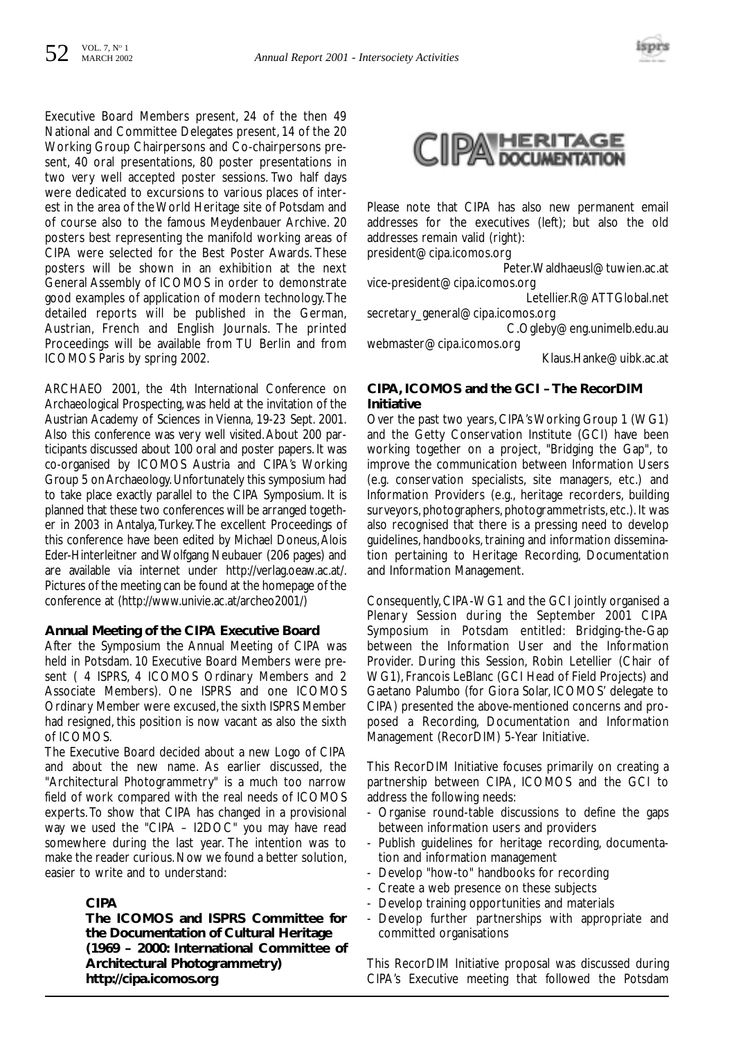Executive Board Members present, 24 of the then 49 National and Committee Delegates present, 14 of the 20 Working Group Chairpersons and Co-chairpersons present, 40 oral presentations, 80 poster presentations in two very well accepted poster sessions. Two half days were dedicated to excursions to various places of interest in the area of the World Heritage site of Potsdam and of course also to the famous Meydenbauer Archive. 20 posters best representing the manifold working areas of CIPA were selected for the Best Poster Awards. These posters will be shown in an exhibition at the next General Assembly of ICOMOS in order to demonstrate good examples of application of modern technology. The detailed reports will be published in the German, Austrian, French and English Journals. The printed Proceedings will be available from TU Berlin and from ICOMOS Paris by spring 2002.

ARCHAEO 2001, the 4th International Conference on Archaeological Prospecting, was held at the invitation of the Austrian Academy of Sciences in Vienna, 19-23 Sept. 2001. Also this conference was very well visited. About 200 participants discussed about 100 oral and poster papers. It was co-organised by ICOMOS Austria and CIPA's Working Group 5 on Archaeology. Unfortunately this symposium had to take place exactly parallel to the CIPA Symposium. It is planned that these two conferences will be arranged together in 2003 in Antalya, Turkey. The excellent Proceedings of this conference have been edited by Michael Doneus, Alois Eder-Hinterleitner and Wolfgang Neubauer (206 pages) and are available via internet under http://verlag.oeaw.ac.at/. Pictures of the meeting can be found at the homepage of the conference at (http://www.univie.ac.at/archeo2001/)

### Annual Meeting of the CIPA Executive Board

After the Symposium the Annual Meeting of CIPA was held in Potsdam. 10 Executive Board Members were present ( 4 ISPRS, 4 ICOMOS Ordinary Members and 2 Associate Members). One ISPRS and one ICOMOS Ordinary Member were excused, the sixth ISPRS Member had resigned, this position is now vacant as also the sixth of ICOMOS.

The Executive Board decided about a new Logo of CIPA and about the new name. As earlier discussed, the "Architectural Photogrammetry" is a much too narrow field of work compared with the real needs of ICOMOS experts. To show that CIPA has changed in a provisional way we used the "CIPA – I2DOC" you may have read somewhere during the last year. The intention was to make the reader curious. Now we found a better solution, easier to write and to understand:

> **CIPA**
> **The ICOMOS and ISPRS Committee for the Documentation of Cultural Heritage (1969 – 2000: International Committee of Architectural Photogrammetry)**
> **http://cipa.icomos.org**

CIPA HERITAGE DOCUMENTATION

Please note that CIPA has also new permanent email addresses for the executives (left); but also the old addresses remain valid (right):

president@cipa.icomos.org — Peter.Waldhaeusl@tuwien.ac.at
vice-president@cipa.icomos.org — Letellier.R@ATTGlobal.net
secretary_general@cipa.icomos.org — C.Ogleby@eng.unimelb.edu.au
webmaster@cipa.icomos.org — Klaus.Hanke@uibk.ac.at

### CIPA, ICOMOS and the GCI – The RecorDIM Initiative

Over the past two years, CIPA's Working Group 1 (WG1) and the Getty Conservation Institute (GCI) have been working together on a project, "Bridging the Gap", to improve the communication between Information Users (e.g. conservation specialists, site managers, etc.) and Information Providers (e.g., heritage recorders, building surveyors, photographers, photogrammetrists, etc.). It was also recognised that there is a pressing need to develop guidelines, handbooks, training and information dissemination pertaining to Heritage Recording, Documentation and Information Management.

Consequently, CIPA-WG1 and the GCI jointly organised a Plenary Session during the September 2001 CIPA Symposium in Potsdam entitled: Bridging-the-Gap between the Information User and the Information Provider. During this Session, Robin Letellier (Chair of WG1), Francois LeBlanc (GCI Head of Field Projects) and Gaetano Palumbo (for Giora Solar, ICOMOS' delegate to CIPA) presented the above-mentioned concerns and proposed a Recording, Documentation and Information Management (RecorDIM) 5-Year Initiative.

This RecorDIM Initiative focuses primarily on creating a partnership between CIPA, ICOMOS and the GCI to address the following needs:

- Organise round-table discussions to define the gaps between information users and providers
- Publish guidelines for heritage recording, documentation and information management
- Develop "how-to" handbooks for recording
- Create a web presence on these subjects
- Develop training opportunities and materials
- Develop further partnerships with appropriate and committed organisations

This RecorDIM Initiative proposal was discussed during CIPA's Executive meeting that followed the Potsdam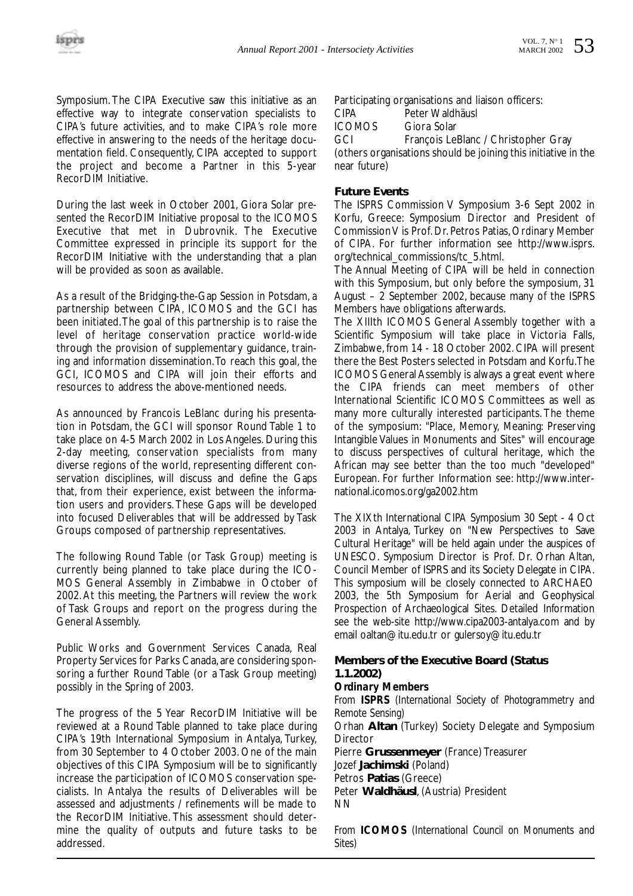Symposium. The CIPA Executive saw this initiative as an effective way to integrate conservation specialists to CIPA's future activities, and to make CIPA's role more effective in answering to the needs of the heritage documentation field. Consequently, CIPA accepted to support the project and become a Partner in this 5-year RecorDIM Initiative.

During the last week in October 2001, Giora Solar presented the RecorDIM Initiative proposal to the ICOMOS Executive that met in Dubrovnik. The Executive Committee expressed in principle its support for the RecorDIM Initiative with the understanding that a plan will be provided as soon as available.

As a result of the Bridging-the-Gap Session in Potsdam, a partnership between CIPA, ICOMOS and the GCI has been initiated. The goal of this partnership is to raise the level of heritage conservation practice world-wide through the provision of supplementary guidance, training and information dissemination. To reach this goal, the GCI, ICOMOS and CIPA will join their efforts and resources to address the above-mentioned needs.

As announced by Francois LeBlanc during his presentation in Potsdam, the GCI will sponsor Round Table 1 to take place on 4-5 March 2002 in Los Angeles. During this 2-day meeting, conservation specialists from many diverse regions of the world, representing different conservation disciplines, will discuss and define the Gaps that, from their experience, exist between the information users and providers. These Gaps will be developed into focused Deliverables that will be addressed by Task Groups composed of partnership representatives.

The following Round Table (or Task Group) meeting is currently being planned to take place during the ICOMOS General Assembly in Zimbabwe in October of 2002. At this meeting, the Partners will review the work of Task Groups and report on the progress during the General Assembly.

Public Works and Government Services Canada, Real Property Services for Parks Canada, are considering sponsoring a further Round Table (or a Task Group meeting) possibly in the Spring of 2003.

The progress of the 5 Year RecorDIM Initiative will be reviewed at a Round Table planned to take place during CIPA's 19th International Symposium in Antalya, Turkey, from 30 September to 4 October 2003. One of the main objectives of this CIPA Symposium will be to significantly increase the participation of ICOMOS conservation specialists. In Antalya the results of Deliverables will be assessed and adjustments / refinements will be made to the RecorDIM Initiative. This assessment should determine the quality of outputs and future tasks to be addressed.

Participating organisations and liaison officers:

CIPA Peter Waldhäusl
ICOMOS Giora Solar
GCI François LeBlanc / Christopher Gray

(others organisations should be joining this initiative in the near future)

### Future Events

The ISPRS Commission V Symposium 3-6 Sept 2002 in Korfu, Greece: Symposium Director and President of Commission V is Prof. Dr. Petros Patias, Ordinary Member of CIPA. For further information see http://www.isprs.org/technical_commissions/tc_5.html.

The Annual Meeting of CIPA will be held in connection with this Symposium, but only before the symposium, 31 August – 2 September 2002, because many of the ISPRS Members have obligations afterwards.

The XIIIth ICOMOS General Assembly together with a Scientific Symposium will take place in Victoria Falls, Zimbabwe, from 14 - 18 October 2002. CIPA will present there the Best Posters selected in Potsdam and Korfu. The ICOMOS General Assembly is always a great event where the CIPA friends can meet members of other International Scientific ICOMOS Committees as well as many more culturally interested participants. The theme of the symposium: "Place, Memory, Meaning: Preserving Intangible Values in Monuments and Sites" will encourage to discuss perspectives of cultural heritage, which the African may see better than the too much "developed" European. For further Information see: http://www.international.icomos.org/ga2002.htm

The XIXth International CIPA Symposium 30 Sept - 4 Oct 2003 in Antalya, Turkey on "New Perspectives to Save Cultural Heritage" will be held again under the auspices of UNESCO. Symposium Director is Prof. Dr. Orhan Altan, Council Member of ISPRS and its Society Delegate in CIPA. This symposium will be closely connected to ARCHAEO 2003, the 5th Symposium for Aerial and Geophysical Prospection of Archaeological Sites. Detailed Information see the web-site http://www.cipa2003-antalya.com and by email oaltan@itu.edu.tr or gulersoy@itu.edu.tr

### Members of the Executive Board (Status 1.1.2002)

#### *Ordinary Members*

*From* ***ISPRS*** *(International Society of Photogrammetry and Remote Sensing)*

Orhan **Altan** (Turkey) Society Delegate and Symposium Director
Pierre **Grussenmeyer** (France) Treasurer
Jozef **Jachimski** (Poland)
Petros **Patias** (Greece)
Peter **Waldhäusl**, (Austria) President
NN

*From* ***ICOMOS*** *(International Council on Monuments and Sites)*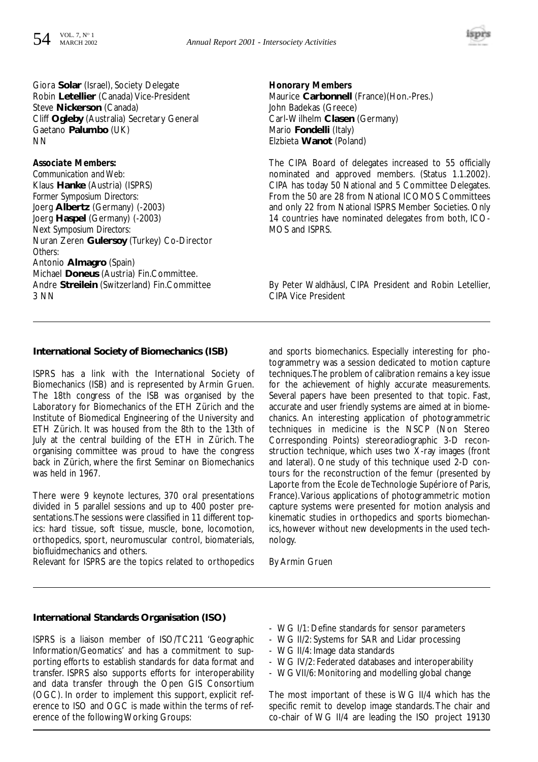Giora **Solar** (Israel), Society Delegate
Robin **Letellier** (Canada) Vice-President
Steve **Nickerson** (Canada)
Cliff **Ogleby** (Australia) Secretary General
Gaetano **Palumbo** (UK)
NN

***Associate Members:***
*Communication and Web:*
Klaus **Hanke** (Austria) (ISPRS)
*Former Symposium Directors:*
Joerg **Albertz** (Germany) (-2003)
Joerg **Haspel** (Germany) (-2003)
*Next Symposium Directors:*
Nuran Zeren **Gulersoy** (Turkey) Co-Director
*Others:*
Antonio **Almagro** (Spain)
Michael **Doneus** (Austria) Fin.Committee.
Andre **Streilein** (Switzerland) Fin.Committee
3 NN

***Honorary Members***
Maurice **Carbonnell** (France)(Hon.-Pres.)
John Badekas (Greece)
Carl-Wilhelm **Clasen** (Germany)
Mario **Fondelli** (Italy)
Elzbieta **Wanot** (Poland)

The CIPA Board of delegates increased to 55 officially nominated and approved members. (Status 1.1.2002). CIPA has today 50 National and 5 Committee Delegates. From the 50 are 28 from National ICOMOS Committees and only 22 from National ISPRS Member Societies. Only 14 countries have nominated delegates from both, ICOMOS and ISPRS.

By Peter Waldhäusl, CIPA President and Robin Letellier, CIPA Vice President

## International Society of Biomechanics (ISB)

ISPRS has a link with the International Society of Biomechanics (ISB) and is represented by Armin Gruen. The 18th congress of the ISB was organised by the Laboratory for Biomechanics of the ETH Zürich and the Institute of Biomedical Engineering of the University and ETH Zürich. It was housed from the 8th to the 13th of July at the central building of the ETH in Zürich. The organising committee was proud to have the congress back in Zürich, where the first Seminar on Biomechanics was held in 1967.

There were 9 keynote lectures, 370 oral presentations divided in 5 parallel sessions and up to 400 poster presentations. The sessions were classified in 11 different topics: hard tissue, soft tissue, muscle, bone, locomotion, orthopedics, sport, neuromuscular control, biomaterials, biofluidmechanics and others.

Relevant for ISPRS are the topics related to orthopedics and sports biomechanics. Especially interesting for photogrammetry was a session dedicated to motion capture techniques. The problem of calibration remains a key issue for the achievement of highly accurate measurements. Several papers have been presented to that topic. Fast, accurate and user friendly systems are aimed at in biomechanics. An interesting application of photogrammetric techniques in medicine is the NSCP (Non Stereo Corresponding Points) stereoradiographic 3-D reconstruction technique, which uses two X-ray images (front and lateral). One study of this technique used 2-D contours for the reconstruction of the femur (presented by Laporte from the Ecole de Technologie Supériore of Paris, France). Various applications of photogrammetric motion capture systems were presented for motion analysis and kinematic studies in orthopedics and sports biomechanics, however without new developments in the used technology.

By Armin Gruen

## International Standards Organisation (ISO)

ISPRS is a liaison member of ISO/TC211 'Geographic Information/Geomatics' and has a commitment to supporting efforts to establish standards for data format and transfer. ISPRS also supports efforts for interoperability and data transfer through the Open GIS Consortium (OGC). In order to implement this support, explicit reference to ISO and OGC is made within the terms of reference of the following Working Groups:

- WG I/1: Define standards for sensor parameters
- WG II/2: Systems for SAR and Lidar processing
- WG II/4: Image data standards
- WG IV/2: Federated databases and interoperability
- WG VII/6: Monitoring and modelling global change

The most important of these is WG II/4 which has the specific remit to develop image standards. The chair and co-chair of WG II/4 are leading the ISO project 19130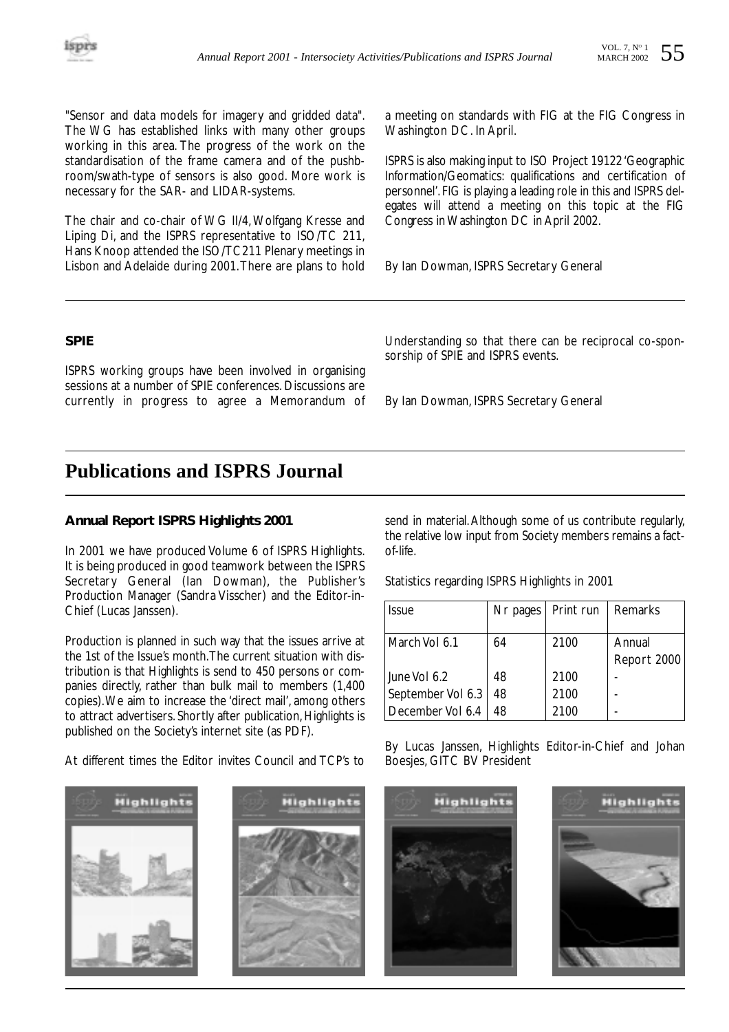"Sensor and data models for imagery and gridded data". The WG has established links with many other groups working in this area. The progress of the work on the standardisation of the frame camera and of the pushbroom/swath-type of sensors is also good. More work is necessary for the SAR- and LIDAR-systems.

The chair and co-chair of WG II/4, Wolfgang Kresse and Liping Di, and the ISPRS representative to ISO/TC 211, Hans Knoop attended the ISO/TC211 Plenary meetings in Lisbon and Adelaide during 2001. There are plans to hold a meeting on standards with FIG at the FIG Congress in Washington DC. In April.

ISPRS is also making input to ISO Project 19122 'Geographic Information/Geomatics: qualifications and certification of personnel'. FIG is playing a leading role in this and ISPRS delegates will attend a meeting on this topic at the FIG Congress in Washington DC in April 2002.

By Ian Dowman, ISPRS Secretary General

### SPIE

ISPRS working groups have been involved in organising sessions at a number of SPIE conferences. Discussions are currently in progress to agree a Memorandum of Understanding so that there can be reciprocal co-sponsorship of SPIE and ISPRS events.

By Ian Dowman, ISPRS Secretary General

## Publications and ISPRS Journal

### Annual Report ISPRS Highlights 2001

In 2001 we have produced Volume 6 of ISPRS Highlights. It is being produced in good teamwork between the ISPRS Secretary General (Ian Dowman), the Publisher's Production Manager (Sandra Visscher) and the Editor-in-Chief (Lucas Janssen).

Production is planned in such way that the issues arrive at the 1st of the Issue's month. The current situation with distribution is that Highlights is send to 450 persons or companies directly, rather than bulk mail to members (1,400 copies). We aim to increase the 'direct mail', among others to attract advertisers. Shortly after publication, Highlights is published on the Society's internet site (as PDF).

At different times the Editor invites Council and TCP's to send in material. Although some of us contribute regularly, the relative low input from Society members remains a fact-of-life.

Statistics regarding ISPRS Highlights in 2001

| Issue | Nr pages | Print run | Remarks |
|---|---|---|---|
| March Vol 6.1 | 64 | 2100 | Annual Report 2000 |
| June Vol 6.2 | 48 | 2100 | - |
| September Vol 6.3 | 48 | 2100 | - |
| December Vol 6.4 | 48 | 2100 | - |

By Lucas Janssen, Highlights Editor-in-Chief and Johan Boesjes, GITC BV President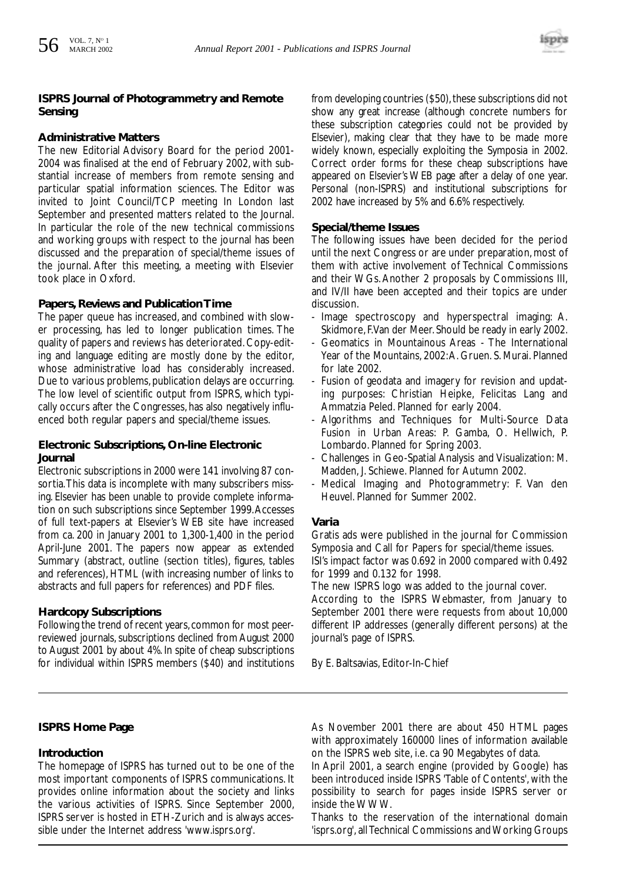## ISPRS Journal of Photogrammetry and Remote Sensing

### Administrative Matters

The new Editorial Advisory Board for the period 2001-2004 was finalised at the end of February 2002, with substantial increase of members from remote sensing and particular spatial information sciences. The Editor was invited to Joint Council/TCP meeting In London last September and presented matters related to the Journal. In particular the role of the new technical commissions and working groups with respect to the journal has been discussed and the preparation of special/theme issues of the journal. After this meeting, a meeting with Elsevier took place in Oxford.

### Papers, Reviews and Publication Time

The paper queue has increased, and combined with slower processing, has led to longer publication times. The quality of papers and reviews has deteriorated. Copy-editing and language editing are mostly done by the editor, whose administrative load has considerably increased. Due to various problems, publication delays are occurring. The low level of scientific output from ISPRS, which typically occurs after the Congresses, has also negatively influenced both regular papers and special/theme issues.

### Electronic Subscriptions, On-line Electronic Journal

Electronic subscriptions in 2000 were 141 involving 87 consortia. This data is incomplete with many subscribers missing. Elsevier has been unable to provide complete information on such subscriptions since September 1999. Accesses of full text-papers at Elsevier's WEB site have increased from ca. 200 in January 2001 to 1,300-1,400 in the period April-June 2001. The papers now appear as extended Summary (abstract, outline (section titles), figures, tables and references), HTML (with increasing number of links to abstracts and full papers for references) and PDF files.

### Hardcopy Subscriptions

Following the trend of recent years, common for most peer-reviewed journals, subscriptions declined from August 2000 to August 2001 by about 4%. In spite of cheap subscriptions for individual within ISPRS members ($40) and institutions from developing countries ($50), these subscriptions did not show any great increase (although concrete numbers for these subscription categories could not be provided by Elsevier), making clear that they have to be made more widely known, especially exploiting the Symposia in 2002. Correct order forms for these cheap subscriptions have appeared on Elsevier's WEB page after a delay of one year. Personal (non-ISPRS) and institutional subscriptions for 2002 have increased by 5% and 6.6% respectively.

### Special/theme Issues

The following issues have been decided for the period until the next Congress or are under preparation, most of them with active involvement of Technical Commissions and their WGs. Another 2 proposals by Commissions III, and IV/II have been accepted and their topics are under discussion.

- Image spectroscopy and hyperspectral imaging: A. Skidmore, F. Van der Meer. Should be ready in early 2002.
- Geomatics in Mountainous Areas - The International Year of the Mountains, 2002: A. Gruen. S. Murai. Planned for late 2002.
- Fusion of geodata and imagery for revision and updating purposes: Christian Heipke, Felicitas Lang and Ammatzia Peled. Planned for early 2004.
- Algorithms and Techniques for Multi-Source Data Fusion in Urban Areas: P. Gamba, O. Hellwich, P. Lombardo. Planned for Spring 2003.
- Challenges in Geo-Spatial Analysis and Visualization: M. Madden, J. Schiewe. Planned for Autumn 2002.
- Medical Imaging and Photogrammetry: F. Van den Heuvel. Planned for Summer 2002.

### Varia

Gratis ads were published in the journal for Commission Symposia and Call for Papers for special/theme issues.

ISI's impact factor was 0.692 in 2000 compared with 0.492 for 1999 and 0.132 for 1998.

The new ISPRS logo was added to the journal cover.

According to the ISPRS Webmaster, from January to September 2001 there were requests from about 10,000 different IP addresses (generally different persons) at the journal's page of ISPRS.

By E. Baltsavias, Editor-In-Chief

---

## ISPRS Home Page

### Introduction

The homepage of ISPRS has turned out to be one of the most important components of ISPRS communications. It provides online information about the society and links the various activities of ISPRS. Since September 2000, ISPRS server is hosted in ETH-Zurich and is always accessible under the Internet address 'www.isprs.org'.

As November 2001 there are about 450 HTML pages with approximately 160000 lines of information available on the ISPRS web site, i.e. ca 90 Megabytes of data.

In April 2001, a search engine (provided by Google) has been introduced inside ISPRS 'Table of Contents', with the possibility to search for pages inside ISPRS server or inside the WWW.

Thanks to the reservation of the international domain 'isprs.org', all Technical Commissions and Working Groups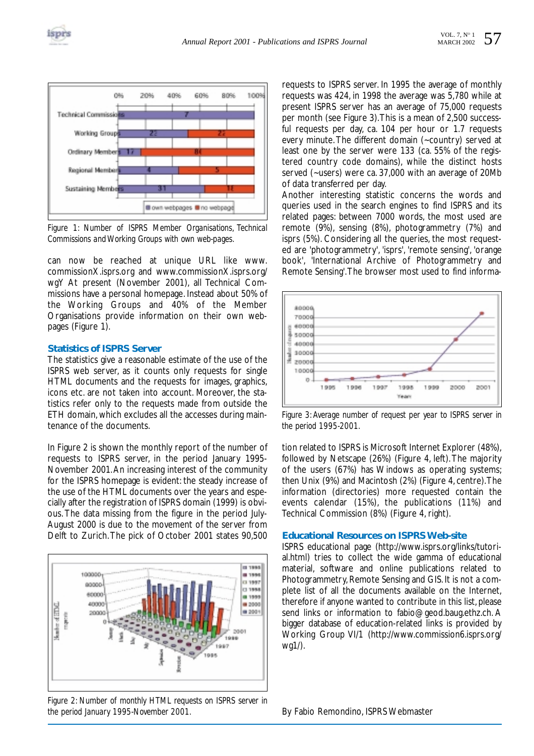Figure 1: Number of ISPRS Member Organisations, Technical Commissions and Working Groups with own web-pages.

can now be reached at unique URL like www.commissionX.isprs.org and www.commissionX.isprs.org/wgY At present (November 2001), all Technical Commissions have a personal homepage. Instead about 50% of the Working Groups and 40% of the Member Organisations provide information on their own web-pages (Figure 1).

## Statistics of ISPRS Server

The statistics give a reasonable estimate of the use of the ISPRS web server, as it counts only requests for single HTML documents and the requests for images, graphics, icons etc. are not taken into account. Moreover, the statistics refer only to the requests made from outside the ETH domain, which excludes all the accesses during maintenance of the documents.

In Figure 2 is shown the monthly report of the number of requests to ISPRS server, in the period January 1995-November 2001. An increasing interest of the community for the ISPRS homepage is evident: the steady increase of the use of the HTML documents over the years and especially after the registration of ISPRS domain (1999) is obvious. The data missing from the figure in the period July-August 2000 is due to the movement of the server from Delft to Zurich. The pick of October 2001 states 90,500

Figure 2: Number of monthly HTML requests on ISPRS server in the period January 1995-November 2001.

requests to ISPRS server. In 1995 the average of monthly requests was 424, in 1998 the average was 5,780 while at present ISPRS server has an average of 75,000 requests per month (see Figure 3). This is a mean of 2,500 successful requests per day, ca. 104 per hour or 1.7 requests every minute. The different domain (~country) served at least one by the server were 133 (ca. 55% of the registered country code domains), while the distinct hosts served (~users) were ca. 37,000 with an average of 20Mb of data transferred per day.

Another interesting statistic concerns the words and queries used in the search engines to find ISPRS and its related pages: between 7000 words, the most used are remote (9%), sensing (8%), photogrammetry (7%) and isprs (5%). Considering all the queries, the most requested are 'photogrammetry', 'isprs', 'remote sensing', 'orange book', 'International Archive of Photogrammetry and Remote Sensing'. The browser most used to find information related to ISPRS is Microsoft Internet Explorer (48%), followed by Netscape (26%) (Figure 4, left). The majority of the users (67%) has Windows as operating systems; then Unix (9%) and Macintosh (2%) (Figure 4, centre). The information (directories) more requested contain the events calendar (15%), the publications (11%) and Technical Commission (8%) (Figure 4, right).

Figure 3: Average number of request per year to ISPRS server in the period 1995-2001.

## Educational Resources on ISPRS Web-site

ISPRS educational page (http://www.isprs.org/links/tutorial.html) tries to collect the wide gamma of educational material, software and online publications related to Photogrammetry, Remote Sensing and GIS. It is not a complete list of all the documents available on the Internet, therefore if anyone wanted to contribute in this list, please send links or information to fabio@geod.baug.ethz.ch. A bigger database of education-related links is provided by Working Group VI/1 (http://www.commission6.isprs.org/wg1/).

By Fabio Remondino, ISPRS Webmaster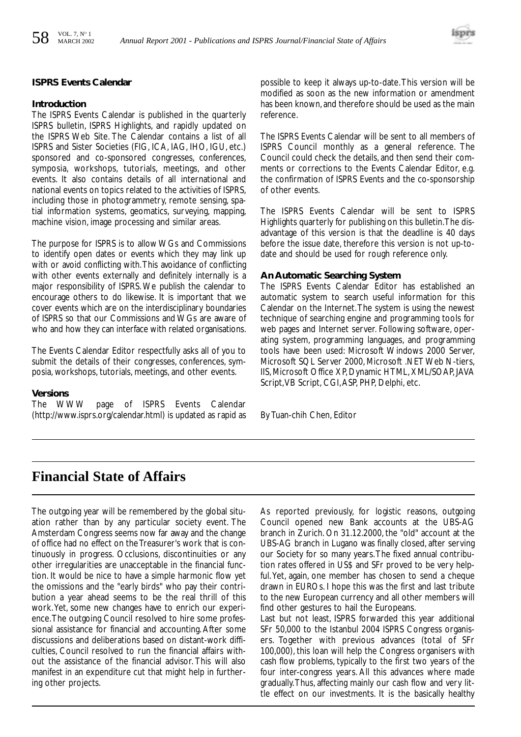## ISPRS Events Calendar

### Introduction

The ISPRS Events Calendar is published in the quarterly ISPRS bulletin, ISPRS Highlights, and rapidly updated on the ISPRS Web Site. The Calendar contains a list of all ISPRS and Sister Societies (FIG, ICA, IAG, IHO, IGU, etc.) sponsored and co-sponsored congresses, conferences, symposia, workshops, tutorials, meetings, and other events. It also contains details of all international and national events on topics related to the activities of ISPRS, including those in photogrammetry, remote sensing, spatial information systems, geomatics, surveying, mapping, machine vision, image processing and similar areas.

The purpose for ISPRS is to allow WGs and Commissions to identify open dates or events which they may link up with or avoid conflicting with. This avoidance of conflicting with other events externally and definitely internally is a major responsibility of ISPRS. We publish the calendar to encourage others to do likewise. It is important that we cover events which are on the interdisciplinary boundaries of ISPRS so that our Commissions and WGs are aware of who and how they can interface with related organisations.

The Events Calendar Editor respectfully asks all of you to submit the details of their congresses, conferences, symposia, workshops, tutorials, meetings, and other events.

### Versions

The WWW page of ISPRS Events Calendar (http://www.isprs.org/calendar.html) is updated as rapid as possible to keep it always up-to-date. This version will be modified as soon as the new information or amendment has been known, and therefore should be used as the main reference.

The ISPRS Events Calendar will be sent to all members of ISPRS Council monthly as a general reference. The Council could check the details, and then send their comments or corrections to the Events Calendar Editor, e.g. the confirmation of ISPRS Events and the co-sponsorship of other events.

The ISPRS Events Calendar will be sent to ISPRS Highlights quarterly for publishing on this bulletin. The disadvantage of this version is that the deadline is 40 days before the issue date, therefore this version is not up-to-date and should be used for rough reference only.

### An Automatic Searching System

The ISPRS Events Calendar Editor has established an automatic system to search useful information for this Calendar on the Internet. The system is using the newest technique of searching engine and programming tools for web pages and Internet server. Following software, operating system, programming languages, and programming tools have been used: Microsoft Windows 2000 Server, Microsoft SQL Server 2000, Microsoft .NET Web N-tiers, IIS, Microsoft Office XP, Dynamic HTML, XML/SOAP, JAVA Script, VB Script, CGI, ASP, PHP, Delphi, etc.

*By Tuan-chih Chen, Editor*

# Financial State of Affairs

The outgoing year will be remembered by the global situation rather than by any particular society event. The Amsterdam Congress seems now far away and the change of office had no effect on the Treasurer's work that is continuously in progress. Occlusions, discontinuities or any other irregularities are unacceptable in the financial function. It would be nice to have a simple harmonic flow yet the omissions and the "early birds" who pay their contribution a year ahead seems to be the real thrill of this work. Yet, some new changes have to enrich our experience. The outgoing Council resolved to hire some professional assistance for financial and accounting. After some discussions and deliberations based on distant-work difficulties, Council resolved to run the financial affairs without the assistance of the financial advisor. This will also manifest in an expenditure cut that might help in furthering other projects.

As reported previously, for logistic reasons, outgoing Council opened new Bank accounts at the UBS-AG branch in Zurich. On 31.12.2000, the "old" account at the UBS-AG branch in Lugano was finally closed, after serving our Society for so many years. The fixed annual contribution rates offered in US$ and SFr proved to be very helpful. Yet, again, one member has chosen to send a cheque drawn in EUROs. I hope this was the first and last tribute to the new European currency and all other members will find other gestures to hail the Europeans.

Last but not least, ISPRS forwarded this year additional SFr 50,000 to the Istanbul 2004 ISPRS Congress organisers. Together with previous advances (total of SFr 100,000), this loan will help the Congress organisers with cash flow problems, typically to the first two years of the four inter-congress years. All this advances where made gradually. Thus, affecting mainly our cash flow and very little effect on our investments. It is the basically healthy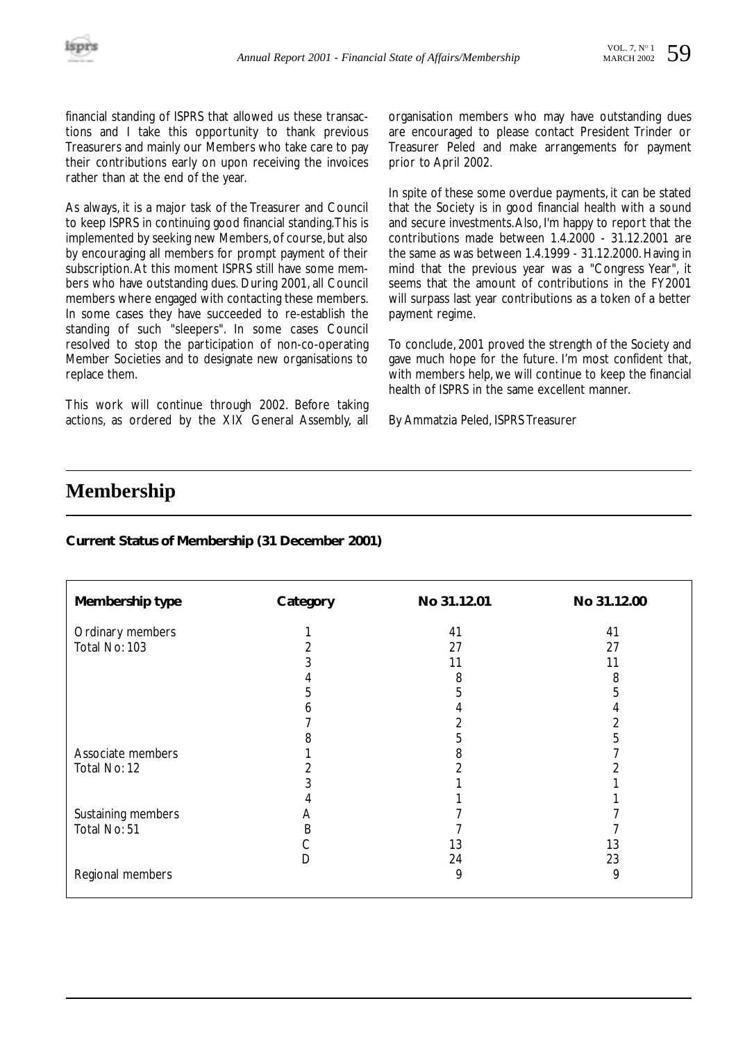financial standing of ISPRS that allowed us these transactions and I take this opportunity to thank previous Treasurers and mainly our Members who take care to pay their contributions early on upon receiving the invoices rather than at the end of the year.

As always, it is a major task of the Treasurer and Council to keep ISPRS in continuing good financial standing. This is implemented by seeking new Members, of course, but also by encouraging all members for prompt payment of their subscription. At this moment ISPRS still have some members who have outstanding dues. During 2001, all Council members where engaged with contacting these members. In some cases they have succeeded to re-establish the standing of such "sleepers". In some cases Council resolved to stop the participation of non-co-operating Member Societies and to designate new organisations to replace them.

This work will continue through 2002. Before taking actions, as ordered by the XIX General Assembly, all organisation members who may have outstanding dues are encouraged to please contact President Trinder or Treasurer Peled and make arrangements for payment prior to April 2002.

In spite of these some overdue payments, it can be stated that the Society is in good financial health with a sound and secure investments. Also, I'm happy to report that the contributions made between 1.4.2000 - 31.12.2001 are the same as was between 1.4.1999 - 31.12.2000. Having in mind that the previous year was a "Congress Year", it seems that the amount of contributions in the FY2001 will surpass last year contributions as a token of a better payment regime.

To conclude, 2001 proved the strength of the Society and gave much hope for the future. I'm most confident that, with members help, we will continue to keep the financial health of ISPRS in the same excellent manner.

By Ammatzia Peled, ISPRS Treasurer

# Membership

### Current Status of Membership (31 December 2001)

| Membership type | Category | No 31.12.01 | No 31.12.00 |
|---|---|---|---|
| Ordinary members | 1 | 41 | 41 |
| Total No: 103 | 2 | 27 | 27 |
| | 3 | 11 | 11 |
| | 4 | 8 | 8 |
| | 5 | 5 | 5 |
| | 6 | 4 | 4 |
| | 7 | 2 | 2 |
| | 8 | 5 | 5 |
| Associate members | 1 | 8 | 7 |
| Total No: 12 | 2 | 2 | 2 |
| | 3 | 1 | 1 |
| | 4 | 1 | 1 |
| Sustaining members | A | 7 | 7 |
| Total No: 51 | B | 7 | 7 |
| | C | 13 | 13 |
| | D | 24 | 23 |
| Regional members | | 9 | 9 |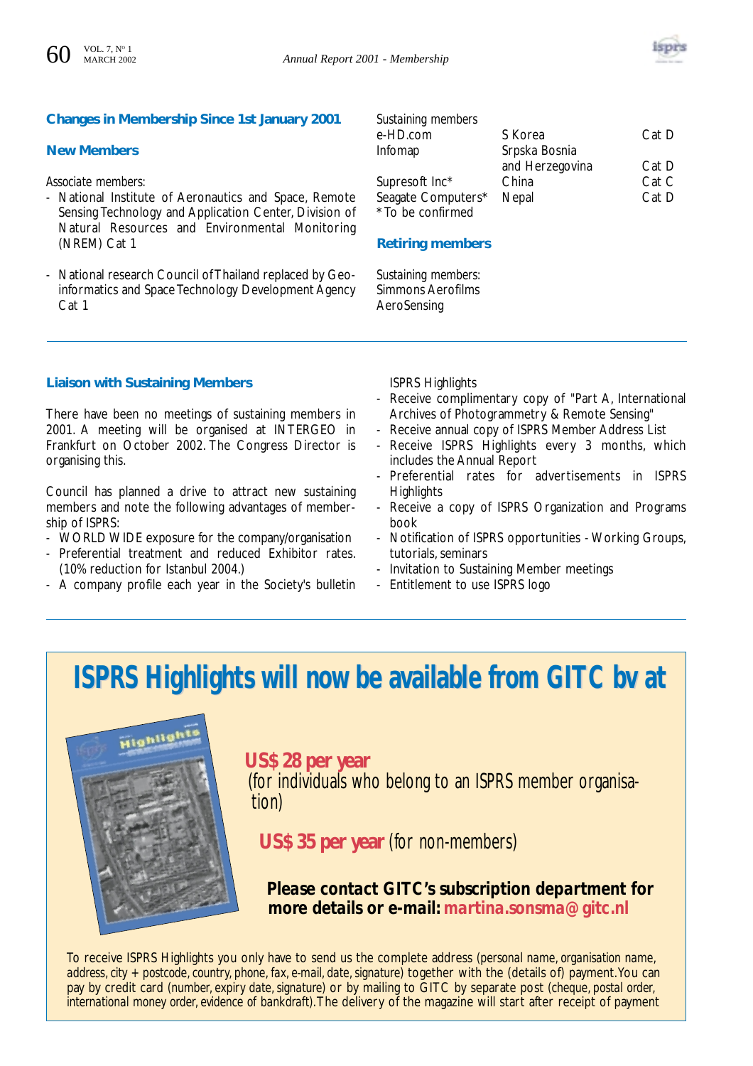### Changes in Membership Since 1st January 2001

### New Members

Associate members:

- National Institute of Aeronautics and Space, Remote Sensing Technology and Application Center, Division of Natural Resources and Environmental Monitoring (NREM) Cat 1
- National research Council of Thailand replaced by Geo-informatics and Space Technology Development Agency Cat 1

Sustaining members

| | | |
|---|---|---|
| e-HD.com | S Korea | Cat D |
| Infomap | Srpska Bosnia and Herzegovina | Cat D |
| Supresoft Inc* | China | Cat C |
| Seagate Computers* | Nepal | Cat D |

*To be confirmed

### Retiring members

Sustaining members:
Simmons Aerofilms
AeroSensing

### Liaison with Sustaining Members

There have been no meetings of sustaining members in 2001. A meeting will be organised at INTERGEO in Frankfurt on October 2002. The Congress Director is organising this.

Council has planned a drive to attract new sustaining members and note the following advantages of membership of ISPRS:

- WORLD WIDE exposure for the company/organisation
- Preferential treatment and reduced Exhibitor rates. (10% reduction for Istanbul 2004.)
- A company profile each year in the Society's bulletin ISPRS Highlights
- Receive complimentary copy of "Part A, International Archives of Photogrammetry & Remote Sensing"
- Receive annual copy of ISPRS Member Address List
- Receive ISPRS Highlights every 3 months, which includes the Annual Report
- Preferential rates for advertisements in ISPRS Highlights
- Receive a copy of ISPRS Organization and Programs book
- Notification of ISPRS opportunities - Working Groups, tutorials, seminars
- Invitation to Sustaining Member meetings
- Entitlement to use ISPRS logo

## ISPRS Highlights will now be available from GITC bv at

**US$ 28 per year**
(for individuals who belong to an ISPRS member organisation)

**US$ 35 per year** (for non-members)

**Please contact GITC's subscription department for more details or e-mail: martina.sonsma@gitc.nl**

To receive ISPRS Highlights you only have to send us the complete address (personal name, organisation name, address, city + postcode, country, phone, fax, e-mail, date, signature) together with the (details of) payment. You can pay by credit card (number, expiry date, signature) or by mailing to GITC by separate post (cheque, postal order, international money order, evidence of bankdraft). The delivery of the magazine will start after receipt of payment